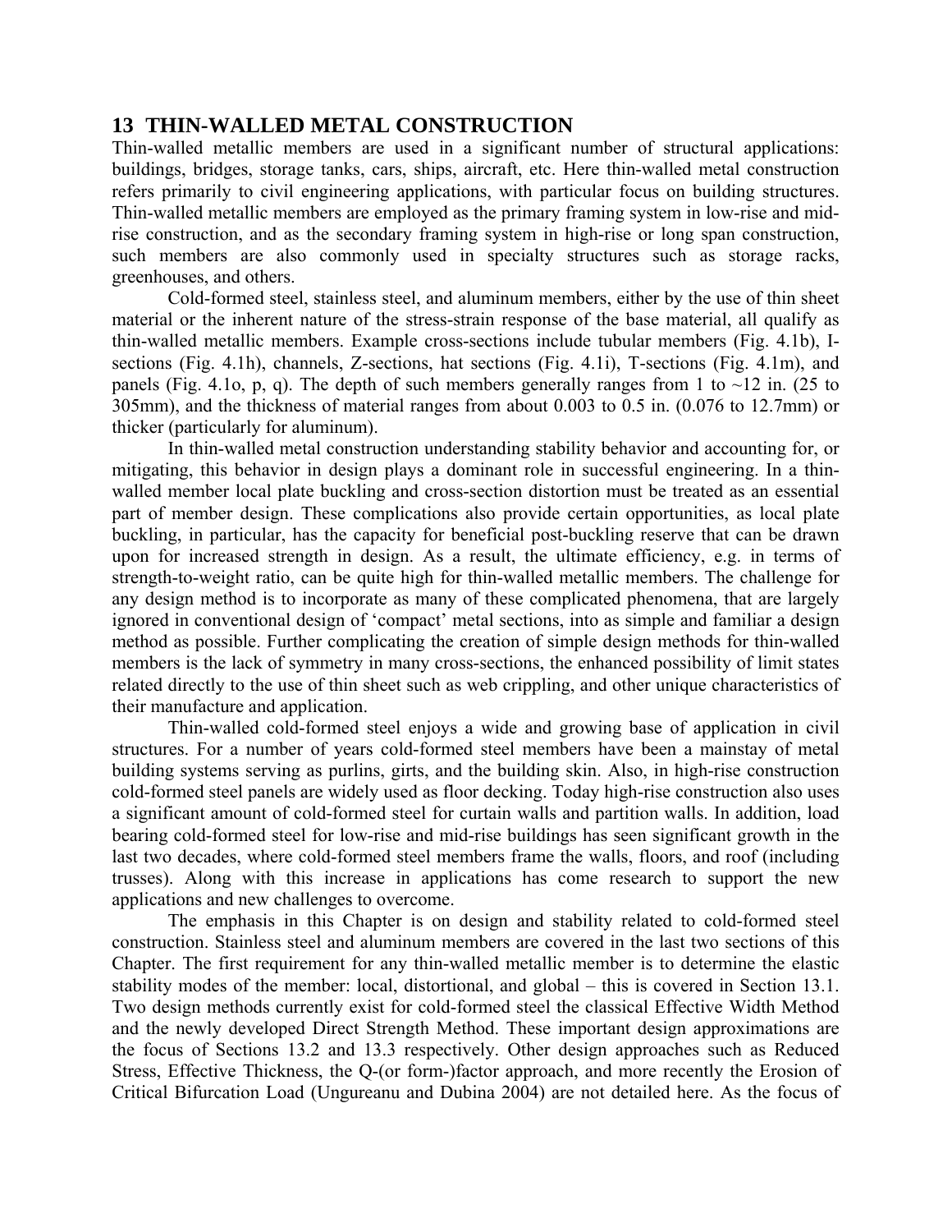# 13 THIN-WALLED METAL CONSTRUCTION

Thin-walled metallic members are used in a significant number of structural applications: buildings, bridges, storage tanks, cars, ships, aircraft, etc. Here thin-walled metal construction refers primarily to civil engineering applications, with particular focus on building structures. Thin-walled metallic members are employed as the primary framing system in low-rise and mid-rise construction, and as the secondary framing system in high-rise or long span construction, such members are also commonly used in specialty structures such as storage racks, greenhouses, and others.

Cold-formed steel, stainless steel, and aluminum members, either by the use of thin sheet material or the inherent nature of the stress-strain response of the base material, all qualify as thin-walled metallic members. Example cross-sections include tubular members (Fig. 4.1b), I-sections (Fig. 4.1h), channels, Z-sections, hat sections (Fig. 4.1i), T-sections (Fig. 4.1m), and panels (Fig. 4.1o, p, q). The depth of such members generally ranges from 1 to ~12 in. (25 to 305mm), and the thickness of material ranges from about 0.003 to 0.5 in. (0.076 to 12.7mm) or thicker (particularly for aluminum).

In thin-walled metal construction understanding stability behavior and accounting for, or mitigating, this behavior in design plays a dominant role in successful engineering. In a thin-walled member local plate buckling and cross-section distortion must be treated as an essential part of member design. These complications also provide certain opportunities, as local plate buckling, in particular, has the capacity for beneficial post-buckling reserve that can be drawn upon for increased strength in design. As a result, the ultimate efficiency, e.g. in terms of strength-to-weight ratio, can be quite high for thin-walled metallic members. The challenge for any design method is to incorporate as many of these complicated phenomena, that are largely ignored in conventional design of 'compact' metal sections, into as simple and familiar a design method as possible. Further complicating the creation of simple design methods for thin-walled members is the lack of symmetry in many cross-sections, the enhanced possibility of limit states related directly to the use of thin sheet such as web crippling, and other unique characteristics of their manufacture and application.

Thin-walled cold-formed steel enjoys a wide and growing base of application in civil structures. For a number of years cold-formed steel members have been a mainstay of metal building systems serving as purlins, girts, and the building skin. Also, in high-rise construction cold-formed steel panels are widely used as floor decking. Today high-rise construction also uses a significant amount of cold-formed steel for curtain walls and partition walls. In addition, load bearing cold-formed steel for low-rise and mid-rise buildings has seen significant growth in the last two decades, where cold-formed steel members frame the walls, floors, and roof (including trusses). Along with this increase in applications has come research to support the new applications and new challenges to overcome.

The emphasis in this Chapter is on design and stability related to cold-formed steel construction. Stainless steel and aluminum members are covered in the last two sections of this Chapter. The first requirement for any thin-walled metallic member is to determine the elastic stability modes of the member: local, distortional, and global – this is covered in Section 13.1. Two design methods currently exist for cold-formed steel the classical Effective Width Method and the newly developed Direct Strength Method. These important design approximations are the focus of Sections 13.2 and 13.3 respectively. Other design approaches such as Reduced Stress, Effective Thickness, the Q-(or form-)factor approach, and more recently the Erosion of Critical Bifurcation Load (Ungureanu and Dubina 2004) are not detailed here. As the focus of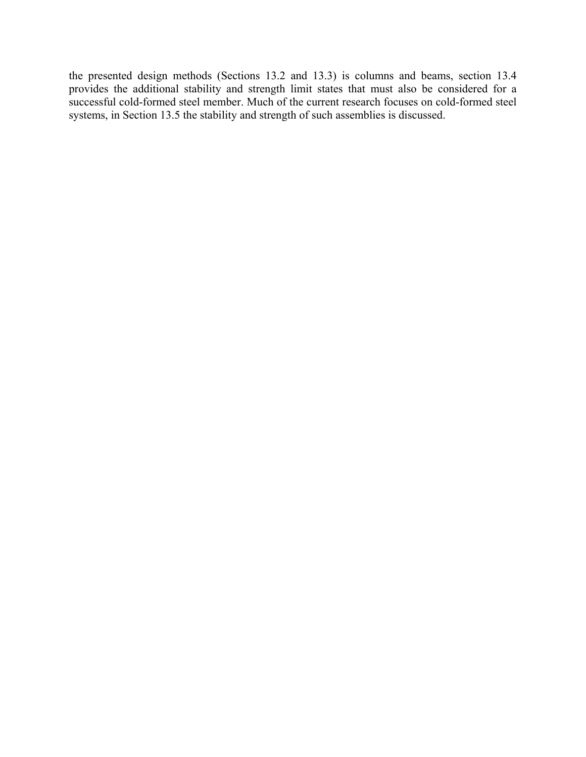the presented design methods (Sections 13.2 and 13.3) is columns and beams, section 13.4 provides the additional stability and strength limit states that must also be considered for a successful cold-formed steel member. Much of the current research focuses on cold-formed steel systems, in Section 13.5 the stability and strength of such assemblies is discussed.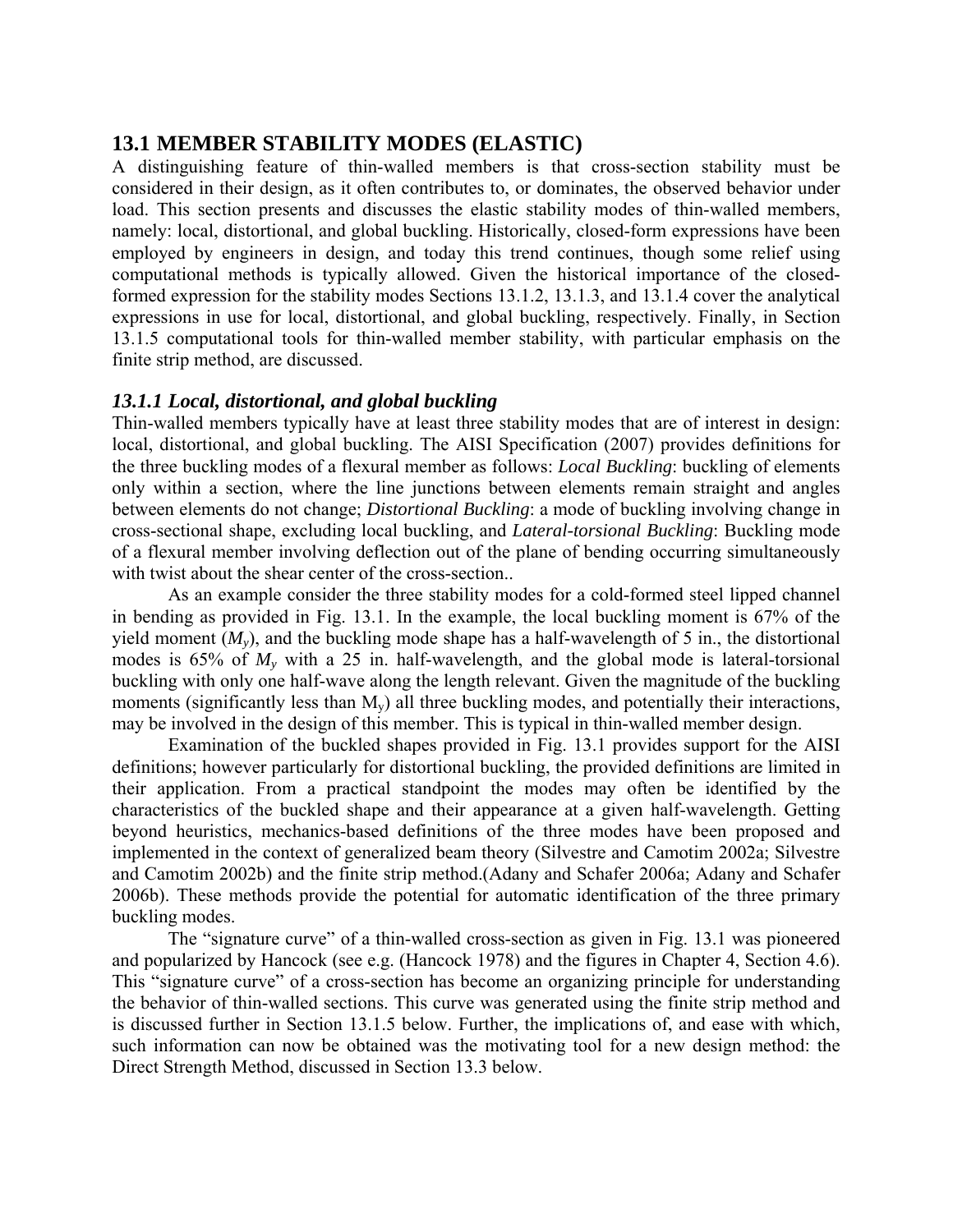## 13.1 MEMBER STABILITY MODES (ELASTIC)

A distinguishing feature of thin-walled members is that cross-section stability must be considered in their design, as it often contributes to, or dominates, the observed behavior under load. This section presents and discusses the elastic stability modes of thin-walled members, namely: local, distortional, and global buckling. Historically, closed-form expressions have been employed by engineers in design, and today this trend continues, though some relief using computational methods is typically allowed. Given the historical importance of the closed-formed expression for the stability modes Sections 13.1.2, 13.1.3, and 13.1.4 cover the analytical expressions in use for local, distortional, and global buckling, respectively. Finally, in Section 13.1.5 computational tools for thin-walled member stability, with particular emphasis on the finite strip method, are discussed.

### *13.1.1 Local, distortional, and global buckling*

Thin-walled members typically have at least three stability modes that are of interest in design: local, distortional, and global buckling. The AISI Specification (2007) provides definitions for the three buckling modes of a flexural member as follows: *Local Buckling*: buckling of elements only within a section, where the line junctions between elements remain straight and angles between elements do not change; *Distortional Buckling*: a mode of buckling involving change in cross-sectional shape, excluding local buckling, and *Lateral-torsional Buckling*: Buckling mode of a flexural member involving deflection out of the plane of bending occurring simultaneously with twist about the shear center of the cross-section..

As an example consider the three stability modes for a cold-formed steel lipped channel in bending as provided in Fig. 13.1. In the example, the local buckling moment is 67% of the yield moment ($M_y$), and the buckling mode shape has a half-wavelength of 5 in., the distortional modes is 65% of $M_y$ with a 25 in. half-wavelength, and the global mode is lateral-torsional buckling with only one half-wave along the length relevant. Given the magnitude of the buckling moments (significantly less than $M_y$) all three buckling modes, and potentially their interactions, may be involved in the design of this member. This is typical in thin-walled member design.

Examination of the buckled shapes provided in Fig. 13.1 provides support for the AISI definitions; however particularly for distortional buckling, the provided definitions are limited in their application. From a practical standpoint the modes may often be identified by the characteristics of the buckled shape and their appearance at a given half-wavelength. Getting beyond heuristics, mechanics-based definitions of the three modes have been proposed and implemented in the context of generalized beam theory (Silvestre and Camotim 2002a; Silvestre and Camotim 2002b) and the finite strip method.(Adany and Schafer 2006a; Adany and Schafer 2006b). These methods provide the potential for automatic identification of the three primary buckling modes.

The "signature curve" of a thin-walled cross-section as given in Fig. 13.1 was pioneered and popularized by Hancock (see e.g. (Hancock 1978) and the figures in Chapter 4, Section 4.6). This "signature curve" of a cross-section has become an organizing principle for understanding the behavior of thin-walled sections. This curve was generated using the finite strip method and is discussed further in Section 13.1.5 below. Further, the implications of, and ease with which, such information can now be obtained was the motivating tool for a new design method: the Direct Strength Method, discussed in Section 13.3 below.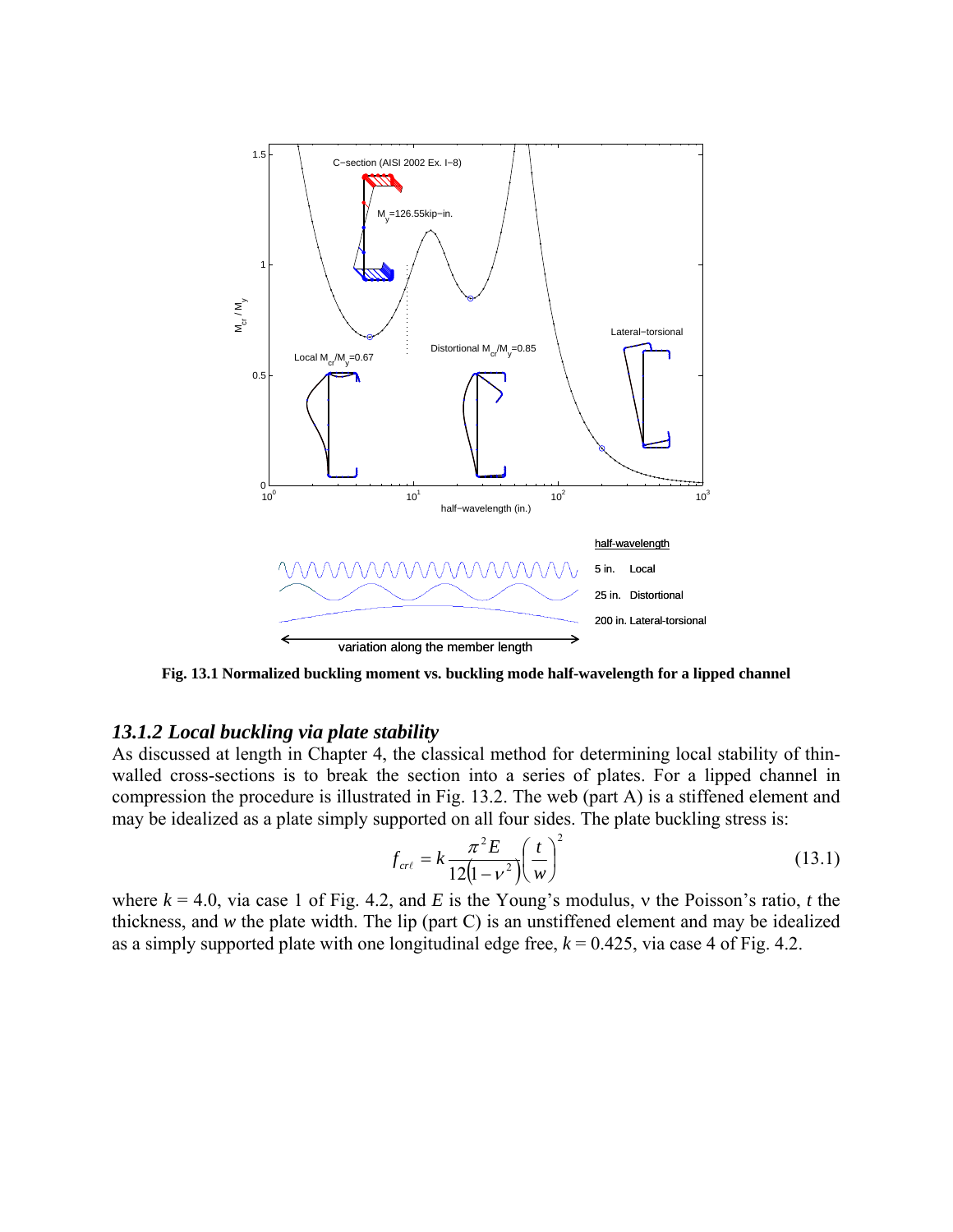**Fig. 13.1 Normalized buckling moment vs. buckling mode half-wavelength for a lipped channel**

### *13.1.2 Local buckling via plate stability*

As discussed at length in Chapter 4, the classical method for determining local stability of thin-walled cross-sections is to break the section into a series of plates. For a lipped channel in compression the procedure is illustrated in Fig. 13.2. The web (part A) is a stiffened element and may be idealized as a plate simply supported on all four sides. The plate buckling stress is:

$$f_{cr\ell} = k \frac{\pi^2 E}{12(1-\nu^2)} \left(\frac{t}{w}\right)^2 \tag{13.1}$$

where $k = 4.0$, via case 1 of Fig. 4.2, and $E$ is the Young's modulus, $\nu$ the Poisson's ratio, $t$ the thickness, and $w$ the plate width. The lip (part C) is an unstiffened element and may be idealized as a simply supported plate with one longitudinal edge free, $k = 0.425$, via case 4 of Fig. 4.2.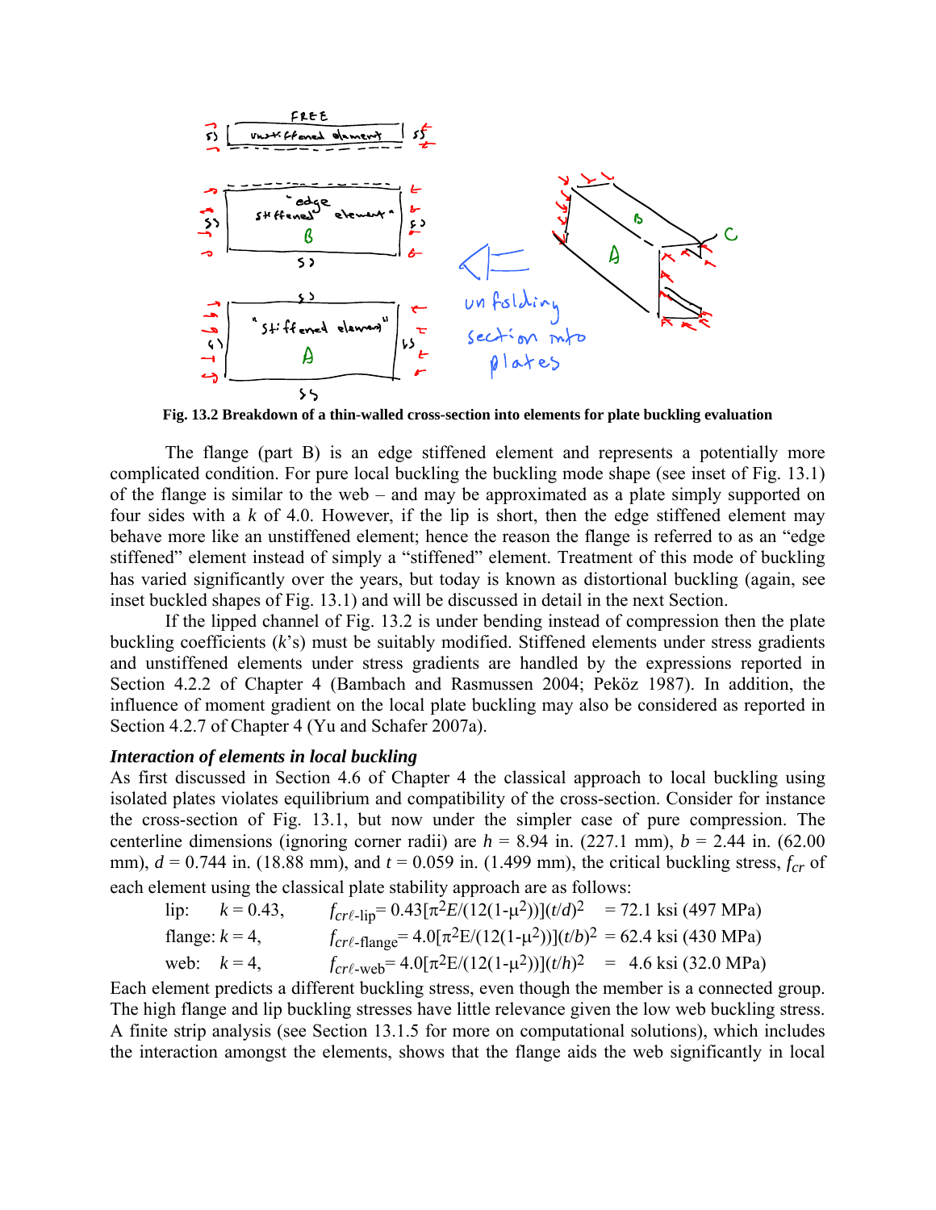Fig. 13.2 Breakdown of a thin-walled cross-section into elements for plate buckling evaluation

The flange (part B) is an edge stiffened element and represents a potentially more complicated condition. For pure local buckling the buckling mode shape (see inset of Fig. 13.1) of the flange is similar to the web – and may be approximated as a plate simply supported on four sides with a $k$ of 4.0. However, if the lip is short, then the edge stiffened element may behave more like an unstiffened element; hence the reason the flange is referred to as an "edge stiffened" element instead of simply a "stiffened" element. Treatment of this mode of buckling has varied significantly over the years, but today is known as distortional buckling (again, see inset buckled shapes of Fig. 13.1) and will be discussed in detail in the next Section.

If the lipped channel of Fig. 13.2 is under bending instead of compression then the plate buckling coefficients ($k$'s) must be suitably modified. Stiffened elements under stress gradients and unstiffened elements under stress gradients are handled by the expressions reported in Section 4.2.2 of Chapter 4 (Bambach and Rasmussen 2004; Peköz 1987). In addition, the influence of moment gradient on the local plate buckling may also be considered as reported in Section 4.2.7 of Chapter 4 (Yu and Schafer 2007a).

### *Interaction of elements in local buckling*

As first discussed in Section 4.6 of Chapter 4 the classical approach to local buckling using isolated plates violates equilibrium and compatibility of the cross-section. Consider for instance the cross-section of Fig. 13.1, but now under the simpler case of pure compression. The centerline dimensions (ignoring corner radii) are $h$ = 8.94 in. (227.1 mm), $b$ = 2.44 in. (62.00 mm), $d$ = 0.744 in. (18.88 mm), and $t$ = 0.059 in. (1.499 mm), the critical buckling stress, $f_{cr}$ of each element using the classical plate stability approach are as follows:

lip: $k = 0.43$, $f_{cr\ell\text{-lip}} = 0.43[\pi^2 E/(12(1-\mu^2))](t/d)^2$ = 72.1 ksi (497 MPa)

flange: $k = 4$, $f_{cr\ell\text{-flange}} = 4.0[\pi^2 E/(12(1-\mu^2))](t/b)^2$ = 62.4 ksi (430 MPa)

web: $k = 4$, $f_{cr\ell\text{-web}} = 4.0[\pi^2 E/(12(1-\mu^2))](t/h)^2$ = 4.6 ksi (32.0 MPa)

Each element predicts a different buckling stress, even though the member is a connected group. The high flange and lip buckling stresses have little relevance given the low web buckling stress. A finite strip analysis (see Section 13.1.5 for more on computational solutions), which includes the interaction amongst the elements, shows that the flange aids the web significantly in local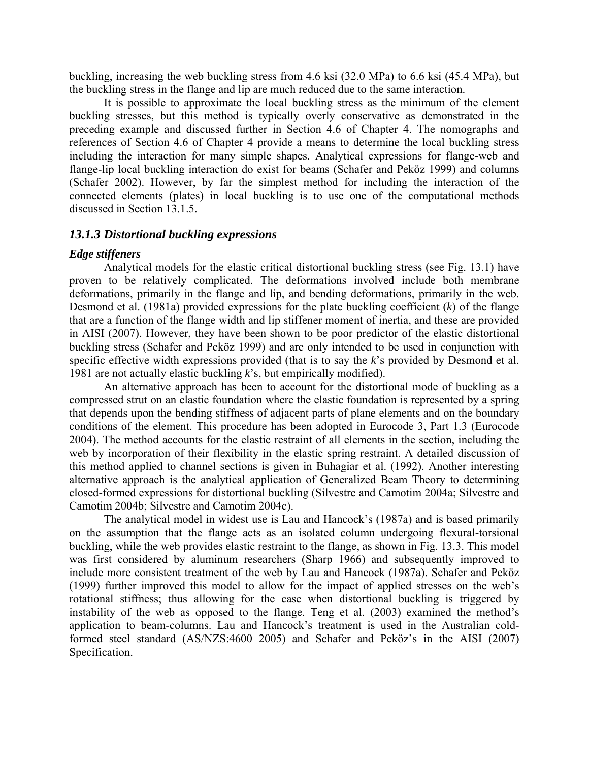buckling, increasing the web buckling stress from 4.6 ksi (32.0 MPa) to 6.6 ksi (45.4 MPa), but the buckling stress in the flange and lip are much reduced due to the same interaction.

It is possible to approximate the local buckling stress as the minimum of the element buckling stresses, but this method is typically overly conservative as demonstrated in the preceding example and discussed further in Section 4.6 of Chapter 4. The nomographs and references of Section 4.6 of Chapter 4 provide a means to determine the local buckling stress including the interaction for many simple shapes. Analytical expressions for flange-web and flange-lip local buckling interaction do exist for beams (Schafer and Peköz 1999) and columns (Schafer 2002). However, by far the simplest method for including the interaction of the connected elements (plates) in local buckling is to use one of the computational methods discussed in Section 13.1.5.

### *13.1.3 Distortional buckling expressions*

***Edge stiffeners***

Analytical models for the elastic critical distortional buckling stress (see Fig. 13.1) have proven to be relatively complicated. The deformations involved include both membrane deformations, primarily in the flange and lip, and bending deformations, primarily in the web. Desmond et al. (1981a) provided expressions for the plate buckling coefficient ($k$) of the flange that are a function of the flange width and lip stiffener moment of inertia, and these are provided in AISI (2007). However, they have been shown to be poor predictor of the elastic distortional buckling stress (Schafer and Peköz 1999) and are only intended to be used in conjunction with specific effective width expressions provided (that is to say the $k$'s provided by Desmond et al. 1981 are not actually elastic buckling $k$'s, but empirically modified).

An alternative approach has been to account for the distortional mode of buckling as a compressed strut on an elastic foundation where the elastic foundation is represented by a spring that depends upon the bending stiffness of adjacent parts of plane elements and on the boundary conditions of the element. This procedure has been adopted in Eurocode 3, Part 1.3 (Eurocode 2004). The method accounts for the elastic restraint of all elements in the section, including the web by incorporation of their flexibility in the elastic spring restraint. A detailed discussion of this method applied to channel sections is given in Buhagiar et al. (1992). Another interesting alternative approach is the analytical application of Generalized Beam Theory to determining closed-formed expressions for distortional buckling (Silvestre and Camotim 2004a; Silvestre and Camotim 2004b; Silvestre and Camotim 2004c).

The analytical model in widest use is Lau and Hancock's (1987a) and is based primarily on the assumption that the flange acts as an isolated column undergoing flexural-torsional buckling, while the web provides elastic restraint to the flange, as shown in Fig. 13.3. This model was first considered by aluminum researchers (Sharp 1966) and subsequently improved to include more consistent treatment of the web by Lau and Hancock (1987a). Schafer and Peköz (1999) further improved this model to allow for the impact of applied stresses on the web's rotational stiffness; thus allowing for the case when distortional buckling is triggered by instability of the web as opposed to the flange. Teng et al. (2003) examined the method's application to beam-columns. Lau and Hancock's treatment is used in the Australian cold-formed steel standard (AS/NZS:4600 2005) and Schafer and Peköz's in the AISI (2007) Specification.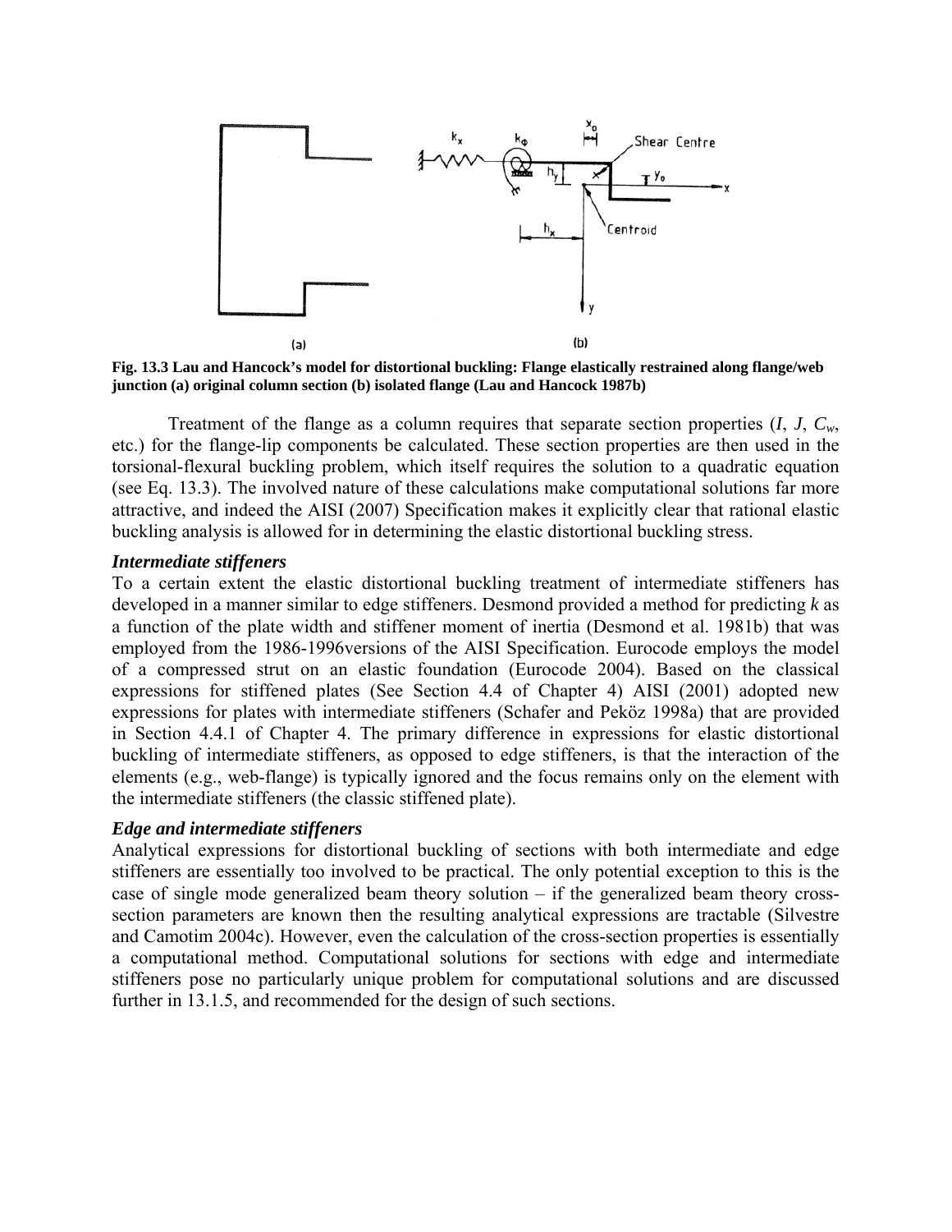**Fig. 13.3 Lau and Hancock's model for distortional buckling: Flange elastically restrained along flange/web junction (a) original column section (b) isolated flange (Lau and Hancock 1987b)**

Treatment of the flange as a column requires that separate section properties ($I$, $J$, $C_w$, etc.) for the flange-lip components be calculated. These section properties are then used in the torsional-flexural buckling problem, which itself requires the solution to a quadratic equation (see Eq. 13.3). The involved nature of these calculations make computational solutions far more attractive, and indeed the AISI (2007) Specification makes it explicitly clear that rational elastic buckling analysis is allowed for in determining the elastic distortional buckling stress.

### *Intermediate stiffeners*

To a certain extent the elastic distortional buckling treatment of intermediate stiffeners has developed in a manner similar to edge stiffeners. Desmond provided a method for predicting $k$ as a function of the plate width and stiffener moment of inertia (Desmond et al. 1981b) that was employed from the 1986-1996versions of the AISI Specification. Eurocode employs the model of a compressed strut on an elastic foundation (Eurocode 2004). Based on the classical expressions for stiffened plates (See Section 4.4 of Chapter 4) AISI (2001) adopted new expressions for plates with intermediate stiffeners (Schafer and Peköz 1998a) that are provided in Section 4.4.1 of Chapter 4. The primary difference in expressions for elastic distortional buckling of intermediate stiffeners, as opposed to edge stiffeners, is that the interaction of the elements (e.g., web-flange) is typically ignored and the focus remains only on the element with the intermediate stiffeners (the classic stiffened plate).

### *Edge and intermediate stiffeners*

Analytical expressions for distortional buckling of sections with both intermediate and edge stiffeners are essentially too involved to be practical. The only potential exception to this is the case of single mode generalized beam theory solution – if the generalized beam theory cross-section parameters are known then the resulting analytical expressions are tractable (Silvestre and Camotim 2004c). However, even the calculation of the cross-section properties is essentially a computational method. Computational solutions for sections with edge and intermediate stiffeners pose no particularly unique problem for computational solutions and are discussed further in 13.1.5, and recommended for the design of such sections.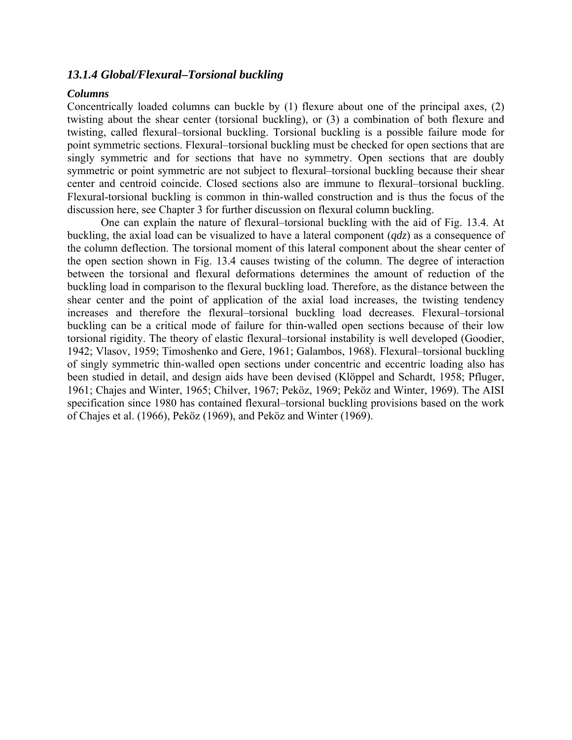### *13.1.4 Global/Flexural–Torsional buckling*

***Columns***

Concentrically loaded columns can buckle by (1) flexure about one of the principal axes, (2) twisting about the shear center (torsional buckling), or (3) a combination of both flexure and twisting, called flexural–torsional buckling. Torsional buckling is a possible failure mode for point symmetric sections. Flexural–torsional buckling must be checked for open sections that are singly symmetric and for sections that have no symmetry. Open sections that are doubly symmetric or point symmetric are not subject to flexural–torsional buckling because their shear center and centroid coincide. Closed sections also are immune to flexural–torsional buckling. Flexural-torsional buckling is common in thin-walled construction and is thus the focus of the discussion here, see Chapter 3 for further discussion on flexural column buckling.

One can explain the nature of flexural–torsional buckling with the aid of Fig. 13.4. At buckling, the axial load can be visualized to have a lateral component ($qdz$) as a consequence of the column deflection. The torsional moment of this lateral component about the shear center of the open section shown in Fig. 13.4 causes twisting of the column. The degree of interaction between the torsional and flexural deformations determines the amount of reduction of the buckling load in comparison to the flexural buckling load. Therefore, as the distance between the shear center and the point of application of the axial load increases, the twisting tendency increases and therefore the flexural–torsional buckling load decreases. Flexural–torsional buckling can be a critical mode of failure for thin-walled open sections because of their low torsional rigidity. The theory of elastic flexural–torsional instability is well developed (Goodier, 1942; Vlasov, 1959; Timoshenko and Gere, 1961; Galambos, 1968). Flexural–torsional buckling of singly symmetric thin-walled open sections under concentric and eccentric loading also has been studied in detail, and design aids have been devised (Klöppel and Schardt, 1958; Pfluger, 1961; Chajes and Winter, 1965; Chilver, 1967; Peköz, 1969; Peköz and Winter, 1969). The AISI specification since 1980 has contained flexural–torsional buckling provisions based on the work of Chajes et al. (1966), Peköz (1969), and Peköz and Winter (1969).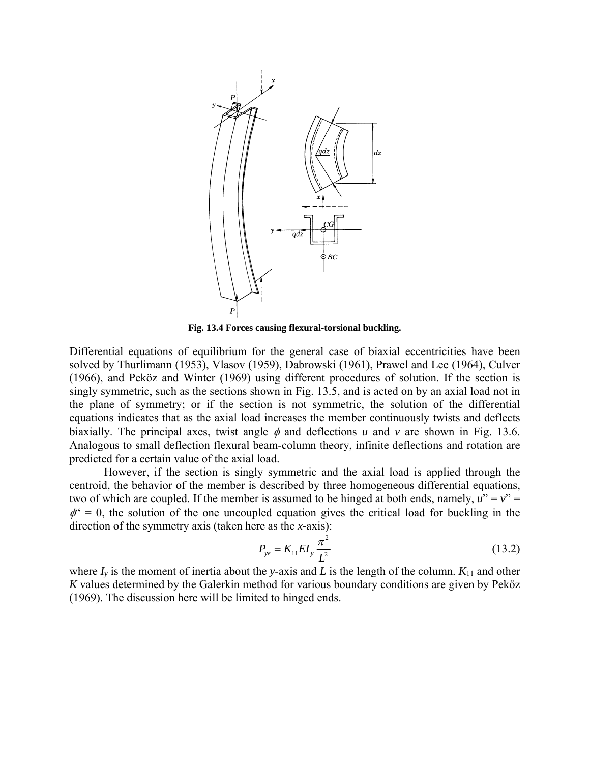Fig. 13.4 Forces causing flexural-torsional buckling.

Differential equations of equilibrium for the general case of biaxial eccentricities have been solved by Thurlimann (1953), Vlasov (1959), Dabrowski (1961), Prawel and Lee (1964), Culver (1966), and Peköz and Winter (1969) using different procedures of solution. If the section is singly symmetric, such as the sections shown in Fig. 13.5, and is acted on by an axial load not in the plane of symmetry; or if the section is not symmetric, the solution of the differential equations indicates that as the axial load increases the member continuously twists and deflects biaxially. The principal axes, twist angle $\phi$ and deflections $u$ and $v$ are shown in Fig. 13.6. Analogous to small deflection flexural beam-column theory, infinite deflections and rotation are predicted for a certain value of the axial load.

However, if the section is singly symmetric and the axial load is applied through the centroid, the behavior of the member is described by three homogeneous differential equations, two of which are coupled. If the member is assumed to be hinged at both ends, namely, $u'' = v'' = \phi'' = 0$, the solution of the one uncoupled equation gives the critical load for buckling in the direction of the symmetry axis (taken here as the $x$-axis):

$$P_{ye} = K_{11} E I_y \frac{\pi^2}{L^2} \tag{13.2}$$

where $I_y$ is the moment of inertia about the $y$-axis and $L$ is the length of the column. $K_{11}$ and other $K$ values determined by the Galerkin method for various boundary conditions are given by Peköz (1969). The discussion here will be limited to hinged ends.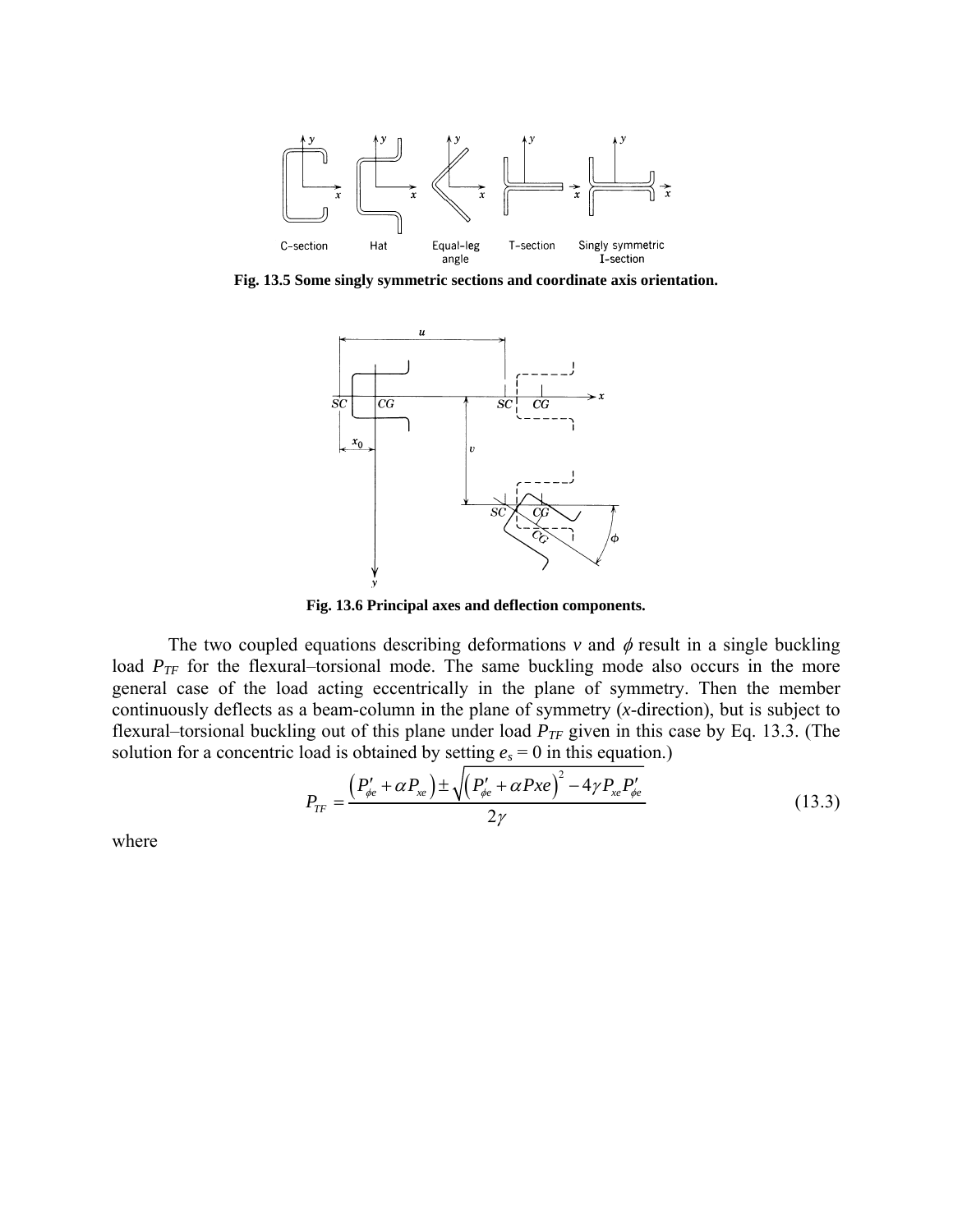Fig. 13.5 Some singly symmetric sections and coordinate axis orientation.

Fig. 13.6 Principal axes and deflection components.

The two coupled equations describing deformations $v$ and $\phi$ result in a single buckling load $P_{TF}$ for the flexural–torsional mode. The same buckling mode also occurs in the more general case of the load acting eccentrically in the plane of symmetry. Then the member continuously deflects as a beam-column in the plane of symmetry ($x$-direction), but is subject to flexural–torsional buckling out of this plane under load $P_{TF}$ given in this case by Eq. 13.3. (The solution for a concentric load is obtained by setting $e_s = 0$ in this equation.)

$$P_{TF} = \frac{\left(P'_{\phi e} + \alpha P_{xe}\right) \pm \sqrt{\left(P'_{\phi e} + \alpha Pxe\right)^2 - 4\gamma P_{xe} P'_{\phi e}}}{2\gamma} \tag{13.3}$$

where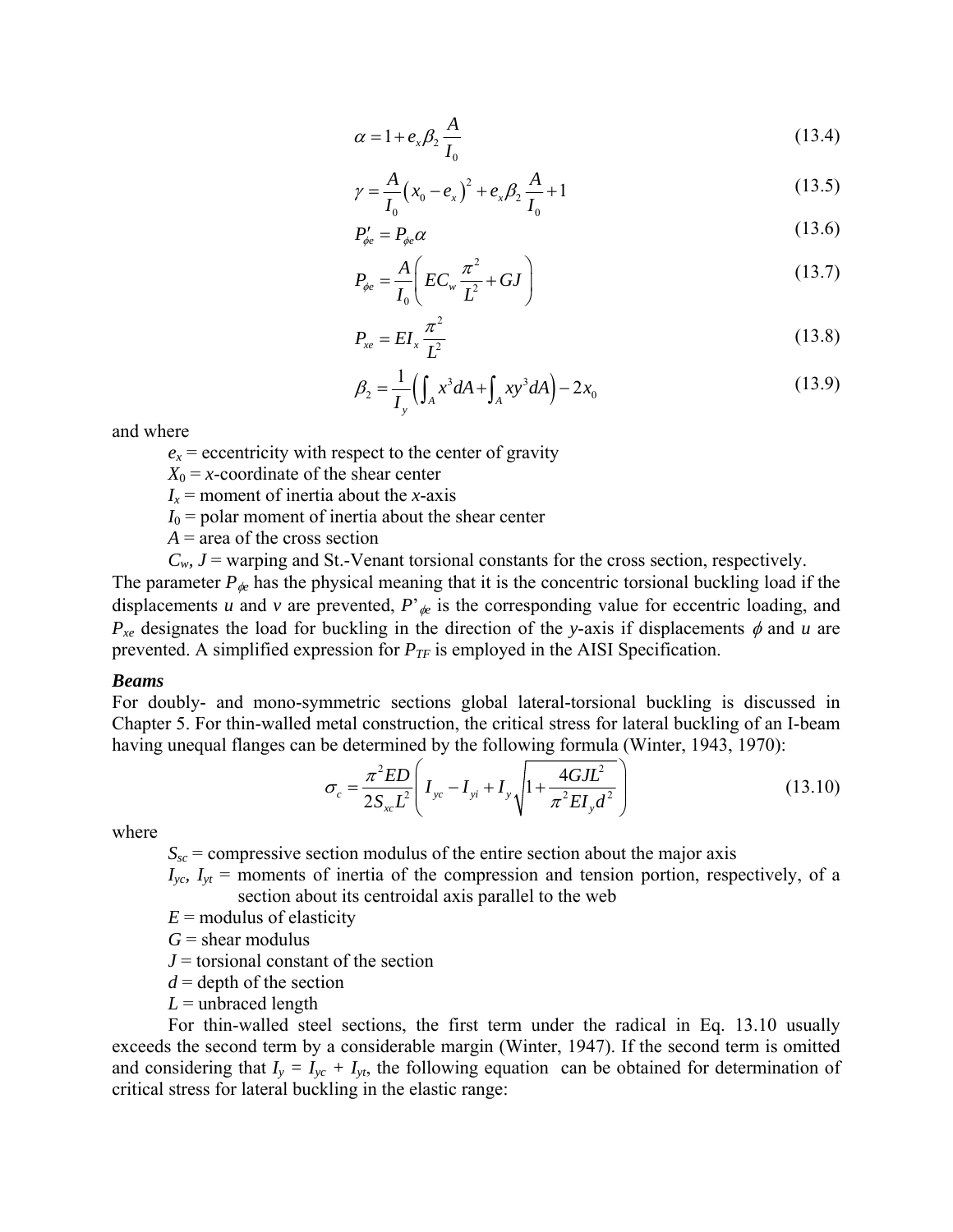$$\alpha = 1 + e_x \beta_2 \frac{A}{I_0} \tag{13.4}$$

$$\gamma = \frac{A}{I_0}\left(x_0 - e_x\right)^2 + e_x \beta_2 \frac{A}{I_0} + 1 \tag{13.5}$$

$$P'_{\phi e} = P_{\phi e} \alpha \tag{13.6}$$

$$P_{\phi e} = \frac{A}{I_0}\left( EC_w \frac{\pi^2}{L^2} + GJ \right) \tag{13.7}$$

$$P_{xe} = EI_x \frac{\pi^2}{L^2} \tag{13.8}$$

$$\beta_2 = \frac{1}{I_y}\left( \int_A x^3 dA + \int_A xy^3 dA \right) - 2x_0 \tag{13.9}$$

and where

- $e_x$ = eccentricity with respect to the center of gravity
- $X_0$ = $x$-coordinate of the shear center
- $I_x$ = moment of inertia about the $x$-axis
- $I_0$ = polar moment of inertia about the shear center
- $A$ = area of the cross section
- $C_w$, $J$ = warping and St.-Venant torsional constants for the cross section, respectively.

The parameter $P_{\phi e}$ has the physical meaning that it is the concentric torsional buckling load if the displacements $u$ and $v$ are prevented, $P'_{\phi e}$ is the corresponding value for eccentric loading, and $P_{xe}$ designates the load for buckling in the direction of the $y$-axis if displacements $\phi$ and $u$ are prevented. A simplified expression for $P_{TF}$ is employed in the AISI Specification.

***Beams***

For doubly- and mono-symmetric sections global lateral-torsional buckling is discussed in Chapter 5. For thin-walled metal construction, the critical stress for lateral buckling of an I-beam having unequal flanges can be determined by the following formula (Winter, 1943, 1970):

$$\sigma_c = \frac{\pi^2 ED}{2S_{xc}L^2}\left( I_{yc} - I_{yi} + I_y \sqrt{1 + \frac{4GJL^2}{\pi^2 EI_y d^2}} \right) \tag{13.10}$$

where

- $S_{sc}$ = compressive section modulus of the entire section about the major axis
- $I_{yc}$, $I_{yt}$ = moments of inertia of the compression and tension portion, respectively, of a section about its centroidal axis parallel to the web
- $E$ = modulus of elasticity
- $G$ = shear modulus
- $J$ = torsional constant of the section
- $d$ = depth of the section
- $L$ = unbraced length

For thin-walled steel sections, the first term under the radical in Eq. 13.10 usually exceeds the second term by a considerable margin (Winter, 1947). If the second term is omitted and considering that $I_y = I_{yc} + I_{yt}$, the following equation can be obtained for determination of critical stress for lateral buckling in the elastic range: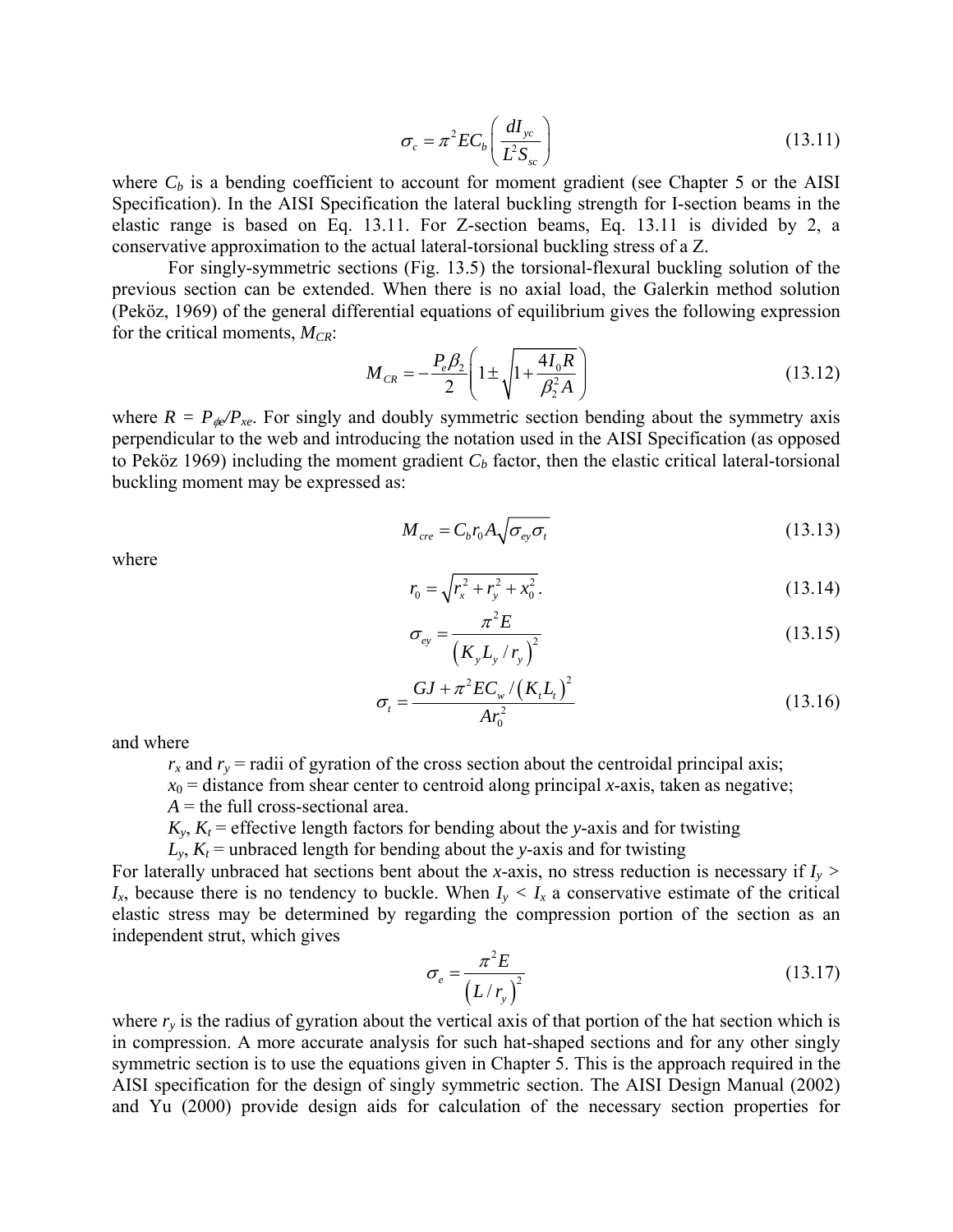$$\sigma_c = \pi^2 E C_b \left( \frac{d I_{yc}}{L^2 S_{sc}} \right) \tag{13.11}$$

where $C_b$ is a bending coefficient to account for moment gradient (see Chapter 5 or the AISI Specification). In the AISI Specification the lateral buckling strength for I-section beams in the elastic range is based on Eq. 13.11. For Z-section beams, Eq. 13.11 is divided by 2, a conservative approximation to the actual lateral-torsional buckling stress of a Z.

For singly-symmetric sections (Fig. 13.5) the torsional-flexural buckling solution of the previous section can be extended. When there is no axial load, the Galerkin method solution (Peköz, 1969) of the general differential equations of equilibrium gives the following expression for the critical moments, $M_{CR}$:

$$M_{CR} = -\frac{P_e \beta_2}{2} \left( 1 \pm \sqrt{1 + \frac{4 I_0 R}{\beta_2^2 A}} \right) \tag{13.12}$$

where $R = P_{\phi e}/P_{xe}$. For singly and doubly symmetric section bending about the symmetry axis perpendicular to the web and introducing the notation used in the AISI Specification (as opposed to Peköz 1969) including the moment gradient $C_b$ factor, then the elastic critical lateral-torsional buckling moment may be expressed as:

$$M_{cre} = C_b r_0 A \sqrt{\sigma_{ey} \sigma_t} \tag{13.13}$$

where

$$r_0 = \sqrt{r_x^2 + r_y^2 + x_0^2}. \tag{13.14}$$

$$\sigma_{ey} = \frac{\pi^2 E}{\left( K_y L_y / r_y \right)^2} \tag{13.15}$$

$$\sigma_t = \frac{GJ + \pi^2 E C_w / \left( K_t L_t \right)^2}{A r_0^2} \tag{13.16}$$

and where

$r_x$ and $r_y$ = radii of gyration of the cross section about the centroidal principal axis;
$x_0$ = distance from shear center to centroid along principal $x$-axis, taken as negative;
$A$ = the full cross-sectional area.
$K_y$, $K_t$ = effective length factors for bending about the $y$-axis and for twisting
$L_y$, $K_t$ = unbraced length for bending about the $y$-axis and for twisting

For laterally unbraced hat sections bent about the $x$-axis, no stress reduction is necessary if $I_y > I_x$, because there is no tendency to buckle. When $I_y < I_x$ a conservative estimate of the critical elastic stress may be determined by regarding the compression portion of the section as an independent strut, which gives

$$\sigma_e = \frac{\pi^2 E}{\left( L / r_y \right)^2} \tag{13.17}$$

where $r_y$ is the radius of gyration about the vertical axis of that portion of the hat section which is in compression. A more accurate analysis for such hat-shaped sections and for any other singly symmetric section is to use the equations given in Chapter 5. This is the approach required in the AISI specification for the design of singly symmetric section. The AISI Design Manual (2002) and Yu (2000) provide design aids for calculation of the necessary section properties for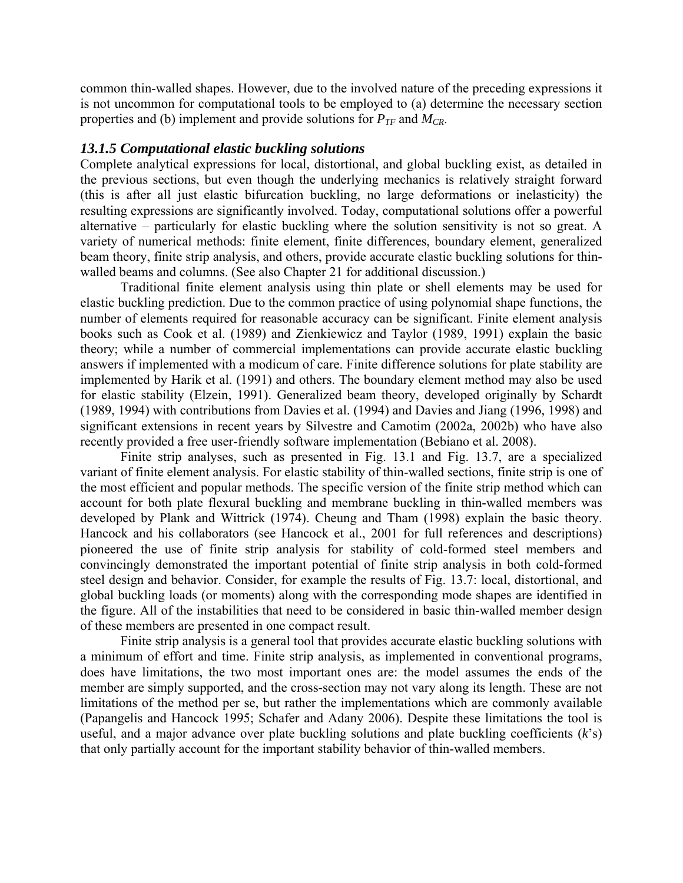common thin-walled shapes. However, due to the involved nature of the preceding expressions it is not uncommon for computational tools to be employed to (a) determine the necessary section properties and (b) implement and provide solutions for $P_{TF}$ and $M_{CR}$.

### *13.1.5 Computational elastic buckling solutions*

Complete analytical expressions for local, distortional, and global buckling exist, as detailed in the previous sections, but even though the underlying mechanics is relatively straight forward (this is after all just elastic bifurcation buckling, no large deformations or inelasticity) the resulting expressions are significantly involved. Today, computational solutions offer a powerful alternative – particularly for elastic buckling where the solution sensitivity is not so great. A variety of numerical methods: finite element, finite differences, boundary element, generalized beam theory, finite strip analysis, and others, provide accurate elastic buckling solutions for thin-walled beams and columns. (See also Chapter 21 for additional discussion.)

Traditional finite element analysis using thin plate or shell elements may be used for elastic buckling prediction. Due to the common practice of using polynomial shape functions, the number of elements required for reasonable accuracy can be significant. Finite element analysis books such as Cook et al. (1989) and Zienkiewicz and Taylor (1989, 1991) explain the basic theory; while a number of commercial implementations can provide accurate elastic buckling answers if implemented with a modicum of care. Finite difference solutions for plate stability are implemented by Harik et al. (1991) and others. The boundary element method may also be used for elastic stability (Elzein, 1991). Generalized beam theory, developed originally by Schardt (1989, 1994) with contributions from Davies et al. (1994) and Davies and Jiang (1996, 1998) and significant extensions in recent years by Silvestre and Camotim (2002a, 2002b) who have also recently provided a free user-friendly software implementation (Bebiano et al. 2008).

Finite strip analyses, such as presented in Fig. 13.1 and Fig. 13.7, are a specialized variant of finite element analysis. For elastic stability of thin-walled sections, finite strip is one of the most efficient and popular methods. The specific version of the finite strip method which can account for both plate flexural buckling and membrane buckling in thin-walled members was developed by Plank and Wittrick (1974). Cheung and Tham (1998) explain the basic theory. Hancock and his collaborators (see Hancock et al., 2001 for full references and descriptions) pioneered the use of finite strip analysis for stability of cold-formed steel members and convincingly demonstrated the important potential of finite strip analysis in both cold-formed steel design and behavior. Consider, for example the results of Fig. 13.7: local, distortional, and global buckling loads (or moments) along with the corresponding mode shapes are identified in the figure. All of the instabilities that need to be considered in basic thin-walled member design of these members are presented in one compact result.

Finite strip analysis is a general tool that provides accurate elastic buckling solutions with a minimum of effort and time. Finite strip analysis, as implemented in conventional programs, does have limitations, the two most important ones are: the model assumes the ends of the member are simply supported, and the cross-section may not vary along its length. These are not limitations of the method per se, but rather the implementations which are commonly available (Papangelis and Hancock 1995; Schafer and Adany 2006). Despite these limitations the tool is useful, and a major advance over plate buckling solutions and plate buckling coefficients ($k$'s) that only partially account for the important stability behavior of thin-walled members.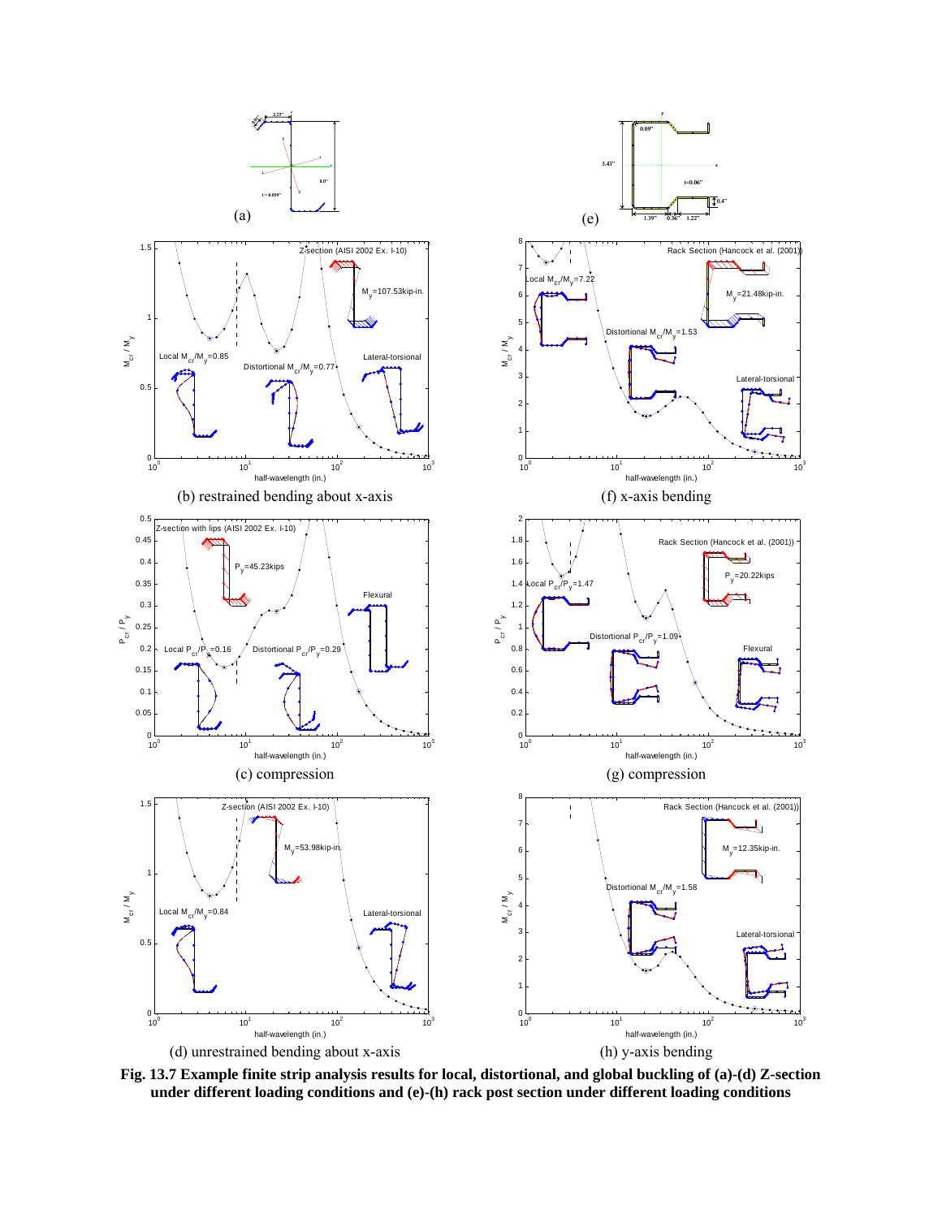(a)

(e)

(b) restrained bending about x-axis

(f) x-axis bending

(c) compression

(g) compression

(d) unrestrained bending about x-axis

(h) y-axis bending

**Fig. 13.7 Example finite strip analysis results for local, distortional, and global buckling of (a)-(d) Z-section under different loading conditions and (e)-(h) rack post section under different loading conditions**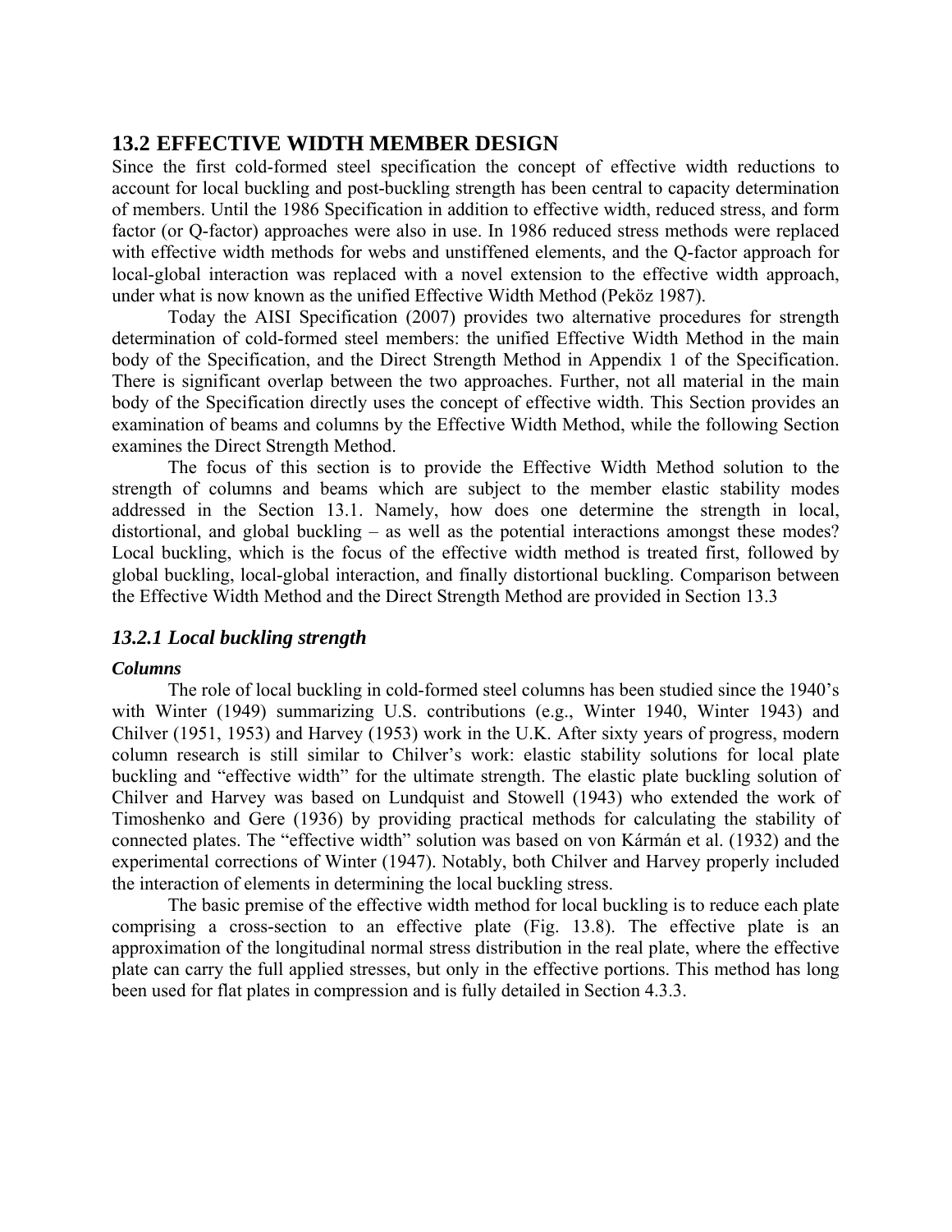## 13.2 EFFECTIVE WIDTH MEMBER DESIGN

Since the first cold-formed steel specification the concept of effective width reductions to account for local buckling and post-buckling strength has been central to capacity determination of members. Until the 1986 Specification in addition to effective width, reduced stress, and form factor (or Q-factor) approaches were also in use. In 1986 reduced stress methods were replaced with effective width methods for webs and unstiffened elements, and the Q-factor approach for local-global interaction was replaced with a novel extension to the effective width approach, under what is now known as the unified Effective Width Method (Peköz 1987).

Today the AISI Specification (2007) provides two alternative procedures for strength determination of cold-formed steel members: the unified Effective Width Method in the main body of the Specification, and the Direct Strength Method in Appendix 1 of the Specification. There is significant overlap between the two approaches. Further, not all material in the main body of the Specification directly uses the concept of effective width. This Section provides an examination of beams and columns by the Effective Width Method, while the following Section examines the Direct Strength Method.

The focus of this section is to provide the Effective Width Method solution to the strength of columns and beams which are subject to the member elastic stability modes addressed in the Section 13.1. Namely, how does one determine the strength in local, distortional, and global buckling – as well as the potential interactions amongst these modes? Local buckling, which is the focus of the effective width method is treated first, followed by global buckling, local-global interaction, and finally distortional buckling. Comparison between the Effective Width Method and the Direct Strength Method are provided in Section 13.3

### *13.2.1 Local buckling strength*

#### *Columns*

The role of local buckling in cold-formed steel columns has been studied since the 1940's with Winter (1949) summarizing U.S. contributions (e.g., Winter 1940, Winter 1943) and Chilver (1951, 1953) and Harvey (1953) work in the U.K. After sixty years of progress, modern column research is still similar to Chilver's work: elastic stability solutions for local plate buckling and "effective width" for the ultimate strength. The elastic plate buckling solution of Chilver and Harvey was based on Lundquist and Stowell (1943) who extended the work of Timoshenko and Gere (1936) by providing practical methods for calculating the stability of connected plates. The "effective width" solution was based on von Kármán et al. (1932) and the experimental corrections of Winter (1947). Notably, both Chilver and Harvey properly included the interaction of elements in determining the local buckling stress.

The basic premise of the effective width method for local buckling is to reduce each plate comprising a cross-section to an effective plate (Fig. 13.8). The effective plate is an approximation of the longitudinal normal stress distribution in the real plate, where the effective plate can carry the full applied stresses, but only in the effective portions. This method has long been used for flat plates in compression and is fully detailed in Section 4.3.3.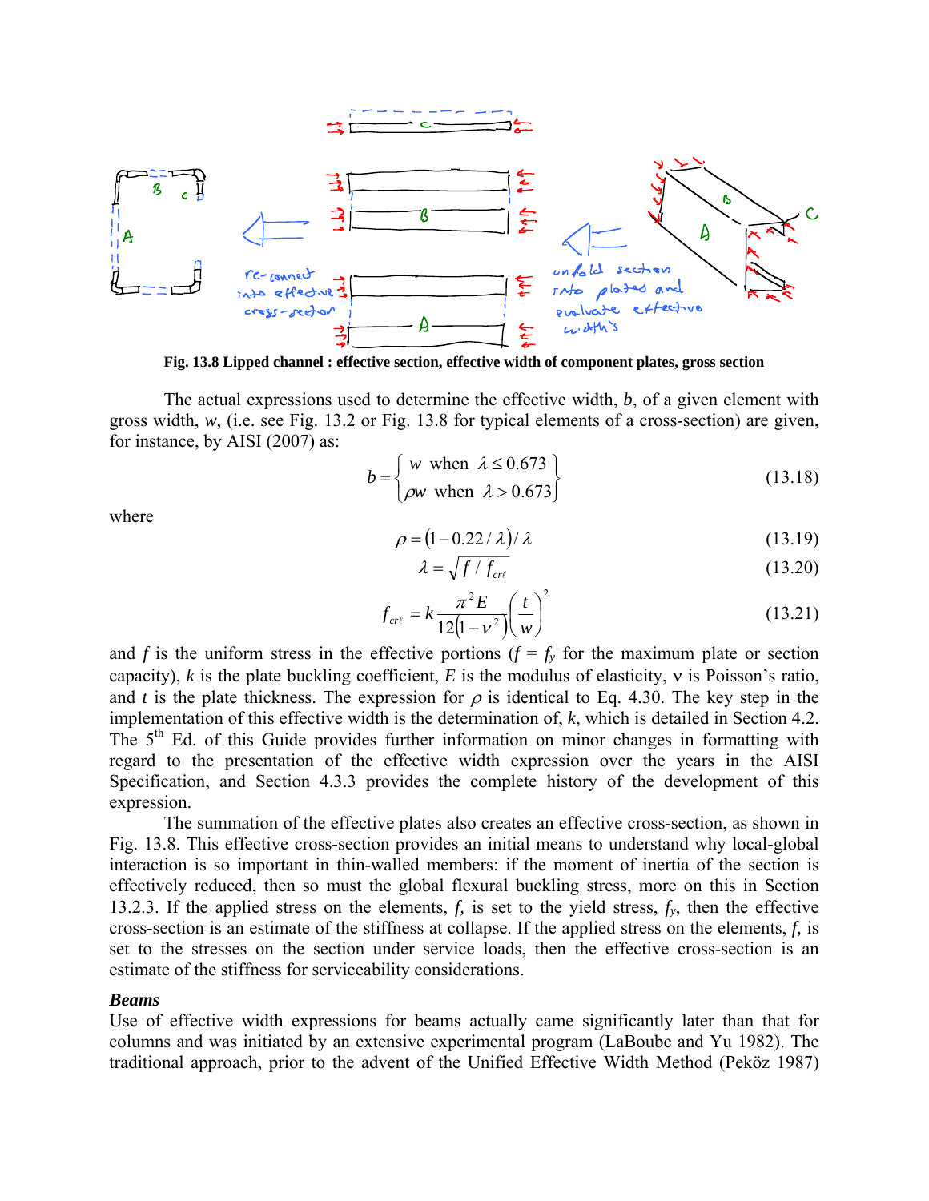Fig. 13.8 Lipped channel : effective section, effective width of component plates, gross section

The actual expressions used to determine the effective width, $b$, of a given element with gross width, $w$, (i.e. see Fig. 13.2 or Fig. 13.8 for typical elements of a cross-section) are given, for instance, by AISI (2007) as:

$$b = \begin{Bmatrix} w \ \text{ when } \ \lambda \le 0.673 \\ \rho w \ \text{ when } \ \lambda > 0.673 \end{Bmatrix} \tag{13.18}$$

where

$$\rho = (1 - 0.22/\lambda)/\lambda \tag{13.19}$$

$$\lambda = \sqrt{f / f_{cr\ell}} \tag{13.20}$$

$$f_{cr\ell} = k \frac{\pi^2 E}{12(1-\nu^2)} \left( \frac{t}{w} \right)^2 \tag{13.21}$$

and $f$ is the uniform stress in the effective portions ($f = f_y$ for the maximum plate or section capacity), $k$ is the plate buckling coefficient, $E$ is the modulus of elasticity, $\nu$ is Poisson's ratio, and $t$ is the plate thickness. The expression for $\rho$ is identical to Eq. 4.30. The key step in the implementation of this effective width is the determination of, $k$, which is detailed in Section 4.2. The 5th Ed. of this Guide provides further information on minor changes in formatting with regard to the presentation of the effective width expression over the years in the AISI Specification, and Section 4.3.3 provides the complete history of the development of this expression.

The summation of the effective plates also creates an effective cross-section, as shown in Fig. 13.8. This effective cross-section provides an initial means to understand why local-global interaction is so important in thin-walled members: if the moment of inertia of the section is effectively reduced, then so must the global flexural buckling stress, more on this in Section 13.2.3. If the applied stress on the elements, $f$, is set to the yield stress, $f_y$, then the effective cross-section is an estimate of the stiffness at collapse. If the applied stress on the elements, $f$, is set to the stresses on the section under service loads, then the effective cross-section is an estimate of the stiffness for serviceability considerations.

***Beams***

Use of effective width expressions for beams actually came significantly later than that for columns and was initiated by an extensive experimental program (LaBoube and Yu 1982). The traditional approach, prior to the advent of the Unified Effective Width Method (Peköz 1987)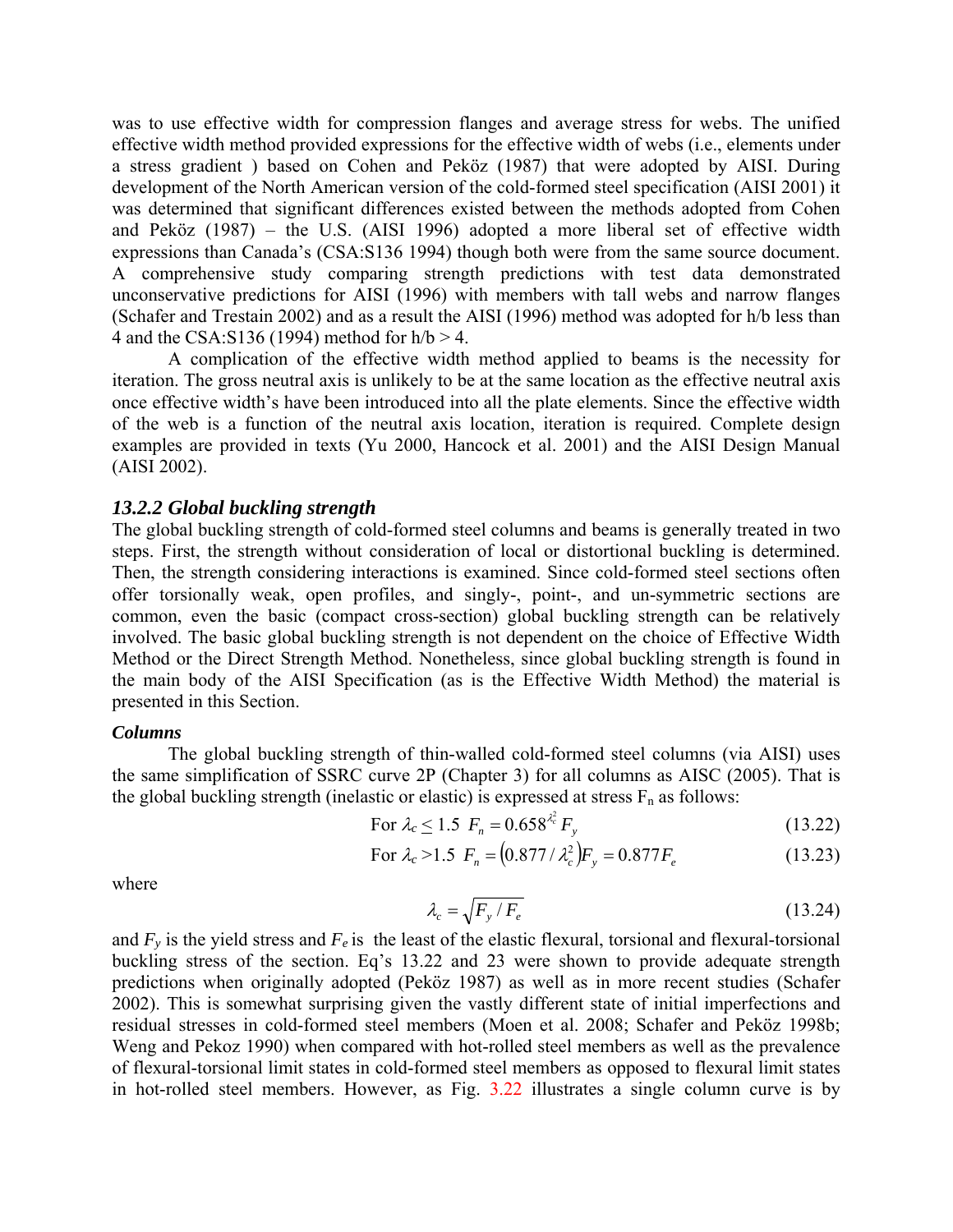was to use effective width for compression flanges and average stress for webs. The unified effective width method provided expressions for the effective width of webs (i.e., elements under a stress gradient ) based on Cohen and Peköz (1987) that were adopted by AISI. During development of the North American version of the cold-formed steel specification (AISI 2001) it was determined that significant differences existed between the methods adopted from Cohen and Peköz (1987) – the U.S. (AISI 1996) adopted a more liberal set of effective width expressions than Canada's (CSA:S136 1994) though both were from the same source document. A comprehensive study comparing strength predictions with test data demonstrated unconservative predictions for AISI (1996) with members with tall webs and narrow flanges (Schafer and Trestain 2002) and as a result the AISI (1996) method was adopted for h/b less than 4 and the CSA:S136 (1994) method for h/b > 4.

A complication of the effective width method applied to beams is the necessity for iteration. The gross neutral axis is unlikely to be at the same location as the effective neutral axis once effective width's have been introduced into all the plate elements. Since the effective width of the web is a function of the neutral axis location, iteration is required. Complete design examples are provided in texts (Yu 2000, Hancock et al. 2001) and the AISI Design Manual (AISI 2002).

### *13.2.2 Global buckling strength*

The global buckling strength of cold-formed steel columns and beams is generally treated in two steps. First, the strength without consideration of local or distortional buckling is determined. Then, the strength considering interactions is examined. Since cold-formed steel sections often offer torsionally weak, open profiles, and singly-, point-, and un-symmetric sections are common, even the basic (compact cross-section) global buckling strength can be relatively involved. The basic global buckling strength is not dependent on the choice of Effective Width Method or the Direct Strength Method. Nonetheless, since global buckling strength is found in the main body of the AISI Specification (as is the Effective Width Method) the material is presented in this Section.

#### *Columns*

The global buckling strength of thin-walled cold-formed steel columns (via AISI) uses the same simplification of SSRC curve 2P (Chapter 3) for all columns as AISC (2005). That is the global buckling strength (inelastic or elastic) is expressed at stress $F_n$ as follows:

$$\text{For } \lambda_c \leq 1.5 \quad F_n = 0.658^{\lambda_c^2} F_y \tag{13.22}$$

$$\text{For } \lambda_c > 1.5 \quad F_n = \left(0.877/\lambda_c^2\right) F_y = 0.877 F_e \tag{13.23}$$

where

$$\lambda_c = \sqrt{F_y / F_e} \tag{13.24}$$

and $F_y$ is the yield stress and $F_e$ is the least of the elastic flexural, torsional and flexural-torsional buckling stress of the section. Eq's 13.22 and 23 were shown to provide adequate strength predictions when originally adopted (Peköz 1987) as well as in more recent studies (Schafer 2002). This is somewhat surprising given the vastly different state of initial imperfections and residual stresses in cold-formed steel members (Moen et al. 2008; Schafer and Peköz 1998b; Weng and Pekoz 1990) when compared with hot-rolled steel members as well as the prevalence of flexural-torsional limit states in cold-formed steel members as opposed to flexural limit states in hot-rolled steel members. However, as Fig. 3.22 illustrates a single column curve is by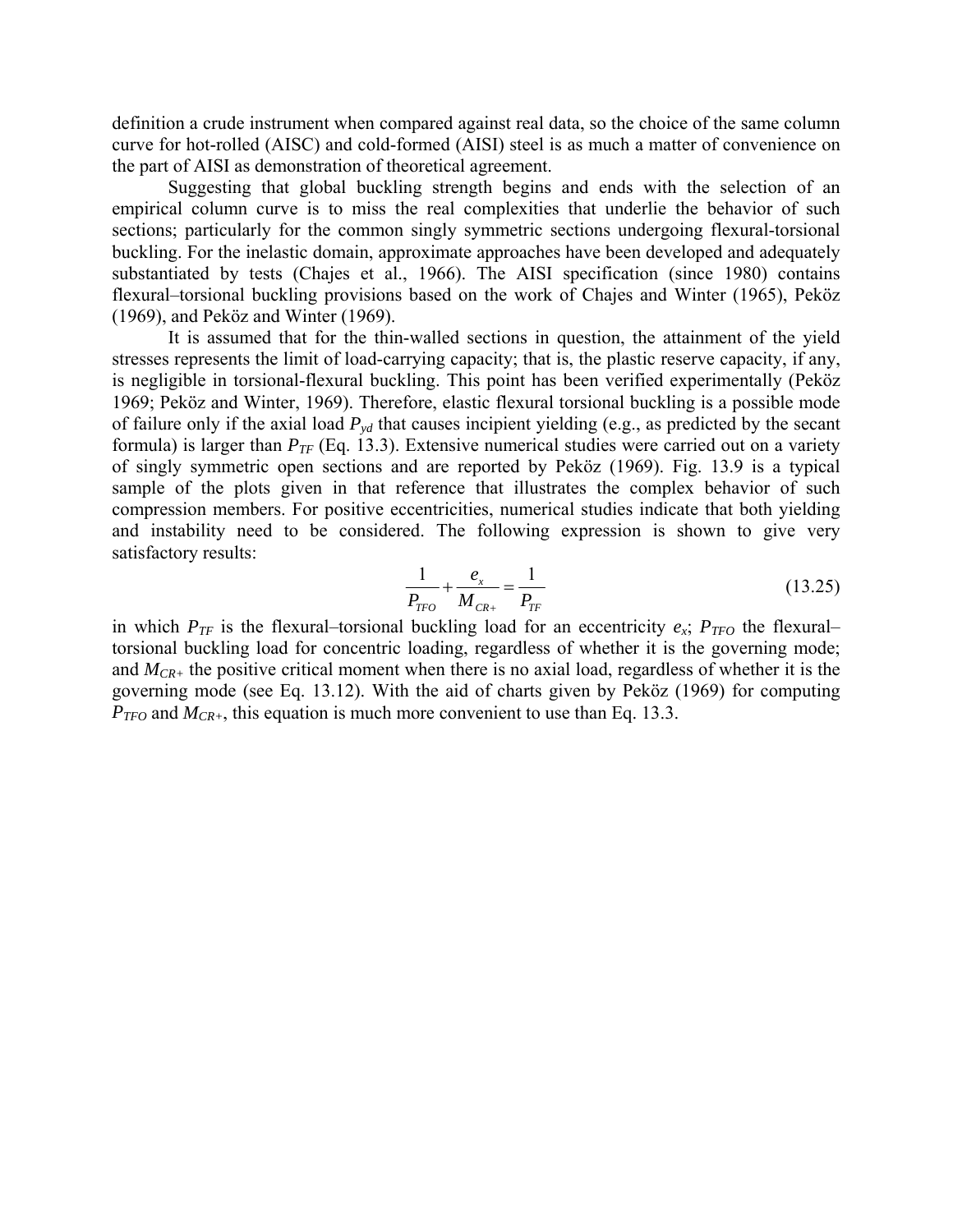definition a crude instrument when compared against real data, so the choice of the same column curve for hot-rolled (AISC) and cold-formed (AISI) steel is as much a matter of convenience on the part of AISI as demonstration of theoretical agreement.

Suggesting that global buckling strength begins and ends with the selection of an empirical column curve is to miss the real complexities that underlie the behavior of such sections; particularly for the common singly symmetric sections undergoing flexural-torsional buckling. For the inelastic domain, approximate approaches have been developed and adequately substantiated by tests (Chajes et al., 1966). The AISI specification (since 1980) contains flexural–torsional buckling provisions based on the work of Chajes and Winter (1965), Peköz (1969), and Peköz and Winter (1969).

It is assumed that for the thin-walled sections in question, the attainment of the yield stresses represents the limit of load-carrying capacity; that is, the plastic reserve capacity, if any, is negligible in torsional-flexural buckling. This point has been verified experimentally (Peköz 1969; Peköz and Winter, 1969). Therefore, elastic flexural torsional buckling is a possible mode of failure only if the axial load $P_{yd}$ that causes incipient yielding (e.g., as predicted by the secant formula) is larger than $P_{TF}$ (Eq. 13.3). Extensive numerical studies were carried out on a variety of singly symmetric open sections and are reported by Peköz (1969). Fig. 13.9 is a typical sample of the plots given in that reference that illustrates the complex behavior of such compression members. For positive eccentricities, numerical studies indicate that both yielding and instability need to be considered. The following expression is shown to give very satisfactory results:

$$\frac{1}{P_{TFO}} + \frac{e_x}{M_{CR+}} = \frac{1}{P_{TF}} \tag{13.25}$$

in which $P_{TF}$ is the flexural–torsional buckling load for an eccentricity $e_x$; $P_{TFO}$ the flexural–torsional buckling load for concentric loading, regardless of whether it is the governing mode; and $M_{CR+}$ the positive critical moment when there is no axial load, regardless of whether it is the governing mode (see Eq. 13.12). With the aid of charts given by Peköz (1969) for computing $P_{TFO}$ and $M_{CR+}$, this equation is much more convenient to use than Eq. 13.3.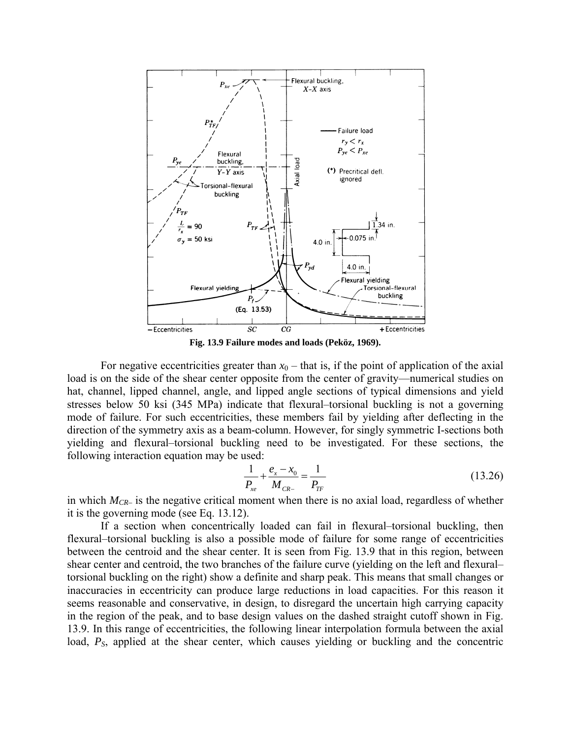**Fig. 13.9 Failure modes and loads (Peköz, 1969).**

For negative eccentricities greater than $x_0$ – that is, if the point of application of the axial load is on the side of the shear center opposite from the center of gravity—numerical studies on hat, channel, lipped channel, angle, and lipped angle sections of typical dimensions and yield stresses below 50 ksi (345 MPa) indicate that flexural–torsional buckling is not a governing mode of failure. For such eccentricities, these members fail by yielding after deflecting in the direction of the symmetry axis as a beam-column. However, for singly symmetric I-sections both yielding and flexural–torsional buckling need to be investigated. For these sections, the following interaction equation may be used:

$$\frac{1}{P_{xe}} + \frac{e_x - x_0}{M_{CR-}} = \frac{1}{P_{TF}} \tag{13.26}$$

in which $M_{CR-}$ is the negative critical moment when there is no axial load, regardless of whether it is the governing mode (see Eq. 13.12).

If a section when concentrically loaded can fail in flexural–torsional buckling, then flexural–torsional buckling is also a possible mode of failure for some range of eccentricities between the centroid and the shear center. It is seen from Fig. 13.9 that in this region, between shear center and centroid, the two branches of the failure curve (yielding on the left and flexural–torsional buckling on the right) show a definite and sharp peak. This means that small changes or inaccuracies in eccentricity can produce large reductions in load capacities. For this reason it seems reasonable and conservative, in design, to disregard the uncertain high carrying capacity in the region of the peak, and to base design values on the dashed straight cutoff shown in Fig. 13.9. In this range of eccentricities, the following linear interpolation formula between the axial load, $P_S$, applied at the shear center, which causes yielding or buckling and the concentric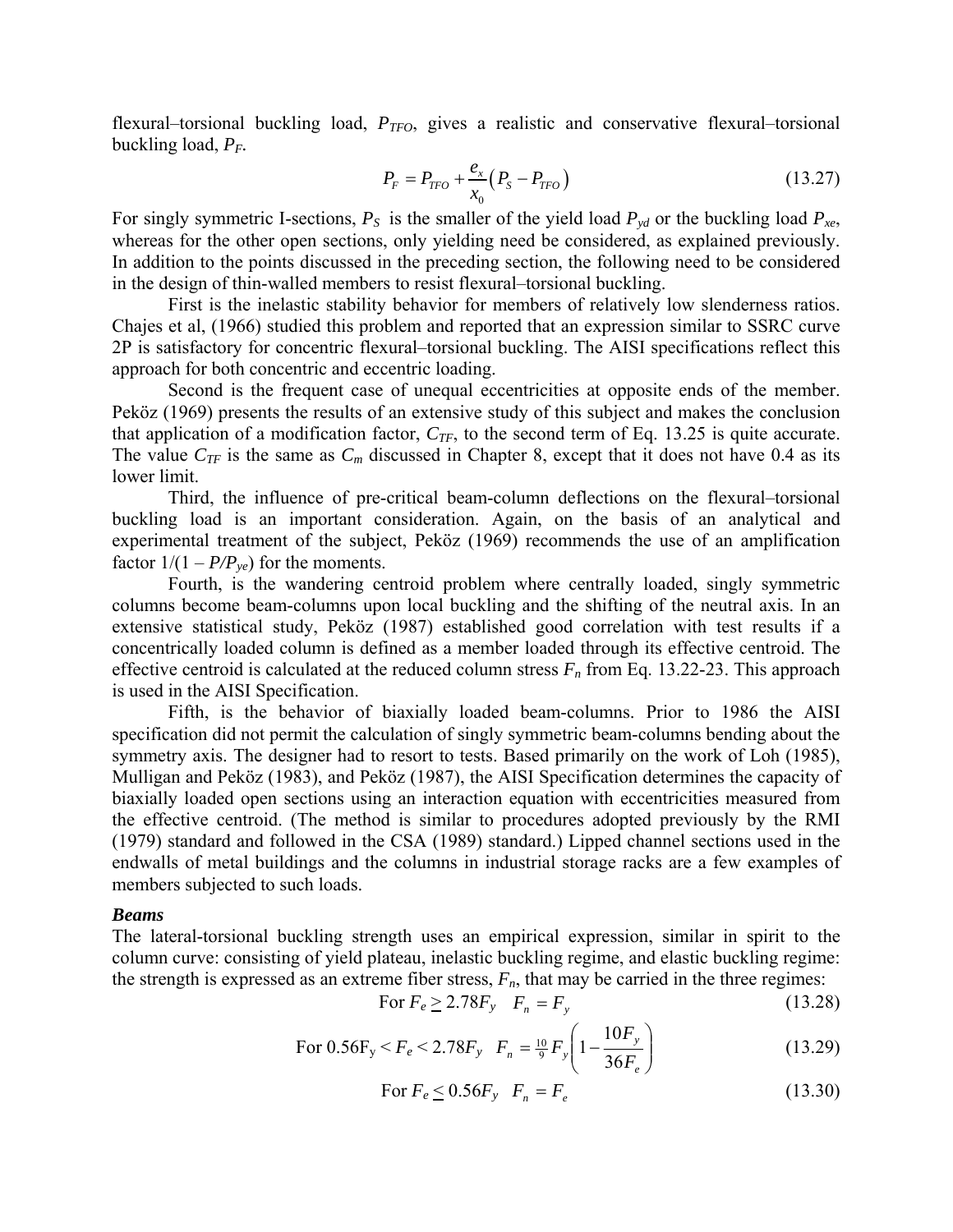flexural–torsional buckling load, $P_{TFO}$, gives a realistic and conservative flexural–torsional buckling load, $P_F$.

$$P_F = P_{TFO} + \frac{e_x}{x_0}\left(P_S - P_{TFO}\right) \tag{13.27}$$

For singly symmetric I-sections, $P_S$ is the smaller of the yield load $P_{yd}$ or the buckling load $P_{xe}$, whereas for the other open sections, only yielding need be considered, as explained previously. In addition to the points discussed in the preceding section, the following need to be considered in the design of thin-walled members to resist flexural–torsional buckling.

First is the inelastic stability behavior for members of relatively low slenderness ratios. Chajes et al, (1966) studied this problem and reported that an expression similar to SSRC curve 2P is satisfactory for concentric flexural–torsional buckling. The AISI specifications reflect this approach for both concentric and eccentric loading.

Second is the frequent case of unequal eccentricities at opposite ends of the member. Peköz (1969) presents the results of an extensive study of this subject and makes the conclusion that application of a modification factor, $C_{TF}$, to the second term of Eq. 13.25 is quite accurate. The value $C_{TF}$ is the same as $C_m$ discussed in Chapter 8, except that it does not have 0.4 as its lower limit.

Third, the influence of pre-critical beam-column deflections on the flexural–torsional buckling load is an important consideration. Again, on the basis of an analytical and experimental treatment of the subject, Peköz (1969) recommends the use of an amplification factor $1/(1 - P/P_{ye})$ for the moments.

Fourth, is the wandering centroid problem where centrally loaded, singly symmetric columns become beam-columns upon local buckling and the shifting of the neutral axis. In an extensive statistical study, Peköz (1987) established good correlation with test results if a concentrically loaded column is defined as a member loaded through its effective centroid. The effective centroid is calculated at the reduced column stress $F_n$ from Eq. 13.22-23. This approach is used in the AISI Specification.

Fifth, is the behavior of biaxially loaded beam-columns. Prior to 1986 the AISI specification did not permit the calculation of singly symmetric beam-columns bending about the symmetry axis. The designer had to resort to tests. Based primarily on the work of Loh (1985), Mulligan and Peköz (1983), and Peköz (1987), the AISI Specification determines the capacity of biaxially loaded open sections using an interaction equation with eccentricities measured from the effective centroid. (The method is similar to procedures adopted previously by the RMI (1979) standard and followed in the CSA (1989) standard.) Lipped channel sections used in the endwalls of metal buildings and the columns in industrial storage racks are a few examples of members subjected to such loads.

### *Beams*

The lateral-torsional buckling strength uses an empirical expression, similar in spirit to the column curve: consisting of yield plateau, inelastic buckling regime, and elastic buckling regime: the strength is expressed as an extreme fiber stress, $F_n$, that may be carried in the three regimes:

$$\text{For } F_e \geq 2.78F_y \quad F_n = F_y \tag{13.28}$$

$$\text{For } 0.56F_y < F_e < 2.78F_y \quad F_n = \tfrac{10}{9}F_y\left(1 - \frac{10F_y}{36F_e}\right) \tag{13.29}$$

$$\text{For } F_e \leq 0.56F_y \quad F_n = F_e \tag{13.30}$$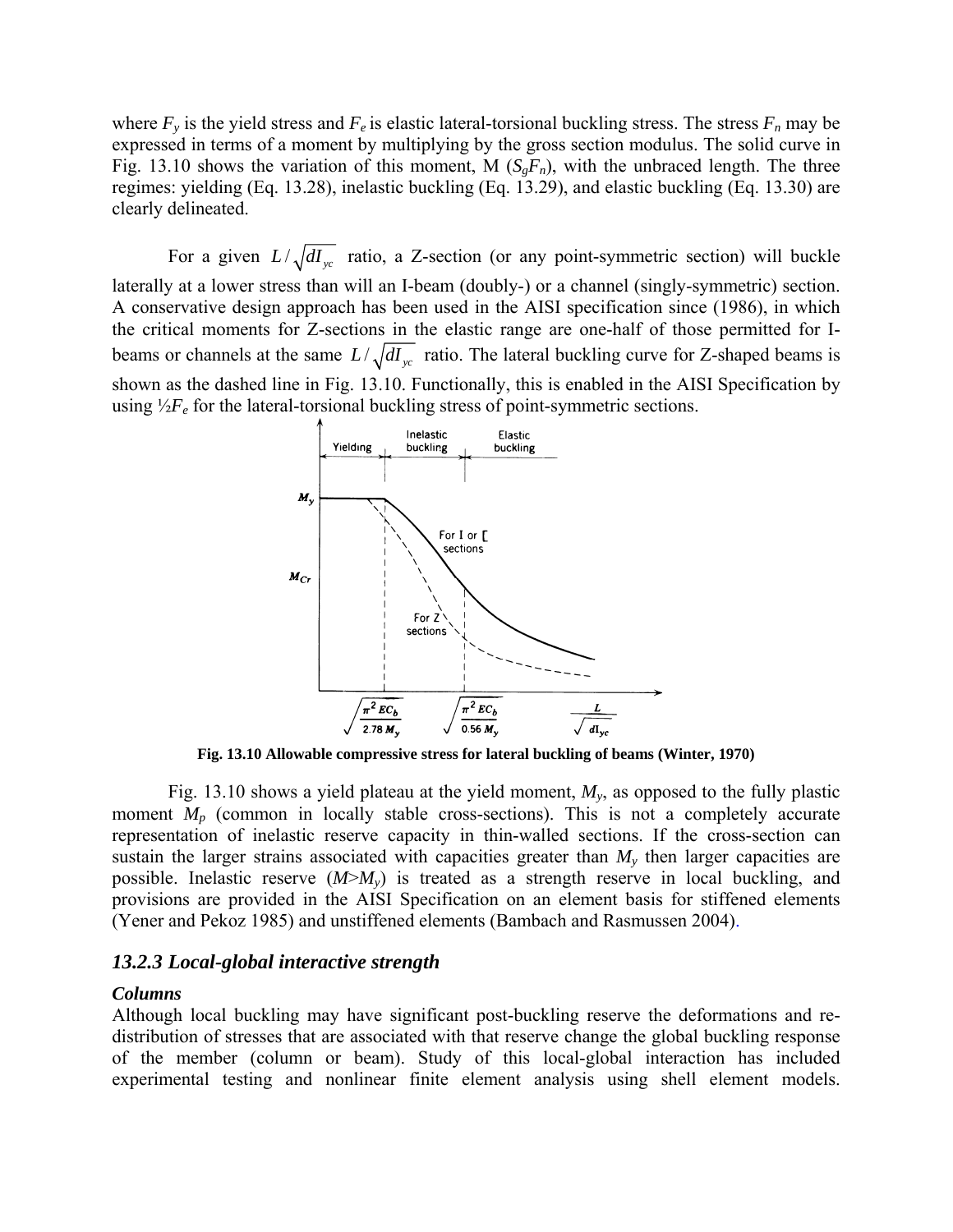where $F_y$ is the yield stress and $F_e$ is elastic lateral-torsional buckling stress. The stress $F_n$ may be expressed in terms of a moment by multiplying by the gross section modulus. The solid curve in Fig. 13.10 shows the variation of this moment, M ($S_gF_n$), with the unbraced length. The three regimes: yielding (Eq. 13.28), inelastic buckling (Eq. 13.29), and elastic buckling (Eq. 13.30) are clearly delineated.

For a given $L/\sqrt{dI_{yc}}$ ratio, a Z-section (or any point-symmetric section) will buckle laterally at a lower stress than will an I-beam (doubly-) or a channel (singly-symmetric) section. A conservative design approach has been used in the AISI specification since (1986), in which the critical moments for Z-sections in the elastic range are one-half of those permitted for I-beams or channels at the same $L/\sqrt{dI_{yc}}$ ratio. The lateral buckling curve for Z-shaped beams is shown as the dashed line in Fig. 13.10. Functionally, this is enabled in the AISI Specification by using ½$F_e$ for the lateral-torsional buckling stress of point-symmetric sections.

**Fig. 13.10 Allowable compressive stress for lateral buckling of beams (Winter, 1970)**

Fig. 13.10 shows a yield plateau at the yield moment, $M_y$, as opposed to the fully plastic moment $M_p$ (common in locally stable cross-sections). This is not a completely accurate representation of inelastic reserve capacity in thin-walled sections. If the cross-section can sustain the larger strains associated with capacities greater than $M_y$ then larger capacities are possible. Inelastic reserve ($M>M_y$) is treated as a strength reserve in local buckling, and provisions are provided in the AISI Specification on an element basis for stiffened elements (Yener and Pekoz 1985) and unstiffened elements (Bambach and Rasmussen 2004).

### *13.2.3 Local-global interactive strength*

***Columns***

Although local buckling may have significant post-buckling reserve the deformations and re-distribution of stresses that are associated with that reserve change the global buckling response of the member (column or beam). Study of this local-global interaction has included experimental testing and nonlinear finite element analysis using shell element models.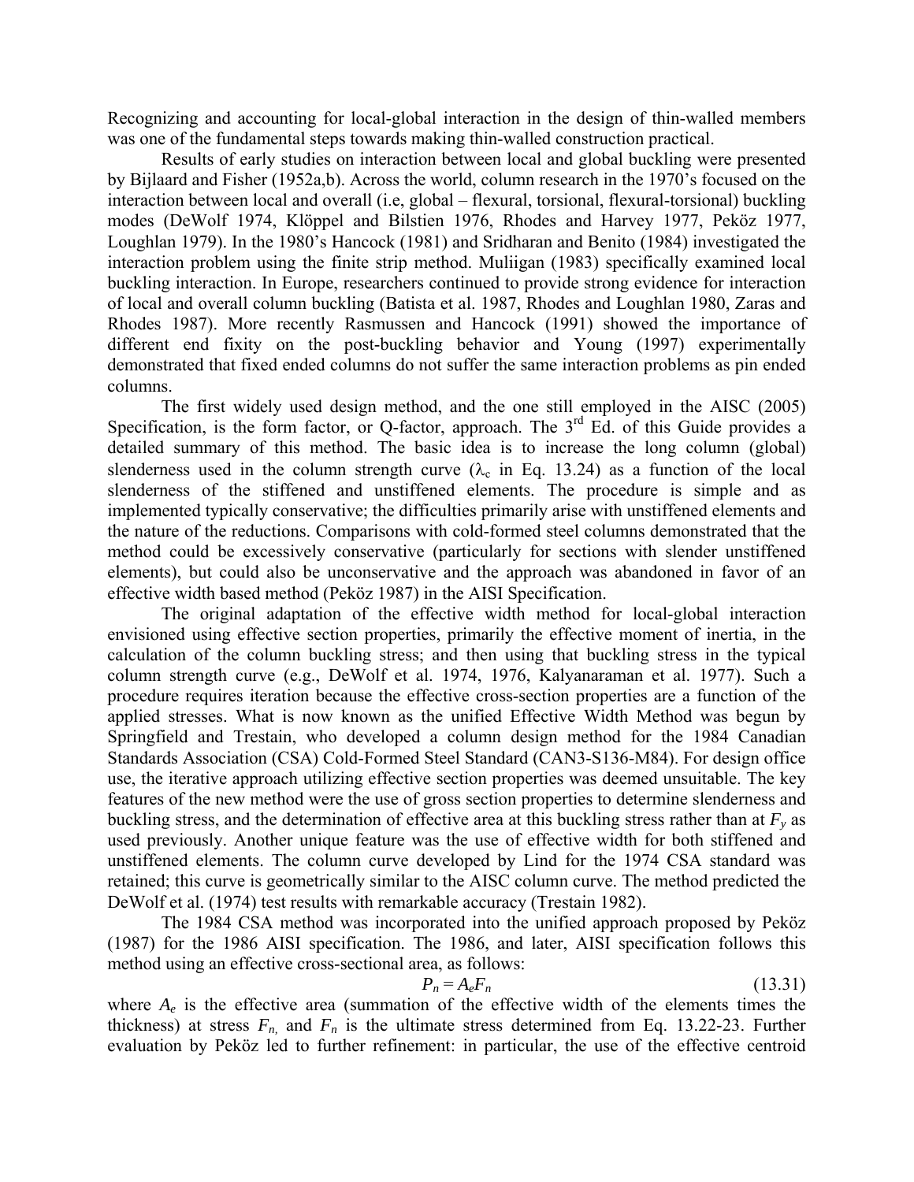Recognizing and accounting for local-global interaction in the design of thin-walled members was one of the fundamental steps towards making thin-walled construction practical.

Results of early studies on interaction between local and global buckling were presented by Bijlaard and Fisher (1952a,b). Across the world, column research in the 1970's focused on the interaction between local and overall (i.e, global – flexural, torsional, flexural-torsional) buckling modes (DeWolf 1974, Klöppel and Bilstien 1976, Rhodes and Harvey 1977, Peköz 1977, Loughlan 1979). In the 1980's Hancock (1981) and Sridharan and Benito (1984) investigated the interaction problem using the finite strip method. Muliigan (1983) specifically examined local buckling interaction. In Europe, researchers continued to provide strong evidence for interaction of local and overall column buckling (Batista et al. 1987, Rhodes and Loughlan 1980, Zaras and Rhodes 1987). More recently Rasmussen and Hancock (1991) showed the importance of different end fixity on the post-buckling behavior and Young (1997) experimentally demonstrated that fixed ended columns do not suffer the same interaction problems as pin ended columns.

The first widely used design method, and the one still employed in the AISC (2005) Specification, is the form factor, or Q-factor, approach. The 3rd Ed. of this Guide provides a detailed summary of this method. The basic idea is to increase the long column (global) slenderness used in the column strength curve ($\lambda_c$ in Eq. 13.24) as a function of the local slenderness of the stiffened and unstiffened elements. The procedure is simple and as implemented typically conservative; the difficulties primarily arise with unstiffened elements and the nature of the reductions. Comparisons with cold-formed steel columns demonstrated that the method could be excessively conservative (particularly for sections with slender unstiffened elements), but could also be unconservative and the approach was abandoned in favor of an effective width based method (Peköz 1987) in the AISI Specification.

The original adaptation of the effective width method for local-global interaction envisioned using effective section properties, primarily the effective moment of inertia, in the calculation of the column buckling stress; and then using that buckling stress in the typical column strength curve (e.g., DeWolf et al. 1974, 1976, Kalyanaraman et al. 1977). Such a procedure requires iteration because the effective cross-section properties are a function of the applied stresses. What is now known as the unified Effective Width Method was begun by Springfield and Trestain, who developed a column design method for the 1984 Canadian Standards Association (CSA) Cold-Formed Steel Standard (CAN3-S136-M84). For design office use, the iterative approach utilizing effective section properties was deemed unsuitable. The key features of the new method were the use of gross section properties to determine slenderness and buckling stress, and the determination of effective area at this buckling stress rather than at $F_y$ as used previously. Another unique feature was the use of effective width for both stiffened and unstiffened elements. The column curve developed by Lind for the 1974 CSA standard was retained; this curve is geometrically similar to the AISC column curve. The method predicted the DeWolf et al. (1974) test results with remarkable accuracy (Trestain 1982).

The 1984 CSA method was incorporated into the unified approach proposed by Peköz (1987) for the 1986 AISI specification. The 1986, and later, AISI specification follows this method using an effective cross-sectional area, as follows:

$$P_n = A_e F_n \tag{13.31}$$

where $A_e$ is the effective area (summation of the effective width of the elements times the thickness) at stress $F_n$, and $F_n$ is the ultimate stress determined from Eq. 13.22-23. Further evaluation by Peköz led to further refinement: in particular, the use of the effective centroid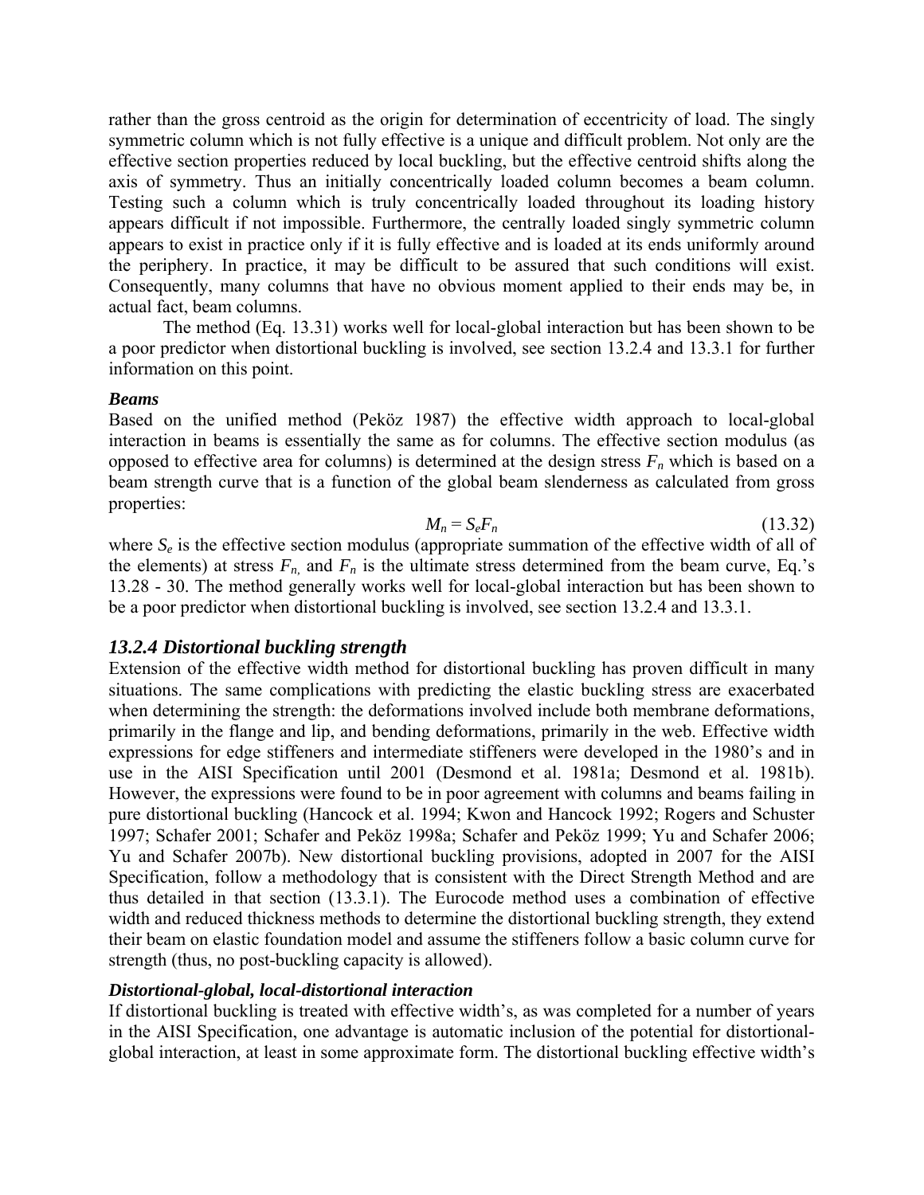rather than the gross centroid as the origin for determination of eccentricity of load. The singly symmetric column which is not fully effective is a unique and difficult problem. Not only are the effective section properties reduced by local buckling, but the effective centroid shifts along the axis of symmetry. Thus an initially concentrically loaded column becomes a beam column. Testing such a column which is truly concentrically loaded throughout its loading history appears difficult if not impossible. Furthermore, the centrally loaded singly symmetric column appears to exist in practice only if it is fully effective and is loaded at its ends uniformly around the periphery. In practice, it may be difficult to be assured that such conditions will exist. Consequently, many columns that have no obvious moment applied to their ends may be, in actual fact, beam columns.

The method (Eq. 13.31) works well for local-global interaction but has been shown to be a poor predictor when distortional buckling is involved, see section 13.2.4 and 13.3.1 for further information on this point.

***Beams***

Based on the unified method (Peköz 1987) the effective width approach to local-global interaction in beams is essentially the same as for columns. The effective section modulus (as opposed to effective area for columns) is determined at the design stress $F_n$ which is based on a beam strength curve that is a function of the global beam slenderness as calculated from gross properties:

$$M_n = S_e F_n \tag{13.32}$$

where $S_e$ is the effective section modulus (appropriate summation of the effective width of all of the elements) at stress $F_n$, and $F_n$ is the ultimate stress determined from the beam curve, Eq.'s 13.28 - 30. The method generally works well for local-global interaction but has been shown to be a poor predictor when distortional buckling is involved, see section 13.2.4 and 13.3.1.

### *13.2.4 Distortional buckling strength*

Extension of the effective width method for distortional buckling has proven difficult in many situations. The same complications with predicting the elastic buckling stress are exacerbated when determining the strength: the deformations involved include both membrane deformations, primarily in the flange and lip, and bending deformations, primarily in the web. Effective width expressions for edge stiffeners and intermediate stiffeners were developed in the 1980's and in use in the AISI Specification until 2001 (Desmond et al. 1981a; Desmond et al. 1981b). However, the expressions were found to be in poor agreement with columns and beams failing in pure distortional buckling (Hancock et al. 1994; Kwon and Hancock 1992; Rogers and Schuster 1997; Schafer 2001; Schafer and Peköz 1998a; Schafer and Peköz 1999; Yu and Schafer 2006; Yu and Schafer 2007b). New distortional buckling provisions, adopted in 2007 for the AISI Specification, follow a methodology that is consistent with the Direct Strength Method and are thus detailed in that section (13.3.1). The Eurocode method uses a combination of effective width and reduced thickness methods to determine the distortional buckling strength, they extend their beam on elastic foundation model and assume the stiffeners follow a basic column curve for strength (thus, no post-buckling capacity is allowed).

***Distortional-global, local-distortional interaction***

If distortional buckling is treated with effective width's, as was completed for a number of years in the AISI Specification, one advantage is automatic inclusion of the potential for distortional-global interaction, at least in some approximate form. The distortional buckling effective width's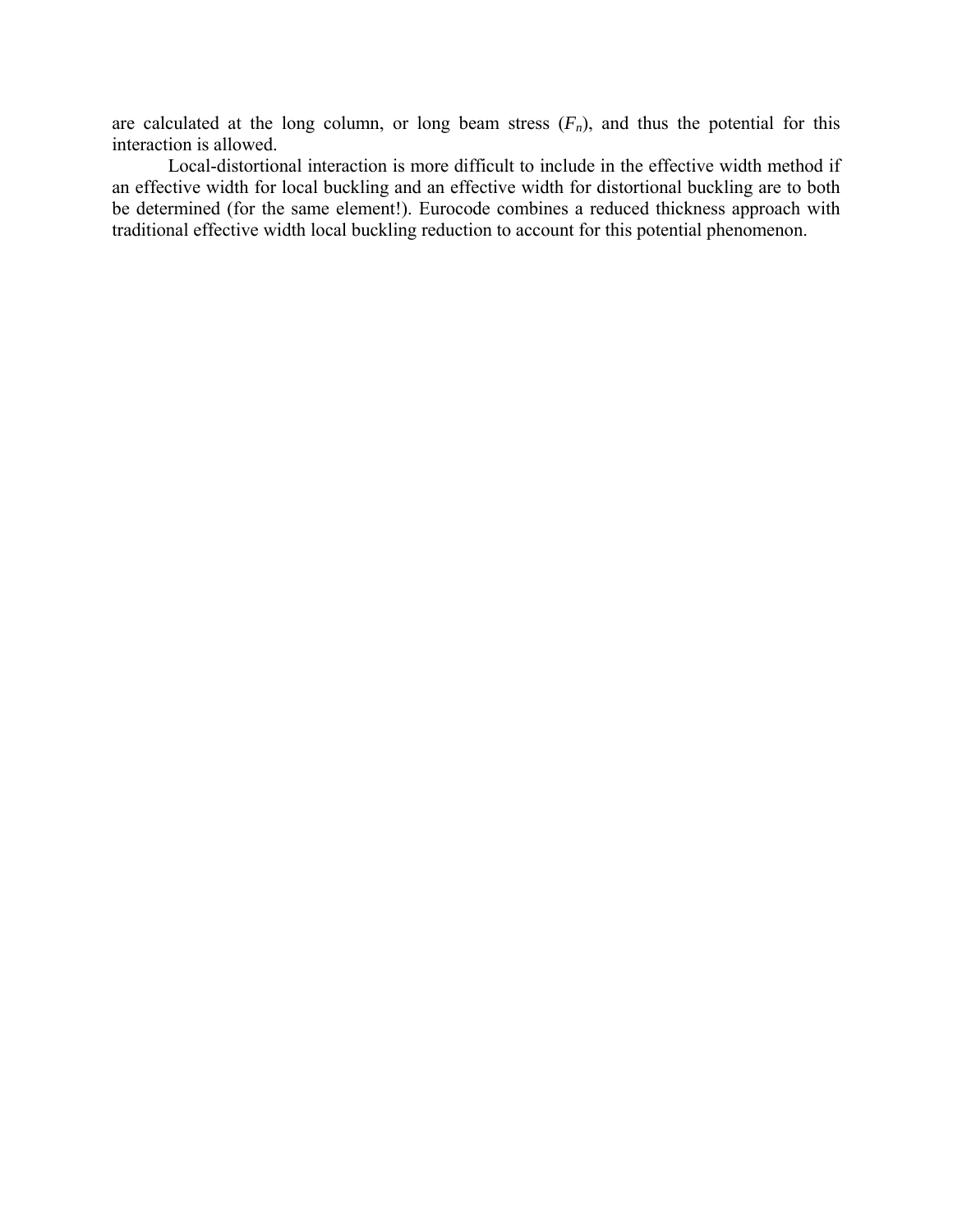are calculated at the long column, or long beam stress ($F_n$), and thus the potential for this interaction is allowed.

Local-distortional interaction is more difficult to include in the effective width method if an effective width for local buckling and an effective width for distortional buckling are to both be determined (for the same element!). Eurocode combines a reduced thickness approach with traditional effective width local buckling reduction to account for this potential phenomenon.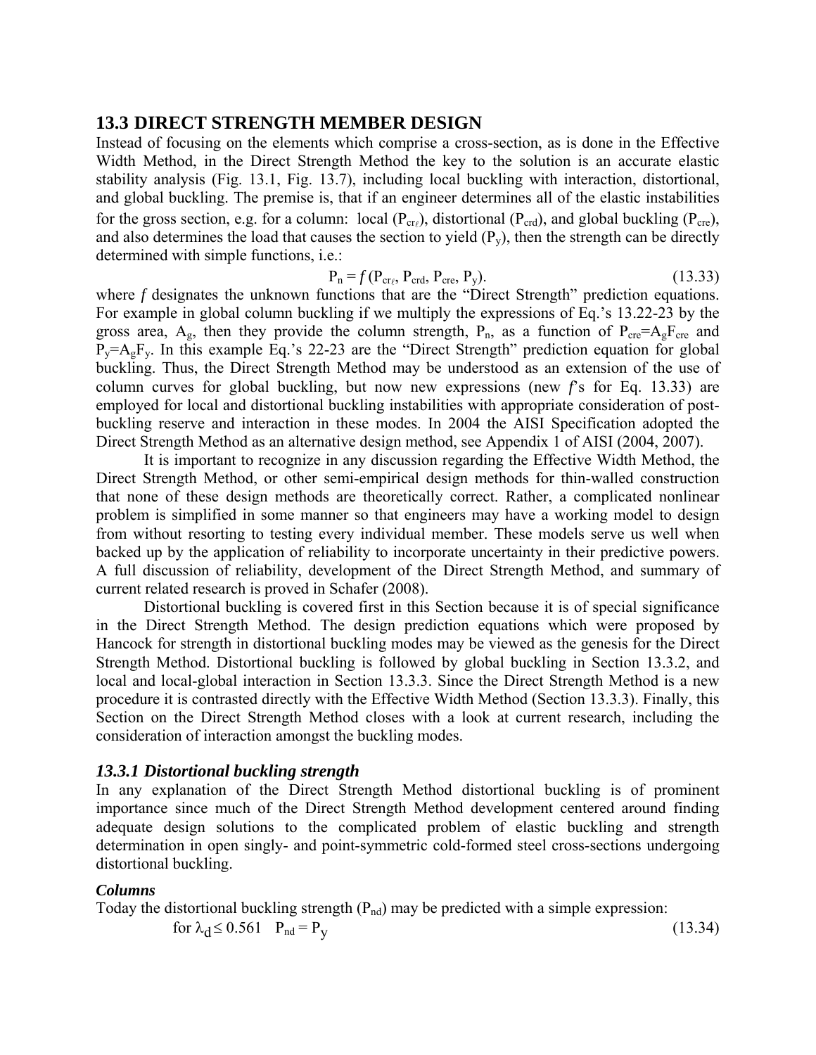## 13.3 DIRECT STRENGTH MEMBER DESIGN

Instead of focusing on the elements which comprise a cross-section, as is done in the Effective Width Method, in the Direct Strength Method the key to the solution is an accurate elastic stability analysis (Fig. 13.1, Fig. 13.7), including local buckling with interaction, distortional, and global buckling. The premise is, that if an engineer determines all of the elastic instabilities for the gross section, e.g. for a column: local ($P_{cr\ell}$), distortional ($P_{crd}$), and global buckling ($P_{cre}$), and also determines the load that causes the section to yield ($P_y$), then the strength can be directly determined with simple functions, i.e.:

$$P_n = f\,(P_{cr\ell}, P_{crd}, P_{cre}, P_y). \tag{13.33}$$

where *f* designates the unknown functions that are the "Direct Strength" prediction equations. For example in global column buckling if we multiply the expressions of Eq.'s 13.22-23 by the gross area, $A_g$, then they provide the column strength, $P_n$, as a function of $P_{cre}=A_gF_{cre}$ and $P_y=A_gF_y$. In this example Eq.'s 22-23 are the "Direct Strength" prediction equation for global buckling. Thus, the Direct Strength Method may be understood as an extension of the use of column curves for global buckling, but now new expressions (new *f*'s for Eq. 13.33) are employed for local and distortional buckling instabilities with appropriate consideration of post-buckling reserve and interaction in these modes. In 2004 the AISI Specification adopted the Direct Strength Method as an alternative design method, see Appendix 1 of AISI (2004, 2007).

It is important to recognize in any discussion regarding the Effective Width Method, the Direct Strength Method, or other semi-empirical design methods for thin-walled construction that none of these design methods are theoretically correct. Rather, a complicated nonlinear problem is simplified in some manner so that engineers may have a working model to design from without resorting to testing every individual member. These models serve us well when backed up by the application of reliability to incorporate uncertainty in their predictive powers. A full discussion of reliability, development of the Direct Strength Method, and summary of current related research is proved in Schafer (2008).

Distortional buckling is covered first in this Section because it is of special significance in the Direct Strength Method. The design prediction equations which were proposed by Hancock for strength in distortional buckling modes may be viewed as the genesis for the Direct Strength Method. Distortional buckling is followed by global buckling in Section 13.3.2, and local and local-global interaction in Section 13.3.3. Since the Direct Strength Method is a new procedure it is contrasted directly with the Effective Width Method (Section 13.3.3). Finally, this Section on the Direct Strength Method closes with a look at current research, including the consideration of interaction amongst the buckling modes.

### *13.3.1 Distortional buckling strength*

In any explanation of the Direct Strength Method distortional buckling is of prominent importance since much of the Direct Strength Method development centered around finding adequate design solutions to the complicated problem of elastic buckling and strength determination in open singly- and point-symmetric cold-formed steel cross-sections undergoing distortional buckling.

***Columns***

Today the distortional buckling strength ($P_{nd}$) may be predicted with a simple expression:

$$\text{for } \lambda_d \le 0.561 \quad P_{nd} = P_y \tag{13.34}$$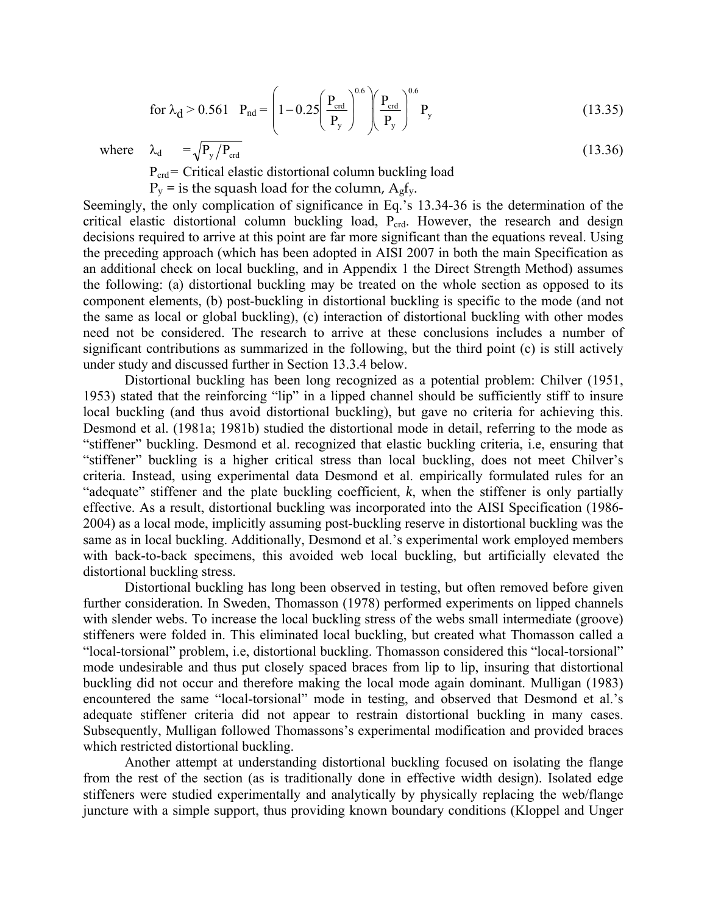$$\text{for } \lambda_d > 0.561 \quad P_{nd} = \left(1 - 0.25\left(\frac{P_{crd}}{P_y}\right)^{0.6}\right)\left(\frac{P_{crd}}{P_y}\right)^{0.6} P_y \tag{13.35}$$

where $\lambda_d = \sqrt{P_y / P_{crd}}$ (13.36)

$P_{crd}$ = Critical elastic distortional column buckling load

$P_y$ = is the squash load for the column, $A_g f_y$.

Seemingly, the only complication of significance in Eq.'s 13.34-36 is the determination of the critical elastic distortional column buckling load, $P_{crd}$. However, the research and design decisions required to arrive at this point are far more significant than the equations reveal. Using the preceding approach (which has been adopted in AISI 2007 in both the main Specification as an additional check on local buckling, and in Appendix 1 the Direct Strength Method) assumes the following: (a) distortional buckling may be treated on the whole section as opposed to its component elements, (b) post-buckling in distortional buckling is specific to the mode (and not the same as local or global buckling), (c) interaction of distortional buckling with other modes need not be considered. The research to arrive at these conclusions includes a number of significant contributions as summarized in the following, but the third point (c) is still actively under study and discussed further in Section 13.3.4 below.

Distortional buckling has been long recognized as a potential problem: Chilver (1951, 1953) stated that the reinforcing "lip" in a lipped channel should be sufficiently stiff to insure local buckling (and thus avoid distortional buckling), but gave no criteria for achieving this. Desmond et al. (1981a; 1981b) studied the distortional mode in detail, referring to the mode as "stiffener" buckling. Desmond et al. recognized that elastic buckling criteria, i.e, ensuring that "stiffener" buckling is a higher critical stress than local buckling, does not meet Chilver's criteria. Instead, using experimental data Desmond et al. empirically formulated rules for an "adequate" stiffener and the plate buckling coefficient, *k*, when the stiffener is only partially effective. As a result, distortional buckling was incorporated into the AISI Specification (1986-2004) as a local mode, implicitly assuming post-buckling reserve in distortional buckling was the same as in local buckling. Additionally, Desmond et al.'s experimental work employed members with back-to-back specimens, this avoided web local buckling, but artificially elevated the distortional buckling stress.

Distortional buckling has long been observed in testing, but often removed before given further consideration. In Sweden, Thomasson (1978) performed experiments on lipped channels with slender webs. To increase the local buckling stress of the webs small intermediate (groove) stiffeners were folded in. This eliminated local buckling, but created what Thomasson called a "local-torsional" problem, i.e, distortional buckling. Thomasson considered this "local-torsional" mode undesirable and thus put closely spaced braces from lip to lip, insuring that distortional buckling did not occur and therefore making the local mode again dominant. Mulligan (1983) encountered the same "local-torsional" mode in testing, and observed that Desmond et al.'s adequate stiffener criteria did not appear to restrain distortional buckling in many cases. Subsequently, Mulligan followed Thomassons's experimental modification and provided braces which restricted distortional buckling.

Another attempt at understanding distortional buckling focused on isolating the flange from the rest of the section (as is traditionally done in effective width design). Isolated edge stiffeners were studied experimentally and analytically by physically replacing the web/flange juncture with a simple support, thus providing known boundary conditions (Kloppel and Unger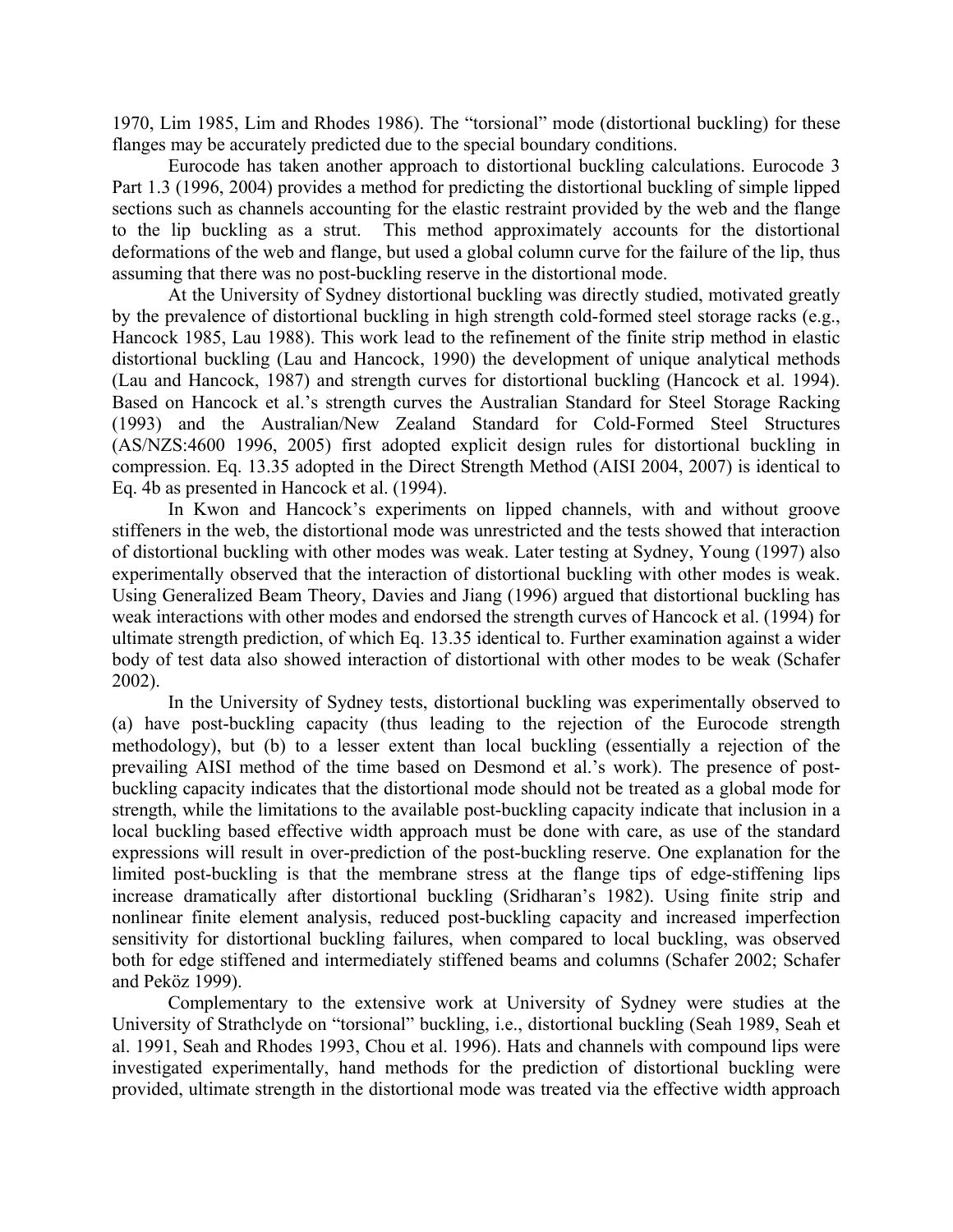1970, Lim 1985, Lim and Rhodes 1986). The "torsional" mode (distortional buckling) for these flanges may be accurately predicted due to the special boundary conditions.

Eurocode has taken another approach to distortional buckling calculations. Eurocode 3 Part 1.3 (1996, 2004) provides a method for predicting the distortional buckling of simple lipped sections such as channels accounting for the elastic restraint provided by the web and the flange to the lip buckling as a strut. This method approximately accounts for the distortional deformations of the web and flange, but used a global column curve for the failure of the lip, thus assuming that there was no post-buckling reserve in the distortional mode.

At the University of Sydney distortional buckling was directly studied, motivated greatly by the prevalence of distortional buckling in high strength cold-formed steel storage racks (e.g., Hancock 1985, Lau 1988). This work lead to the refinement of the finite strip method in elastic distortional buckling (Lau and Hancock, 1990) the development of unique analytical methods (Lau and Hancock, 1987) and strength curves for distortional buckling (Hancock et al. 1994). Based on Hancock et al.'s strength curves the Australian Standard for Steel Storage Racking (1993) and the Australian/New Zealand Standard for Cold-Formed Steel Structures (AS/NZS:4600 1996, 2005) first adopted explicit design rules for distortional buckling in compression. Eq. 13.35 adopted in the Direct Strength Method (AISI 2004, 2007) is identical to Eq. 4b as presented in Hancock et al. (1994).

In Kwon and Hancock's experiments on lipped channels, with and without groove stiffeners in the web, the distortional mode was unrestricted and the tests showed that interaction of distortional buckling with other modes was weak. Later testing at Sydney, Young (1997) also experimentally observed that the interaction of distortional buckling with other modes is weak. Using Generalized Beam Theory, Davies and Jiang (1996) argued that distortional buckling has weak interactions with other modes and endorsed the strength curves of Hancock et al. (1994) for ultimate strength prediction, of which Eq. 13.35 identical to. Further examination against a wider body of test data also showed interaction of distortional with other modes to be weak (Schafer 2002).

In the University of Sydney tests, distortional buckling was experimentally observed to (a) have post-buckling capacity (thus leading to the rejection of the Eurocode strength methodology), but (b) to a lesser extent than local buckling (essentially a rejection of the prevailing AISI method of the time based on Desmond et al.'s work). The presence of post-buckling capacity indicates that the distortional mode should not be treated as a global mode for strength, while the limitations to the available post-buckling capacity indicate that inclusion in a local buckling based effective width approach must be done with care, as use of the standard expressions will result in over-prediction of the post-buckling reserve. One explanation for the limited post-buckling is that the membrane stress at the flange tips of edge-stiffening lips increase dramatically after distortional buckling (Sridharan's 1982). Using finite strip and nonlinear finite element analysis, reduced post-buckling capacity and increased imperfection sensitivity for distortional buckling failures, when compared to local buckling, was observed both for edge stiffened and intermediately stiffened beams and columns (Schafer 2002; Schafer and Peköz 1999).

Complementary to the extensive work at University of Sydney were studies at the University of Strathclyde on "torsional" buckling, i.e., distortional buckling (Seah 1989, Seah et al. 1991, Seah and Rhodes 1993, Chou et al. 1996). Hats and channels with compound lips were investigated experimentally, hand methods for the prediction of distortional buckling were provided, ultimate strength in the distortional mode was treated via the effective width approach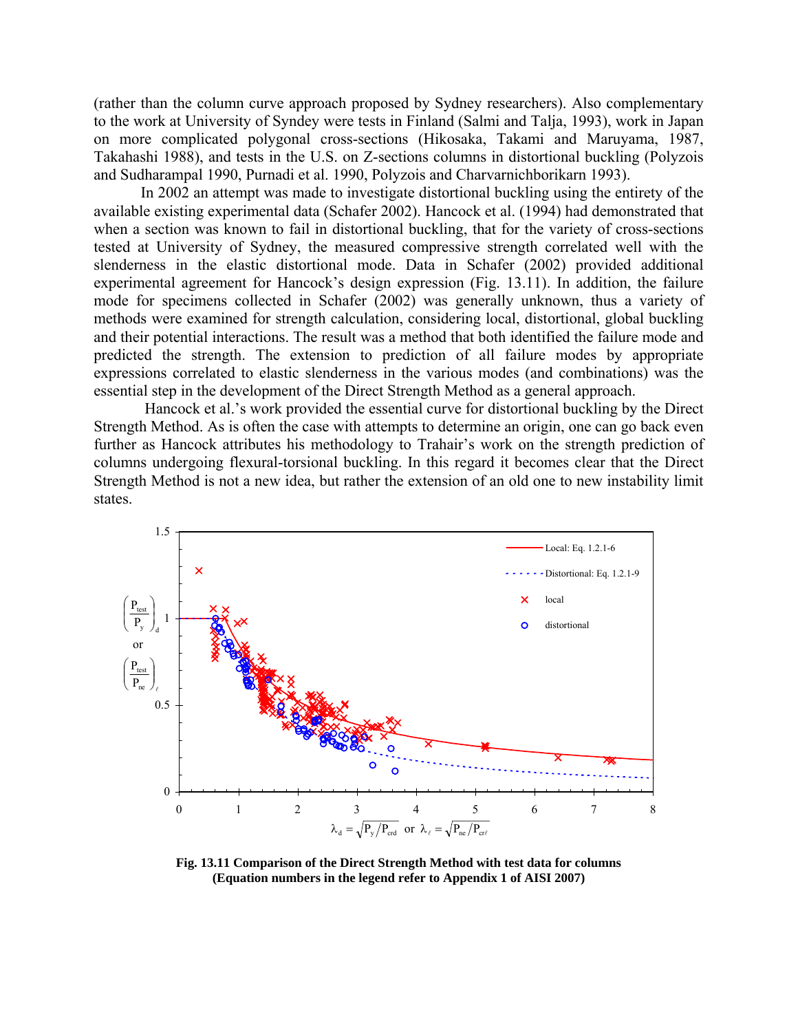(rather than the column curve approach proposed by Sydney researchers). Also complementary to the work at University of Syndey were tests in Finland (Salmi and Talja, 1993), work in Japan on more complicated polygonal cross-sections (Hikosaka, Takami and Maruyama, 1987, Takahashi 1988), and tests in the U.S. on Z-sections columns in distortional buckling (Polyzois and Sudharampal 1990, Purnadi et al. 1990, Polyzois and Charvarnichborikarn 1993).

In 2002 an attempt was made to investigate distortional buckling using the entirety of the available existing experimental data (Schafer 2002). Hancock et al. (1994) had demonstrated that when a section was known to fail in distortional buckling, that for the variety of cross-sections tested at University of Sydney, the measured compressive strength correlated well with the slenderness in the elastic distortional mode. Data in Schafer (2002) provided additional experimental agreement for Hancock's design expression (Fig. 13.11). In addition, the failure mode for specimens collected in Schafer (2002) was generally unknown, thus a variety of methods were examined for strength calculation, considering local, distortional, global buckling and their potential interactions. The result was a method that both identified the failure mode and predicted the strength. The extension to prediction of all failure modes by appropriate expressions correlated to elastic slenderness in the various modes (and combinations) was the essential step in the development of the Direct Strength Method as a general approach.

Hancock et al.'s work provided the essential curve for distortional buckling by the Direct Strength Method. As is often the case with attempts to determine an origin, one can go back even further as Hancock attributes his methodology to Trahair's work on the strength prediction of columns undergoing flexural-torsional buckling. In this regard it becomes clear that the Direct Strength Method is not a new idea, but rather the extension of an old one to new instability limit states.

**Fig. 13.11 Comparison of the Direct Strength Method with test data for columns (Equation numbers in the legend refer to Appendix 1 of AISI 2007)**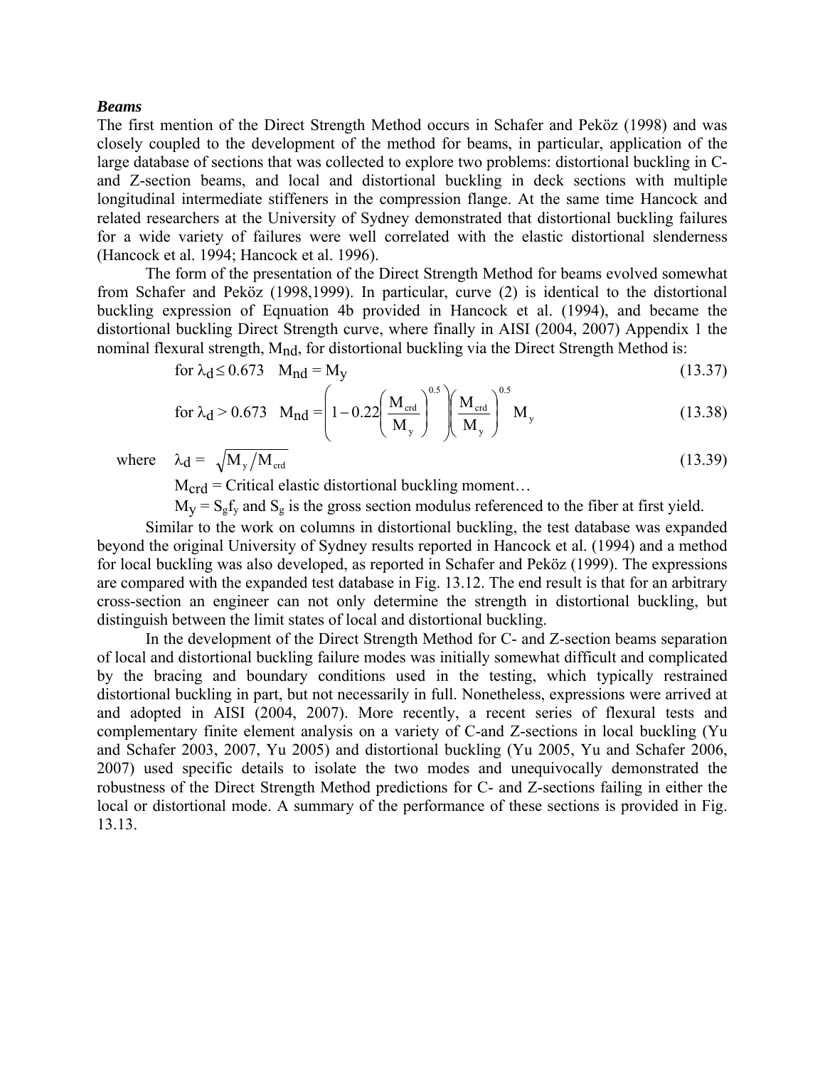***Beams***

The first mention of the Direct Strength Method occurs in Schafer and Peköz (1998) and was closely coupled to the development of the method for beams, in particular, application of the large database of sections that was collected to explore two problems: distortional buckling in C- and Z-section beams, and local and distortional buckling in deck sections with multiple longitudinal intermediate stiffeners in the compression flange. At the same time Hancock and related researchers at the University of Sydney demonstrated that distortional buckling failures for a wide variety of failures were well correlated with the elastic distortional slenderness (Hancock et al. 1994; Hancock et al. 1996).

The form of the presentation of the Direct Strength Method for beams evolved somewhat from Schafer and Peköz (1998,1999). In particular, curve (2) is identical to the distortional buckling expression of Eqnuation 4b provided in Hancock et al. (1994), and became the distortional buckling Direct Strength curve, where finally in AISI (2004, 2007) Appendix 1 the nominal flexural strength, $M_{nd}$, for distortional buckling via the Direct Strength Method is:

$$\text{for } \lambda_d \leq 0.673 \quad M_{nd} = M_y \tag{13.37}$$

$$\text{for } \lambda_d > 0.673 \quad M_{nd} = \left(1 - 0.22\left(\frac{M_{crd}}{M_y}\right)^{0.5}\right)\left(\frac{M_{crd}}{M_y}\right)^{0.5} M_y \tag{13.38}$$

where $\quad \lambda_d = \sqrt{M_y / M_{crd}}$ (13.39)

$M_{crd}$ = Critical elastic distortional buckling moment…

$M_y = S_g f_y$ and $S_g$ is the gross section modulus referenced to the fiber at first yield.

Similar to the work on columns in distortional buckling, the test database was expanded beyond the original University of Sydney results reported in Hancock et al. (1994) and a method for local buckling was also developed, as reported in Schafer and Peköz (1999). The expressions are compared with the expanded test database in Fig. 13.12. The end result is that for an arbitrary cross-section an engineer can not only determine the strength in distortional buckling, but distinguish between the limit states of local and distortional buckling.

In the development of the Direct Strength Method for C- and Z-section beams separation of local and distortional buckling failure modes was initially somewhat difficult and complicated by the bracing and boundary conditions used in the testing, which typically restrained distortional buckling in part, but not necessarily in full. Nonetheless, expressions were arrived at and adopted in AISI (2004, 2007). More recently, a recent series of flexural tests and complementary finite element analysis on a variety of C-and Z-sections in local buckling (Yu and Schafer 2003, 2007, Yu 2005) and distortional buckling (Yu 2005, Yu and Schafer 2006, 2007) used specific details to isolate the two modes and unequivocally demonstrated the robustness of the Direct Strength Method predictions for C- and Z-sections failing in either the local or distortional mode. A summary of the performance of these sections is provided in Fig. 13.13.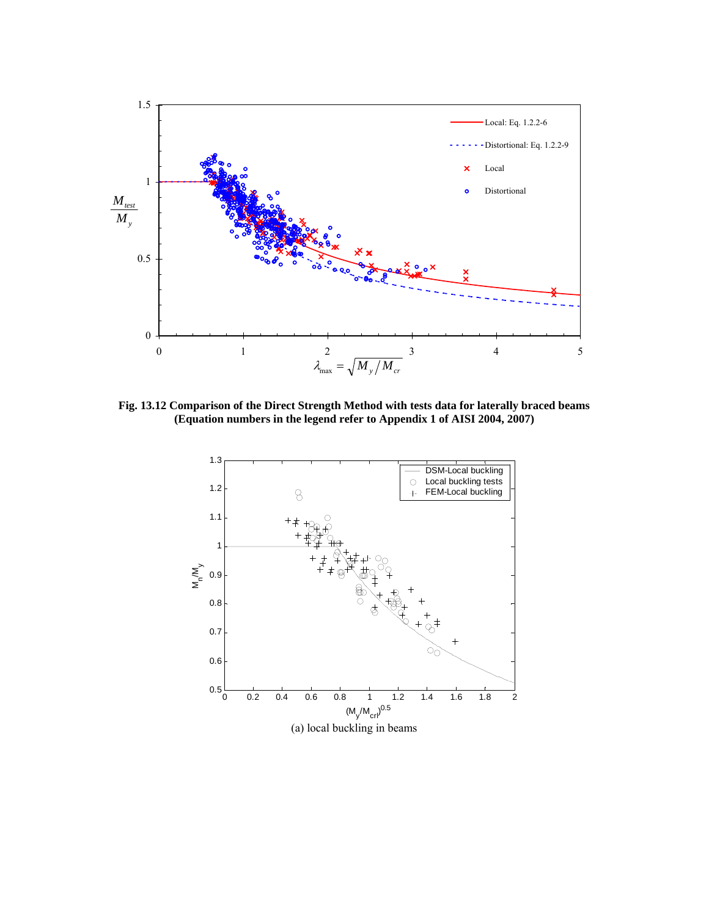**Fig. 13.12 Comparison of the Direct Strength Method with tests data for laterally braced beams (Equation numbers in the legend refer to Appendix 1 of AISI 2004, 2007)**

(a) local buckling in beams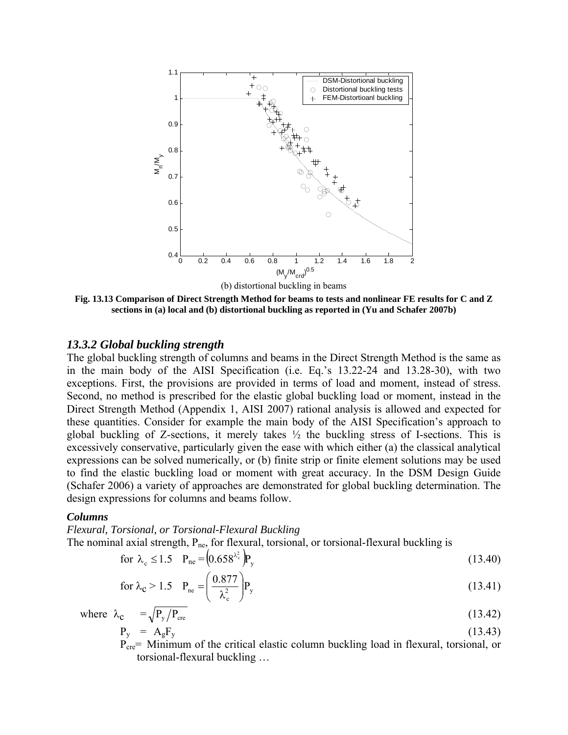(b) distortional buckling in beams

**Fig. 13.13 Comparison of Direct Strength Method for beams to tests and nonlinear FE results for C and Z sections in (a) local and (b) distortional buckling as reported in (Yu and Schafer 2007b)**

### *13.3.2 Global buckling strength*

The global buckling strength of columns and beams in the Direct Strength Method is the same as in the main body of the AISI Specification (i.e. Eq.'s 13.22-24 and 13.28-30), with two exceptions. First, the provisions are provided in terms of load and moment, instead of stress. Second, no method is prescribed for the elastic global buckling load or moment, instead in the Direct Strength Method (Appendix 1, AISI 2007) rational analysis is allowed and expected for these quantities. Consider for example the main body of the AISI Specification's approach to global buckling of Z-sections, it merely takes ½ the buckling stress of I-sections. This is excessively conservative, particularly given the ease with which either (a) the classical analytical expressions can be solved numerically, or (b) finite strip or finite element solutions may be used to find the elastic buckling load or moment with great accuracy. In the DSM Design Guide (Schafer 2006) a variety of approaches are demonstrated for global buckling determination. The design expressions for columns and beams follow.

***Columns***

*Flexural, Torsional, or Torsional-Flexural Buckling*

The nominal axial strength, $P_{ne}$, for flexural, torsional, or torsional-flexural buckling is

$$\text{for } \lambda_c \leq 1.5 \quad P_{ne} = \left(0.658^{\lambda_c^2}\right)P_y \tag{13.40}$$

$$\text{for } \lambda_c > 1.5 \quad P_{ne} = \left(\frac{0.877}{\lambda_c^2}\right)P_y \tag{13.41}$$

where

$$\lambda_c = \sqrt{P_y / P_{cre}} \tag{13.42}$$

$$P_y = A_g F_y \tag{13.43}$$

$P_{cre}$= Minimum of the critical elastic column buckling load in flexural, torsional, or torsional-flexural buckling …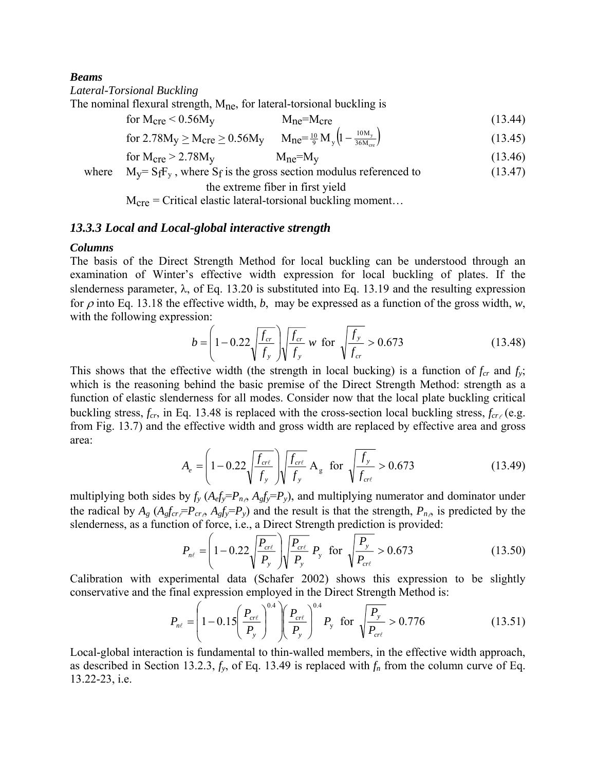***Beams***

*Lateral-Torsional Buckling*

The nominal flexural strength, $M_{ne}$, for lateral-torsional buckling is

for $M_{cre} < 0.56M_y$ $\qquad$ $M_{ne}=M_{cre}$ $\qquad$ (13.44)

for $2.78M_y \geq M_{cre} \geq 0.56M_y$ $\qquad$ $M_{ne}=\frac{10}{9}M_y\left(1-\frac{10M_y}{36M_{cre}}\right)$ $\qquad$ (13.45)

for $M_{cre} > 2.78M_y$ $\qquad$ $M_{ne}=M_y$ $\qquad$ (13.46)

where $M_y= S_f F_y$ , where $S_f$ is the gross section modulus referenced to the extreme fiber in first yield $\qquad$ (13.47)

$M_{cre}$ = Critical elastic lateral-torsional buckling moment…

### *13.3.3 Local and Local-global interactive strength*

***Columns***

The basis of the Direct Strength Method for local buckling can be understood through an examination of Winter's effective width expression for local buckling of plates. If the slenderness parameter, $\lambda$, of Eq. 13.20 is substituted into Eq. 13.19 and the resulting expression for $\rho$ into Eq. 13.18 the effective width, *b*, may be expressed as a function of the gross width, *w*, with the following expression:

$$b = \left(1 - 0.22\sqrt{\frac{f_{cr}}{f_y}}\right)\sqrt{\frac{f_{cr}}{f_y}}\, w \;\text{ for }\; \sqrt{\frac{f_y}{f_{cr}}} > 0.673 \qquad (13.48)$$

This shows that the effective width (the strength in local bucking) is a function of $f_{cr}$ and $f_y$; which is the reasoning behind the basic premise of the Direct Strength Method: strength as a function of elastic slenderness for all modes. Consider now that the local plate buckling critical buckling stress, $f_{cr}$, in Eq. 13.48 is replaced with the cross-section local buckling stress, $f_{cr\ell}$ (e.g. from Fig. 13.7) and the effective width and gross width are replaced by effective area and gross area:

$$A_e = \left(1 - 0.22\sqrt{\frac{f_{cr\ell}}{f_y}}\right)\sqrt{\frac{f_{cr\ell}}{f_y}}\, A_g \;\text{ for }\; \sqrt{\frac{f_y}{f_{cr\ell}}} > 0.673 \qquad (13.49)$$

multiplying both sides by $f_y$ ($A_e f_y=P_{n\ell}$, $A_g f_y=P_y$), and multiplying numerator and dominator under the radical by $A_g$ ($A_g f_{cr\ell}=P_{cr\ell}$, $A_g f_y=P_y$) and the result is that the strength, $P_{n\ell}$, is predicted by the slenderness, as a function of force, i.e., a Direct Strength prediction is provided:

$$P_{n\ell} = \left(1 - 0.22\sqrt{\frac{P_{cr\ell}}{P_y}}\right)\sqrt{\frac{P_{cr\ell}}{P_y}}\, P_y \;\text{ for }\; \sqrt{\frac{P_y}{P_{cr\ell}}} > 0.673 \qquad (13.50)$$

Calibration with experimental data (Schafer 2002) shows this expression to be slightly conservative and the final expression employed in the Direct Strength Method is:

$$P_{n\ell} = \left(1 - 0.15\left(\frac{P_{cr\ell}}{P_y}\right)^{0.4}\right)\left(\frac{P_{cr\ell}}{P_y}\right)^{0.4} P_y \;\text{ for }\; \sqrt{\frac{P_y}{P_{cr\ell}}} > 0.776 \qquad (13.51)$$

Local-global interaction is fundamental to thin-walled members, in the effective width approach, as described in Section 13.2.3, $f_y$, of Eq. 13.49 is replaced with $f_n$ from the column curve of Eq. 13.22-23, i.e.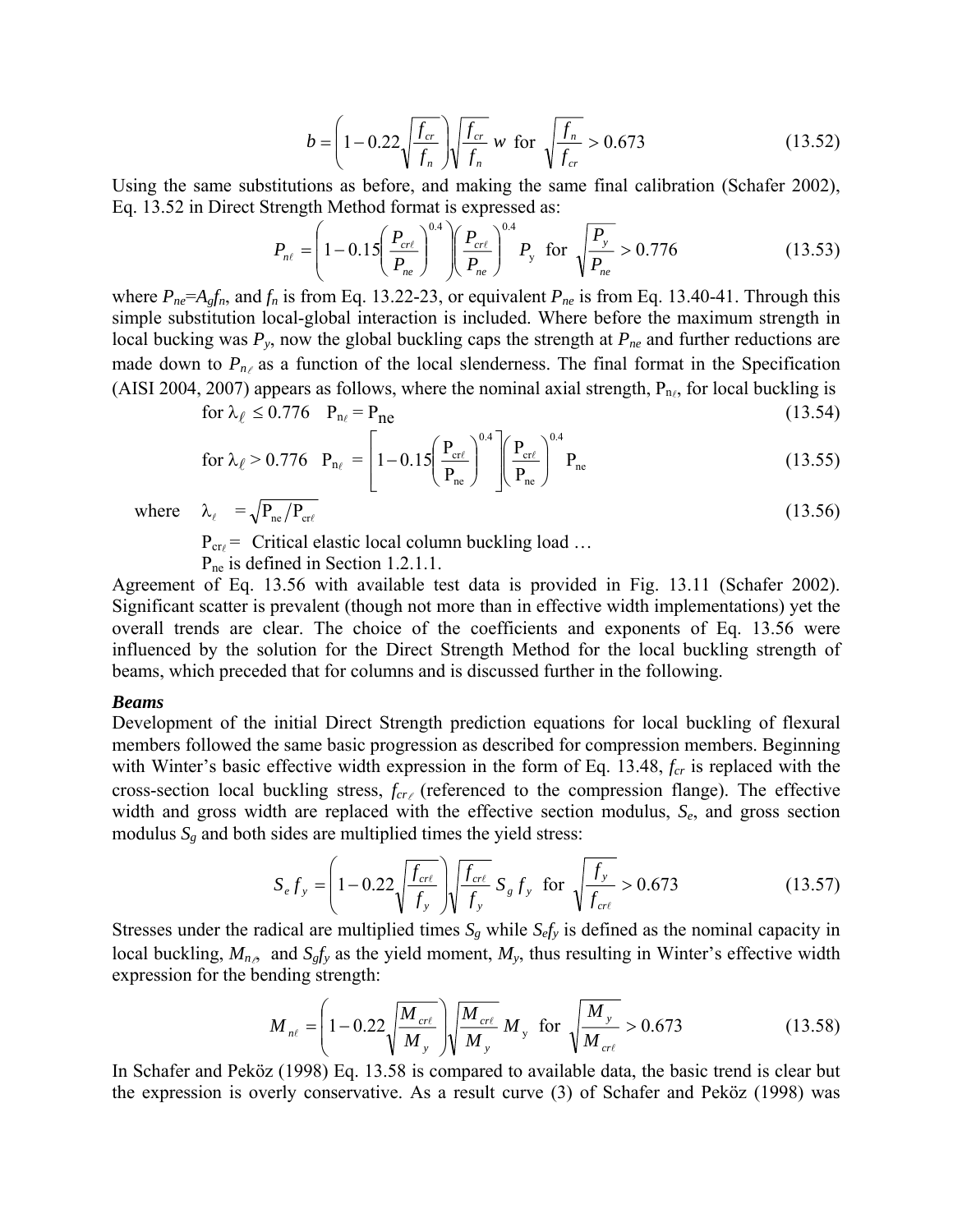$$b = \left(1 - 0.22\sqrt{\frac{f_{cr}}{f_n}}\right)\sqrt{\frac{f_{cr}}{f_n}}\, w \;\text{ for }\; \sqrt{\frac{f_n}{f_{cr}}} > 0.673 \tag{13.52}$$

Using the same substitutions as before, and making the same final calibration (Schafer 2002), Eq. 13.52 in Direct Strength Method format is expressed as:

$$P_{n\ell} = \left(1 - 0.15\left(\frac{P_{cr\ell}}{P_{ne}}\right)^{0.4}\right)\left(\frac{P_{cr\ell}}{P_{ne}}\right)^{0.4} P_y \;\text{ for }\; \sqrt{\frac{P_y}{P_{ne}}} > 0.776 \tag{13.53}$$

where $P_{ne}=A_g f_n$, and $f_n$ is from Eq. 13.22-23, or equivalent $P_{ne}$ is from Eq. 13.40-41. Through this simple substitution local-global interaction is included. Where before the maximum strength in local bucking was $P_y$, now the global buckling caps the strength at $P_{ne}$ and further reductions are made down to $P_{n\ell}$ as a function of the local slenderness. The final format in the Specification (AISI 2004, 2007) appears as follows, where the nominal axial strength, $P_{n\ell}$, for local buckling is

$$\text{for } \lambda_\ell \le 0.776 \quad P_{n\ell} = P_{ne} \tag{13.54}$$

$$\text{for } \lambda_\ell > 0.776 \quad P_{n\ell} = \left[1 - 0.15\left(\frac{P_{cr\ell}}{P_{ne}}\right)^{0.4}\right]\left(\frac{P_{cr\ell}}{P_{ne}}\right)^{0.4} P_{ne} \tag{13.55}$$

$$\text{where} \quad \lambda_\ell = \sqrt{P_{ne}/P_{cr\ell}} \tag{13.56}$$

$P_{cr\ell}$ = Critical elastic local column buckling load …

$P_{ne}$ is defined in Section 1.2.1.1.

Agreement of Eq. 13.56 with available test data is provided in Fig. 13.11 (Schafer 2002). Significant scatter is prevalent (though not more than in effective width implementations) yet the overall trends are clear. The choice of the coefficients and exponents of Eq. 13.56 were influenced by the solution for the Direct Strength Method for the local buckling strength of beams, which preceded that for columns and is discussed further in the following.

***Beams***

Development of the initial Direct Strength prediction equations for local buckling of flexural members followed the same basic progression as described for compression members. Beginning with Winter's basic effective width expression in the form of Eq. 13.48, $f_{cr}$ is replaced with the cross-section local buckling stress, $f_{cr\ell}$ (referenced to the compression flange). The effective width and gross width are replaced with the effective section modulus, $S_e$, and gross section modulus $S_g$ and both sides are multiplied times the yield stress:

$$S_e f_y = \left(1 - 0.22\sqrt{\frac{f_{cr\ell}}{f_y}}\right)\sqrt{\frac{f_{cr\ell}}{f_y}}\, S_g f_y \;\text{ for }\; \sqrt{\frac{f_y}{f_{cr\ell}}} > 0.673 \tag{13.57}$$

Stresses under the radical are multiplied times $S_g$ while $S_e f_y$ is defined as the nominal capacity in local buckling, $M_{n\ell}$, and $S_g f_y$ as the yield moment, $M_y$, thus resulting in Winter's effective width expression for the bending strength:

$$M_{n\ell} = \left(1 - 0.22\sqrt{\frac{M_{cr\ell}}{M_y}}\right)\sqrt{\frac{M_{cr\ell}}{M_y}}\, M_y \;\text{ for }\; \sqrt{\frac{M_y}{M_{cr\ell}}} > 0.673 \tag{13.58}$$

In Schafer and Peköz (1998) Eq. 13.58 is compared to available data, the basic trend is clear but the expression is overly conservative. As a result curve (3) of Schafer and Peköz (1998) was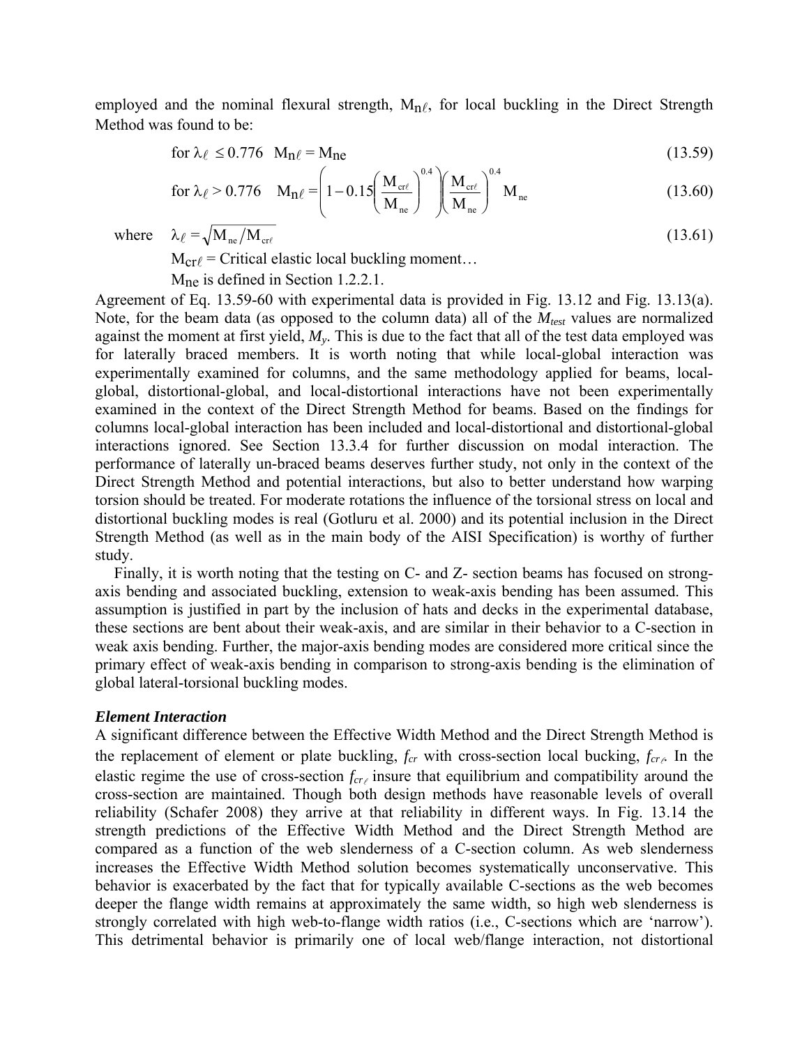employed and the nominal flexural strength, $M_{n\ell}$, for local buckling in the Direct Strength Method was found to be:

$$\text{for } \lambda_\ell \leq 0.776 \quad M_{n\ell} = M_{ne} \tag{13.59}$$

$$\text{for } \lambda_\ell > 0.776 \quad M_{n\ell} = \left(1 - 0.15\left(\frac{M_{cr\ell}}{M_{ne}}\right)^{0.4}\right)\left(\frac{M_{cr\ell}}{M_{ne}}\right)^{0.4} M_{ne} \tag{13.60}$$

where $\lambda_\ell = \sqrt{M_{ne}/M_{cr\ell}}$ (13.61)

$M_{cr\ell}$ = Critical elastic local buckling moment…

$M_{ne}$ is defined in Section 1.2.2.1.

Agreement of Eq. 13.59-60 with experimental data is provided in Fig. 13.12 and Fig. 13.13(a). Note, for the beam data (as opposed to the column data) all of the $M_{test}$ values are normalized against the moment at first yield, $M_y$. This is due to the fact that all of the test data employed was for laterally braced members. It is worth noting that while local-global interaction was experimentally examined for columns, and the same methodology applied for beams, local-global, distortional-global, and local-distortional interactions have not been experimentally examined in the context of the Direct Strength Method for beams. Based on the findings for columns local-global interaction has been included and local-distortional and distortional-global interactions ignored. See Section 13.3.4 for further discussion on modal interaction. The performance of laterally un-braced beams deserves further study, not only in the context of the Direct Strength Method and potential interactions, but also to better understand how warping torsion should be treated. For moderate rotations the influence of the torsional stress on local and distortional buckling modes is real (Gotluru et al. 2000) and its potential inclusion in the Direct Strength Method (as well as in the main body of the AISI Specification) is worthy of further study.

Finally, it is worth noting that the testing on C- and Z- section beams has focused on strong-axis bending and associated buckling, extension to weak-axis bending has been assumed. This assumption is justified in part by the inclusion of hats and decks in the experimental database, these sections are bent about their weak-axis, and are similar in their behavior to a C-section in weak axis bending. Further, the major-axis bending modes are considered more critical since the primary effect of weak-axis bending in comparison to strong-axis bending is the elimination of global lateral-torsional buckling modes.

***Element Interaction***

A significant difference between the Effective Width Method and the Direct Strength Method is the replacement of element or plate buckling, $f_{cr}$ with cross-section local bucking, $f_{cr\ell}$. In the elastic regime the use of cross-section $f_{cr\ell}$ insure that equilibrium and compatibility around the cross-section are maintained. Though both design methods have reasonable levels of overall reliability (Schafer 2008) they arrive at that reliability in different ways. In Fig. 13.14 the strength predictions of the Effective Width Method and the Direct Strength Method are compared as a function of the web slenderness of a C-section column. As web slenderness increases the Effective Width Method solution becomes systematically unconservative. This behavior is exacerbated by the fact that for typically available C-sections as the web becomes deeper the flange width remains at approximately the same width, so high web slenderness is strongly correlated with high web-to-flange width ratios (i.e., C-sections which are 'narrow'). This detrimental behavior is primarily one of local web/flange interaction, not distortional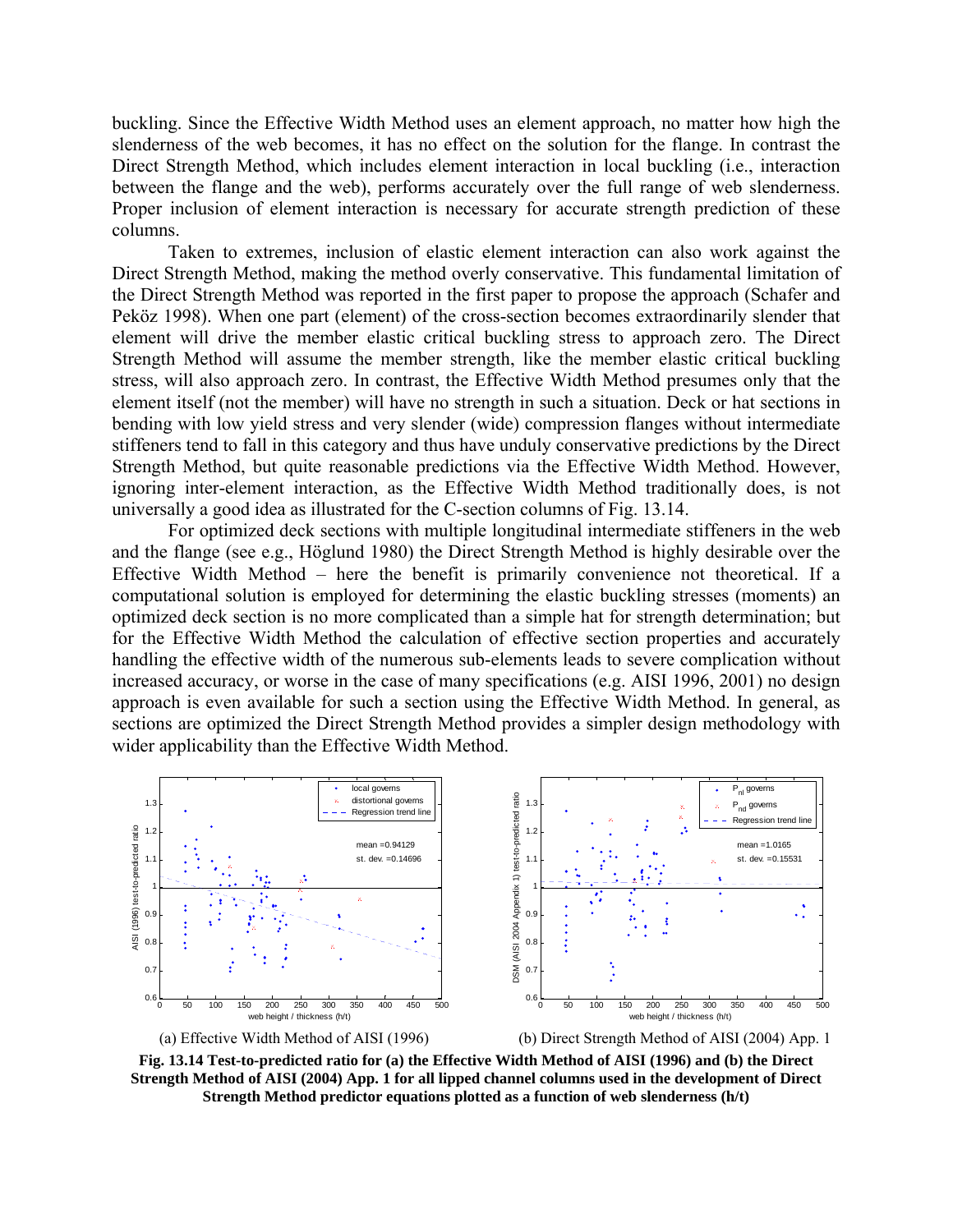buckling. Since the Effective Width Method uses an element approach, no matter how high the slenderness of the web becomes, it has no effect on the solution for the flange. In contrast the Direct Strength Method, which includes element interaction in local buckling (i.e., interaction between the flange and the web), performs accurately over the full range of web slenderness. Proper inclusion of element interaction is necessary for accurate strength prediction of these columns.

Taken to extremes, inclusion of elastic element interaction can also work against the Direct Strength Method, making the method overly conservative. This fundamental limitation of the Direct Strength Method was reported in the first paper to propose the approach (Schafer and Peköz 1998). When one part (element) of the cross-section becomes extraordinarily slender that element will drive the member elastic critical buckling stress to approach zero. The Direct Strength Method will assume the member strength, like the member elastic critical buckling stress, will also approach zero. In contrast, the Effective Width Method presumes only that the element itself (not the member) will have no strength in such a situation. Deck or hat sections in bending with low yield stress and very slender (wide) compression flanges without intermediate stiffeners tend to fall in this category and thus have unduly conservative predictions by the Direct Strength Method, but quite reasonable predictions via the Effective Width Method. However, ignoring inter-element interaction, as the Effective Width Method traditionally does, is not universally a good idea as illustrated for the C-section columns of Fig. 13.14.

For optimized deck sections with multiple longitudinal intermediate stiffeners in the web and the flange (see e.g., Höglund 1980) the Direct Strength Method is highly desirable over the Effective Width Method – here the benefit is primarily convenience not theoretical. If a computational solution is employed for determining the elastic buckling stresses (moments) an optimized deck section is no more complicated than a simple hat for strength determination; but for the Effective Width Method the calculation of effective section properties and accurately handling the effective width of the numerous sub-elements leads to severe complication without increased accuracy, or worse in the case of many specifications (e.g. AISI 1996, 2001) no design approach is even available for such a section using the Effective Width Method. In general, as sections are optimized the Direct Strength Method provides a simpler design methodology with wider applicability than the Effective Width Method.

(a) Effective Width Method of AISI (1996)

(b) Direct Strength Method of AISI (2004) App. 1

**Fig. 13.14 Test-to-predicted ratio for (a) the Effective Width Method of AISI (1996) and (b) the Direct Strength Method of AISI (2004) App. 1 for all lipped channel columns used in the development of Direct Strength Method predictor equations plotted as a function of web slenderness (h/t)**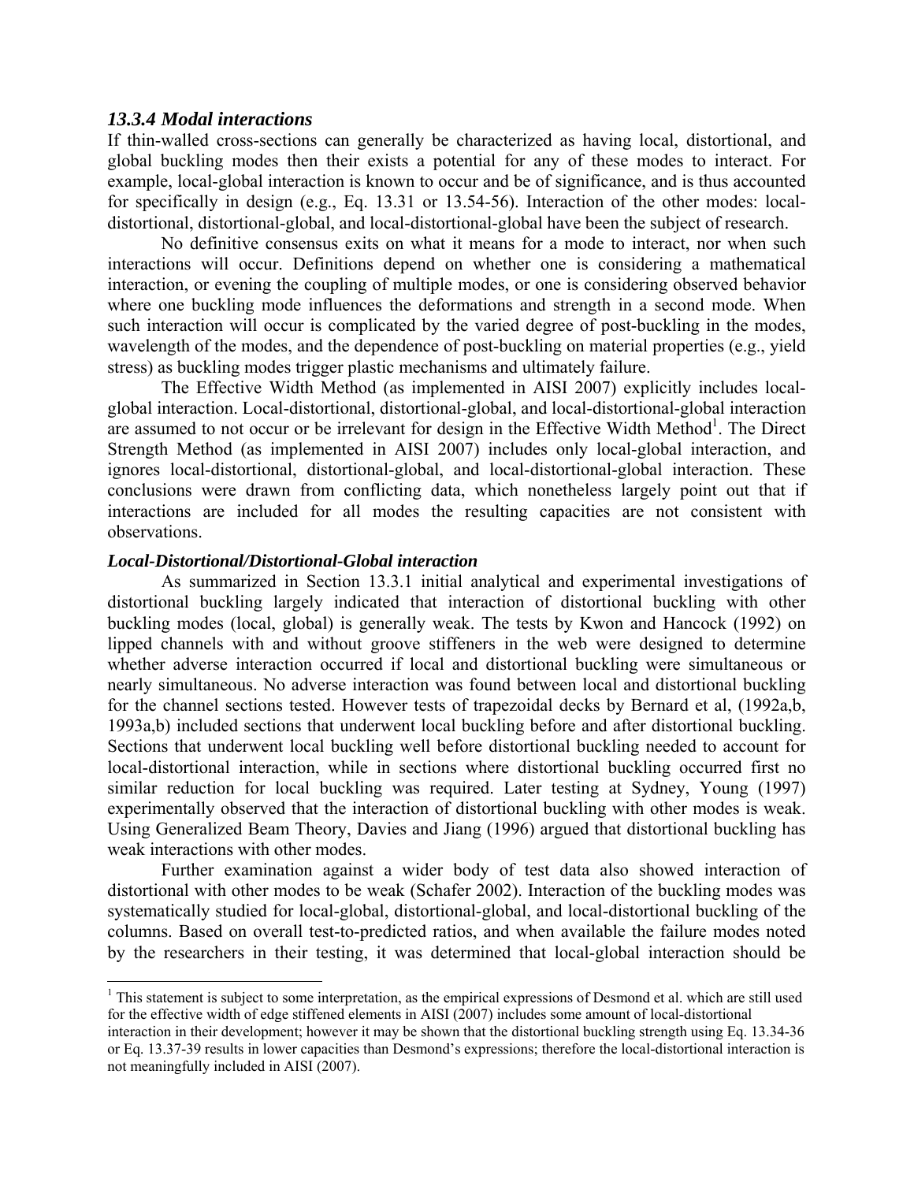### *13.3.4 Modal interactions*

If thin-walled cross-sections can generally be characterized as having local, distortional, and global buckling modes then their exists a potential for any of these modes to interact. For example, local-global interaction is known to occur and be of significance, and is thus accounted for specifically in design (e.g., Eq. 13.31 or 13.54-56). Interaction of the other modes: local-distortional, distortional-global, and local-distortional-global have been the subject of research.

No definitive consensus exits on what it means for a mode to interact, nor when such interactions will occur. Definitions depend on whether one is considering a mathematical interaction, or evening the coupling of multiple modes, or one is considering observed behavior where one buckling mode influences the deformations and strength in a second mode. When such interaction will occur is complicated by the varied degree of post-buckling in the modes, wavelength of the modes, and the dependence of post-buckling on material properties (e.g., yield stress) as buckling modes trigger plastic mechanisms and ultimately failure.

The Effective Width Method (as implemented in AISI 2007) explicitly includes local-global interaction. Local-distortional, distortional-global, and local-distortional-global interaction are assumed to not occur or be irrelevant for design in the Effective Width Method[1]. The Direct Strength Method (as implemented in AISI 2007) includes only local-global interaction, and ignores local-distortional, distortional-global, and local-distortional-global interaction. These conclusions were drawn from conflicting data, which nonetheless largely point out that if interactions are included for all modes the resulting capacities are not consistent with observations.

***Local-Distortional/Distortional-Global interaction***

As summarized in Section 13.3.1 initial analytical and experimental investigations of distortional buckling largely indicated that interaction of distortional buckling with other buckling modes (local, global) is generally weak. The tests by Kwon and Hancock (1992) on lipped channels with and without groove stiffeners in the web were designed to determine whether adverse interaction occurred if local and distortional buckling were simultaneous or nearly simultaneous. No adverse interaction was found between local and distortional buckling for the channel sections tested. However tests of trapezoidal decks by Bernard et al, (1992a,b, 1993a,b) included sections that underwent local buckling before and after distortional buckling. Sections that underwent local buckling well before distortional buckling needed to account for local-distortional interaction, while in sections where distortional buckling occurred first no similar reduction for local buckling was required. Later testing at Sydney, Young (1997) experimentally observed that the interaction of distortional buckling with other modes is weak. Using Generalized Beam Theory, Davies and Jiang (1996) argued that distortional buckling has weak interactions with other modes.

Further examination against a wider body of test data also showed interaction of distortional with other modes to be weak (Schafer 2002). Interaction of the buckling modes was systematically studied for local-global, distortional-global, and local-distortional buckling of the columns. Based on overall test-to-predicted ratios, and when available the failure modes noted by the researchers in their testing, it was determined that local-global interaction should be

---

[1] This statement is subject to some interpretation, as the empirical expressions of Desmond et al. which are still used for the effective width of edge stiffened elements in AISI (2007) includes some amount of local-distortional interaction in their development; however it may be shown that the distortional buckling strength using Eq. 13.34-36 or Eq. 13.37-39 results in lower capacities than Desmond's expressions; therefore the local-distortional interaction is not meaningfully included in AISI (2007).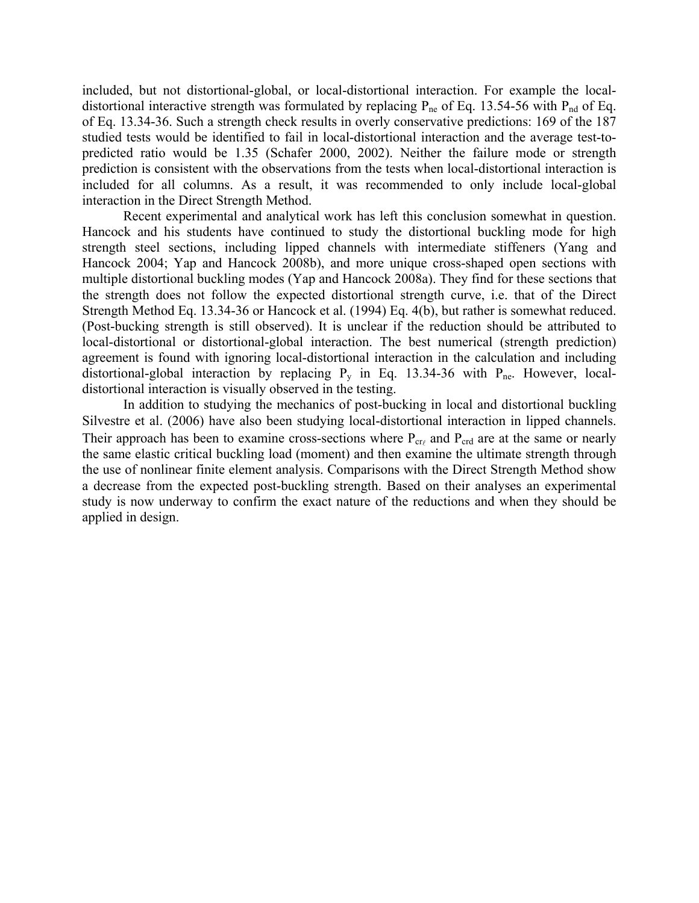included, but not distortional-global, or local-distortional interaction. For example the local-distortional interactive strength was formulated by replacing $P_{ne}$ of Eq. 13.54-56 with $P_{nd}$ of Eq. of Eq. 13.34-36. Such a strength check results in overly conservative predictions: 169 of the 187 studied tests would be identified to fail in local-distortional interaction and the average test-to-predicted ratio would be 1.35 (Schafer 2000, 2002). Neither the failure mode or strength prediction is consistent with the observations from the tests when local-distortional interaction is included for all columns. As a result, it was recommended to only include local-global interaction in the Direct Strength Method.

Recent experimental and analytical work has left this conclusion somewhat in question. Hancock and his students have continued to study the distortional buckling mode for high strength steel sections, including lipped channels with intermediate stiffeners (Yang and Hancock 2004; Yap and Hancock 2008b), and more unique cross-shaped open sections with multiple distortional buckling modes (Yap and Hancock 2008a). They find for these sections that the strength does not follow the expected distortional strength curve, i.e. that of the Direct Strength Method Eq. 13.34-36 or Hancock et al. (1994) Eq. 4(b), but rather is somewhat reduced. (Post-bucking strength is still observed). It is unclear if the reduction should be attributed to local-distortional or distortional-global interaction. The best numerical (strength prediction) agreement is found with ignoring local-distortional interaction in the calculation and including distortional-global interaction by replacing $P_y$ in Eq. 13.34-36 with $P_{ne}$. However, local-distortional interaction is visually observed in the testing.

In addition to studying the mechanics of post-bucking in local and distortional buckling Silvestre et al. (2006) have also been studying local-distortional interaction in lipped channels. Their approach has been to examine cross-sections where $P_{cr\ell}$ and $P_{crd}$ are at the same or nearly the same elastic critical buckling load (moment) and then examine the ultimate strength through the use of nonlinear finite element analysis. Comparisons with the Direct Strength Method show a decrease from the expected post-buckling strength. Based on their analyses an experimental study is now underway to confirm the exact nature of the reductions and when they should be applied in design.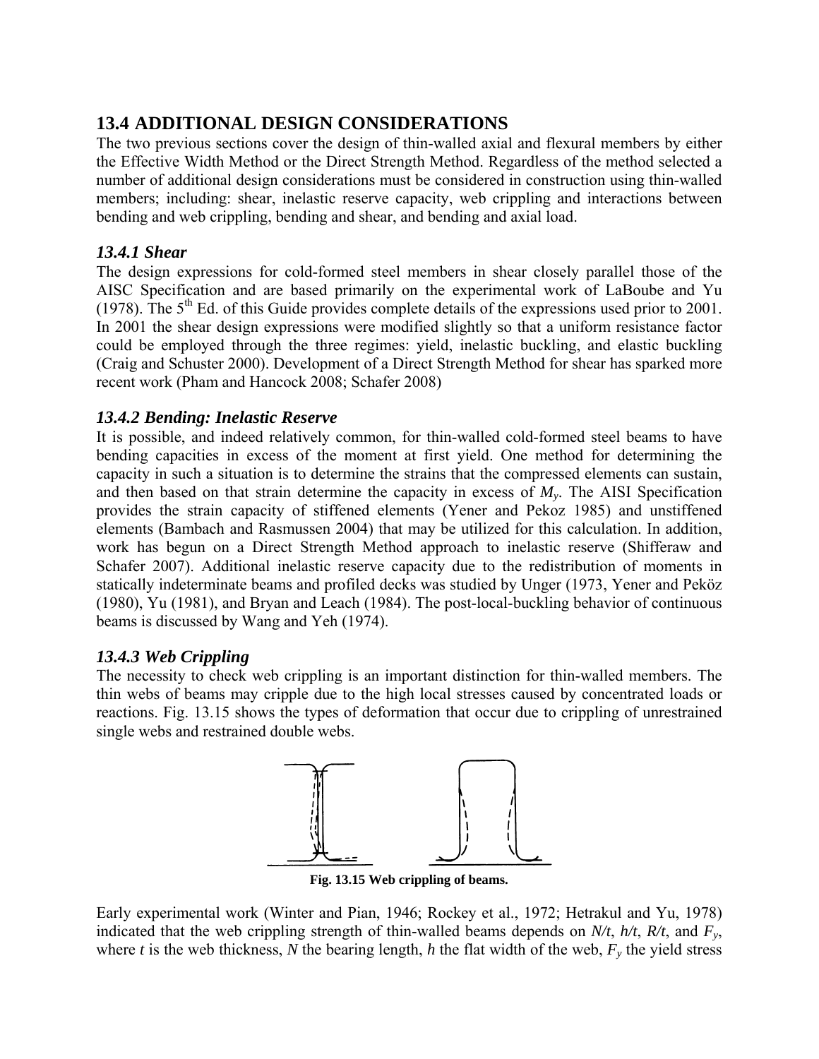## 13.4 ADDITIONAL DESIGN CONSIDERATIONS

The two previous sections cover the design of thin-walled axial and flexural members by either the Effective Width Method or the Direct Strength Method. Regardless of the method selected a number of additional design considerations must be considered in construction using thin-walled members; including: shear, inelastic reserve capacity, web crippling and interactions between bending and web crippling, bending and shear, and bending and axial load.

### *13.4.1 Shear*

The design expressions for cold-formed steel members in shear closely parallel those of the AISC Specification and are based primarily on the experimental work of LaBoube and Yu (1978). The 5th Ed. of this Guide provides complete details of the expressions used prior to 2001. In 2001 the shear design expressions were modified slightly so that a uniform resistance factor could be employed through the three regimes: yield, inelastic buckling, and elastic buckling (Craig and Schuster 2000). Development of a Direct Strength Method for shear has sparked more recent work (Pham and Hancock 2008; Schafer 2008)

### *13.4.2 Bending: Inelastic Reserve*

It is possible, and indeed relatively common, for thin-walled cold-formed steel beams to have bending capacities in excess of the moment at first yield. One method for determining the capacity in such a situation is to determine the strains that the compressed elements can sustain, and then based on that strain determine the capacity in excess of $M_y$. The AISI Specification provides the strain capacity of stiffened elements (Yener and Pekoz 1985) and unstiffened elements (Bambach and Rasmussen 2004) that may be utilized for this calculation. In addition, work has begun on a Direct Strength Method approach to inelastic reserve (Shifferaw and Schafer 2007). Additional inelastic reserve capacity due to the redistribution of moments in statically indeterminate beams and profiled decks was studied by Unger (1973, Yener and Peköz (1980), Yu (1981), and Bryan and Leach (1984). The post-local-buckling behavior of continuous beams is discussed by Wang and Yeh (1974).

### *13.4.3 Web Crippling*

The necessity to check web crippling is an important distinction for thin-walled members. The thin webs of beams may cripple due to the high local stresses caused by concentrated loads or reactions. Fig. 13.15 shows the types of deformation that occur due to crippling of unrestrained single webs and restrained double webs.

**Fig. 13.15 Web crippling of beams.**

Early experimental work (Winter and Pian, 1946; Rockey et al., 1972; Hetrakul and Yu, 1978) indicated that the web crippling strength of thin-walled beams depends on $N/t$, $h/t$, $R/t$, and $F_y$, where $t$ is the web thickness, $N$ the bearing length, $h$ the flat width of the web, $F_y$ the yield stress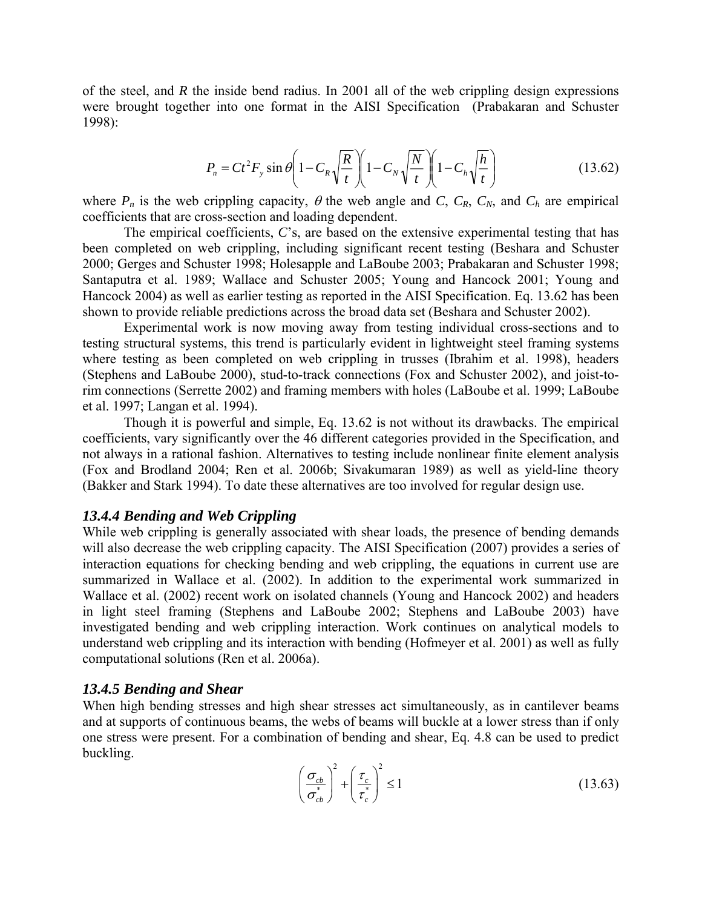of the steel, and $R$ the inside bend radius. In 2001 all of the web crippling design expressions were brought together into one format in the AISI Specification (Prabakaran and Schuster 1998):

$$P_n = Ct^2 F_y \sin\theta \left(1 - C_R \sqrt{\frac{R}{t}}\right)\left(1 - C_N \sqrt{\frac{N}{t}}\right)\left(1 - C_h \sqrt{\frac{h}{t}}\right) \tag{13.62}$$

where $P_n$ is the web crippling capacity, $\theta$ the web angle and $C$, $C_R$, $C_N$, and $C_h$ are empirical coefficients that are cross-section and loading dependent.

The empirical coefficients, $C$'s, are based on the extensive experimental testing that has been completed on web crippling, including significant recent testing (Beshara and Schuster 2000; Gerges and Schuster 1998; Holesapple and LaBoube 2003; Prabakaran and Schuster 1998; Santaputra et al. 1989; Wallace and Schuster 2005; Young and Hancock 2001; Young and Hancock 2004) as well as earlier testing as reported in the AISI Specification. Eq. 13.62 has been shown to provide reliable predictions across the broad data set (Beshara and Schuster 2002).

Experimental work is now moving away from testing individual cross-sections and to testing structural systems, this trend is particularly evident in lightweight steel framing systems where testing as been completed on web crippling in trusses (Ibrahim et al. 1998), headers (Stephens and LaBoube 2000), stud-to-track connections (Fox and Schuster 2002), and joist-to-rim connections (Serrette 2002) and framing members with holes (LaBoube et al. 1999; LaBoube et al. 1997; Langan et al. 1994).

Though it is powerful and simple, Eq. 13.62 is not without its drawbacks. The empirical coefficients, vary significantly over the 46 different categories provided in the Specification, and not always in a rational fashion. Alternatives to testing include nonlinear finite element analysis (Fox and Brodland 2004; Ren et al. 2006b; Sivakumaran 1989) as well as yield-line theory (Bakker and Stark 1994). To date these alternatives are too involved for regular design use.

### *13.4.4 Bending and Web Crippling*

While web crippling is generally associated with shear loads, the presence of bending demands will also decrease the web crippling capacity. The AISI Specification (2007) provides a series of interaction equations for checking bending and web crippling, the equations in current use are summarized in Wallace et al. (2002). In addition to the experimental work summarized in Wallace et al. (2002) recent work on isolated channels (Young and Hancock 2002) and headers in light steel framing (Stephens and LaBoube 2002; Stephens and LaBoube 2003) have investigated bending and web crippling interaction. Work continues on analytical models to understand web crippling and its interaction with bending (Hofmeyer et al. 2001) as well as fully computational solutions (Ren et al. 2006a).

### *13.4.5 Bending and Shear*

When high bending stresses and high shear stresses act simultaneously, as in cantilever beams and at supports of continuous beams, the webs of beams will buckle at a lower stress than if only one stress were present. For a combination of bending and shear, Eq. 4.8 can be used to predict buckling.

$$\left(\frac{\sigma_{cb}}{\sigma_{cb}^*}\right)^2 + \left(\frac{\tau_c}{\tau_c^*}\right)^2 \leq 1 \tag{13.63}$$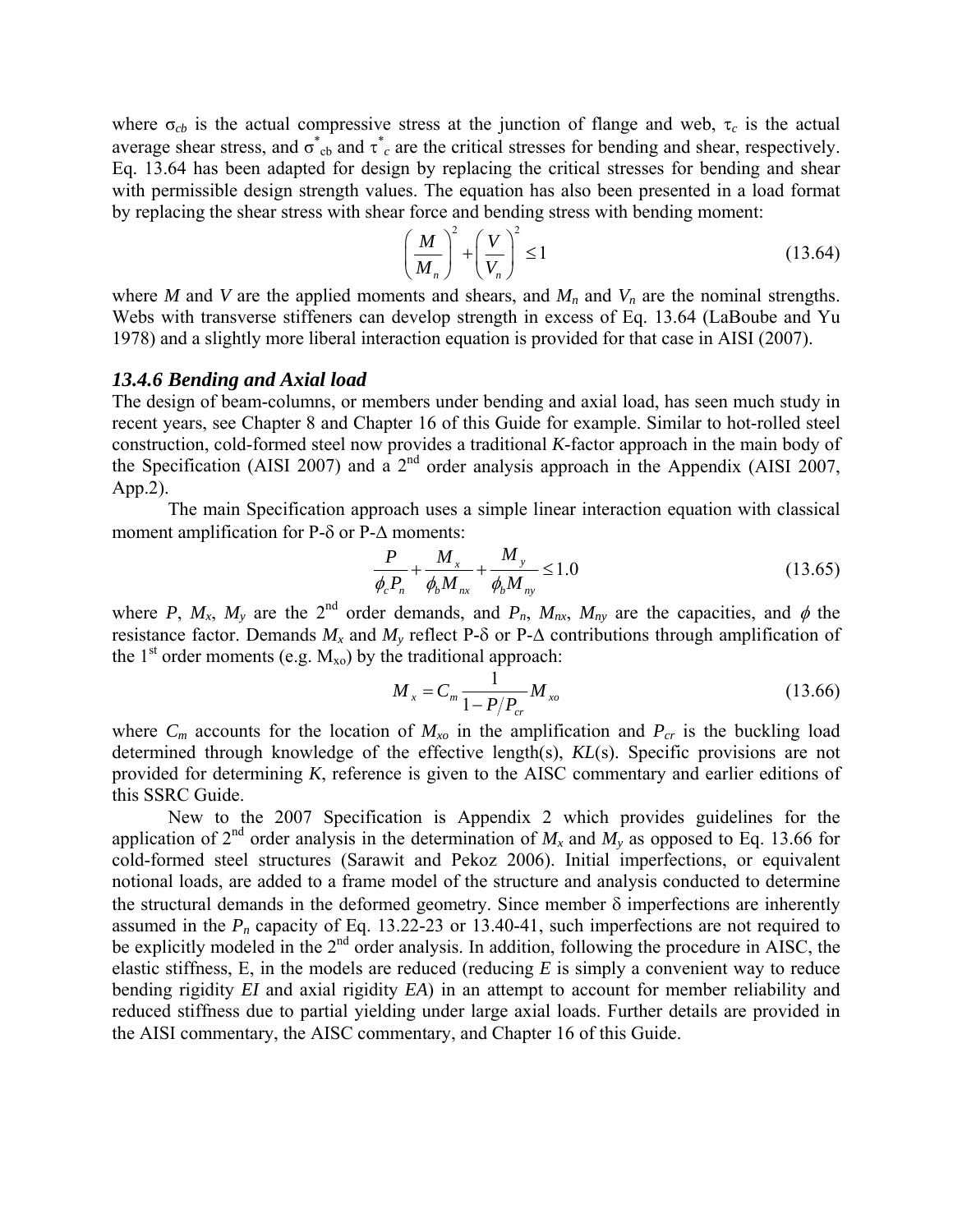where $\sigma_{cb}$ is the actual compressive stress at the junction of flange and web, $\tau_c$ is the actual average shear stress, and $\sigma^*_{cb}$ and $\tau^*_c$ are the critical stresses for bending and shear, respectively. Eq. 13.64 has been adapted for design by replacing the critical stresses for bending and shear with permissible design strength values. The equation has also been presented in a load format by replacing the shear stress with shear force and bending stress with bending moment:

$$\left(\frac{M}{M_n}\right)^2 + \left(\frac{V}{V_n}\right)^2 \leq 1 \tag{13.64}$$

where $M$ and $V$ are the applied moments and shears, and $M_n$ and $V_n$ are the nominal strengths. Webs with transverse stiffeners can develop strength in excess of Eq. 13.64 (LaBoube and Yu 1978) and a slightly more liberal interaction equation is provided for that case in AISI (2007).

### *13.4.6 Bending and Axial load*

The design of beam-columns, or members under bending and axial load, has seen much study in recent years, see Chapter 8 and Chapter 16 of this Guide for example. Similar to hot-rolled steel construction, cold-formed steel now provides a traditional $K$-factor approach in the main body of the Specification (AISI 2007) and a 2nd order analysis approach in the Appendix (AISI 2007, App.2).

The main Specification approach uses a simple linear interaction equation with classical moment amplification for P-$\delta$ or P-$\Delta$ moments:

$$\frac{P}{\phi_c P_n} + \frac{M_x}{\phi_b M_{nx}} + \frac{M_y}{\phi_b M_{ny}} \leq 1.0 \tag{13.65}$$

where $P$, $M_x$, $M_y$ are the 2nd order demands, and $P_n$, $M_{nx}$, $M_{ny}$ are the capacities, and $\phi$ the resistance factor. Demands $M_x$ and $M_y$ reflect P-$\delta$ or P-$\Delta$ contributions through amplification of the 1st order moments (e.g. $M_{xo}$) by the traditional approach:

$$M_x = C_m \frac{1}{1 - P/P_{cr}} M_{xo} \tag{13.66}$$

where $C_m$ accounts for the location of $M_{xo}$ in the amplification and $P_{cr}$ is the buckling load determined through knowledge of the effective length(s), $KL$(s). Specific provisions are not provided for determining $K$, reference is given to the AISC commentary and earlier editions of this SSRC Guide.

New to the 2007 Specification is Appendix 2 which provides guidelines for the application of 2nd order analysis in the determination of $M_x$ and $M_y$ as opposed to Eq. 13.66 for cold-formed steel structures (Sarawit and Pekoz 2006). Initial imperfections, or equivalent notional loads, are added to a frame model of the structure and analysis conducted to determine the structural demands in the deformed geometry. Since member $\delta$ imperfections are inherently assumed in the $P_n$ capacity of Eq. 13.22-23 or 13.40-41, such imperfections are not required to be explicitly modeled in the 2nd order analysis. In addition, following the procedure in AISC, the elastic stiffness, E, in the models are reduced (reducing $E$ is simply a convenient way to reduce bending rigidity $EI$ and axial rigidity $EA$) in an attempt to account for member reliability and reduced stiffness due to partial yielding under large axial loads. Further details are provided in the AISI commentary, the AISC commentary, and Chapter 16 of this Guide.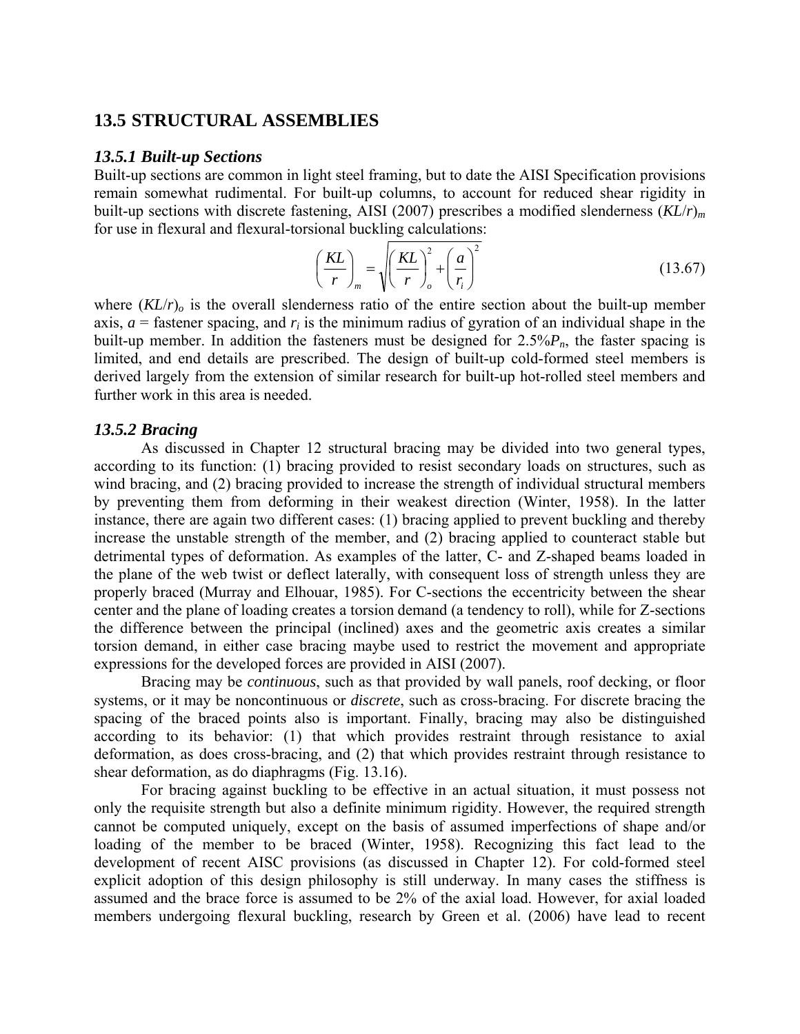## 13.5 STRUCTURAL ASSEMBLIES

### *13.5.1 Built-up Sections*

Built-up sections are common in light steel framing, but to date the AISI Specification provisions remain somewhat rudimental. For built-up columns, to account for reduced shear rigidity in built-up sections with discrete fastening, AISI (2007) prescribes a modified slenderness $(KL/r)_m$ for use in flexural and flexural-torsional buckling calculations:

$$\left(\frac{KL}{r}\right)_m = \sqrt{\left(\frac{KL}{r}\right)_o^2 + \left(\frac{a}{r_i}\right)^2} \tag{13.67}$$

where $(KL/r)_o$ is the overall slenderness ratio of the entire section about the built-up member axis, $a$ = fastener spacing, and $r_i$ is the minimum radius of gyration of an individual shape in the built-up member. In addition the fasteners must be designed for 2.5%$P_n$, the faster spacing is limited, and end details are prescribed. The design of built-up cold-formed steel members is derived largely from the extension of similar research for built-up hot-rolled steel members and further work in this area is needed.

### *13.5.2 Bracing*

As discussed in Chapter 12 structural bracing may be divided into two general types, according to its function: (1) bracing provided to resist secondary loads on structures, such as wind bracing, and (2) bracing provided to increase the strength of individual structural members by preventing them from deforming in their weakest direction (Winter, 1958). In the latter instance, there are again two different cases: (1) bracing applied to prevent buckling and thereby increase the unstable strength of the member, and (2) bracing applied to counteract stable but detrimental types of deformation. As examples of the latter, C- and Z-shaped beams loaded in the plane of the web twist or deflect laterally, with consequent loss of strength unless they are properly braced (Murray and Elhouar, 1985). For C-sections the eccentricity between the shear center and the plane of loading creates a torsion demand (a tendency to roll), while for Z-sections the difference between the principal (inclined) axes and the geometric axis creates a similar torsion demand, in either case bracing maybe used to restrict the movement and appropriate expressions for the developed forces are provided in AISI (2007).

Bracing may be *continuous*, such as that provided by wall panels, roof decking, or floor systems, or it may be noncontinuous or *discrete*, such as cross-bracing. For discrete bracing the spacing of the braced points also is important. Finally, bracing may also be distinguished according to its behavior: (1) that which provides restraint through resistance to axial deformation, as does cross-bracing, and (2) that which provides restraint through resistance to shear deformation, as do diaphragms (Fig. 13.16).

For bracing against buckling to be effective in an actual situation, it must possess not only the requisite strength but also a definite minimum rigidity. However, the required strength cannot be computed uniquely, except on the basis of assumed imperfections of shape and/or loading of the member to be braced (Winter, 1958). Recognizing this fact lead to the development of recent AISC provisions (as discussed in Chapter 12). For cold-formed steel explicit adoption of this design philosophy is still underway. In many cases the stiffness is assumed and the brace force is assumed to be 2% of the axial load. However, for axial loaded members undergoing flexural buckling, research by Green et al. (2006) have lead to recent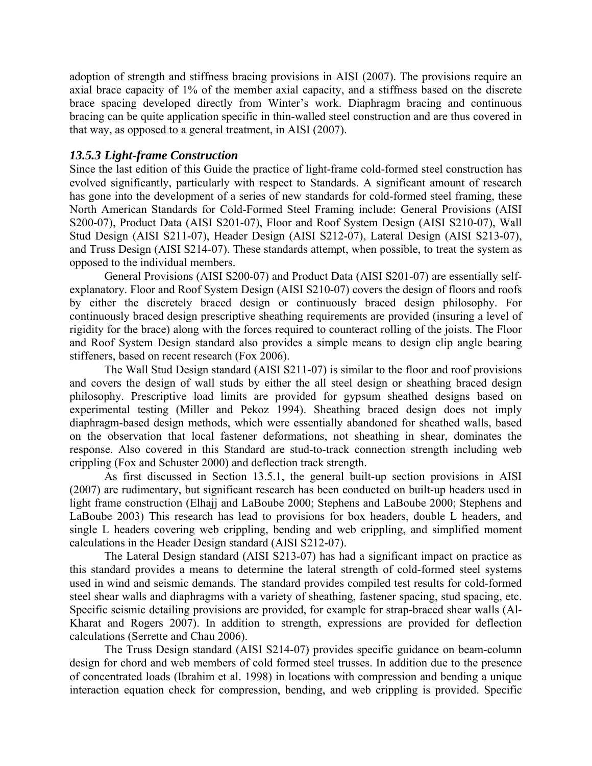adoption of strength and stiffness bracing provisions in AISI (2007). The provisions require an axial brace capacity of 1% of the member axial capacity, and a stiffness based on the discrete brace spacing developed directly from Winter's work. Diaphragm bracing and continuous bracing can be quite application specific in thin-walled steel construction and are thus covered in that way, as opposed to a general treatment, in AISI (2007).

### *13.5.3 Light-frame Construction*

Since the last edition of this Guide the practice of light-frame cold-formed steel construction has evolved significantly, particularly with respect to Standards. A significant amount of research has gone into the development of a series of new standards for cold-formed steel framing, these North American Standards for Cold-Formed Steel Framing include: General Provisions (AISI S200-07), Product Data (AISI S201-07), Floor and Roof System Design (AISI S210-07), Wall Stud Design (AISI S211-07), Header Design (AISI S212-07), Lateral Design (AISI S213-07), and Truss Design (AISI S214-07). These standards attempt, when possible, to treat the system as opposed to the individual members.

General Provisions (AISI S200-07) and Product Data (AISI S201-07) are essentially self-explanatory. Floor and Roof System Design (AISI S210-07) covers the design of floors and roofs by either the discretely braced design or continuously braced design philosophy. For continuously braced design prescriptive sheathing requirements are provided (insuring a level of rigidity for the brace) along with the forces required to counteract rolling of the joists. The Floor and Roof System Design standard also provides a simple means to design clip angle bearing stiffeners, based on recent research (Fox 2006).

The Wall Stud Design standard (AISI S211-07) is similar to the floor and roof provisions and covers the design of wall studs by either the all steel design or sheathing braced design philosophy. Prescriptive load limits are provided for gypsum sheathed designs based on experimental testing (Miller and Pekoz 1994). Sheathing braced design does not imply diaphragm-based design methods, which were essentially abandoned for sheathed walls, based on the observation that local fastener deformations, not sheathing in shear, dominates the response. Also covered in this Standard are stud-to-track connection strength including web crippling (Fox and Schuster 2000) and deflection track strength.

As first discussed in Section 13.5.1, the general built-up section provisions in AISI (2007) are rudimentary, but significant research has been conducted on built-up headers used in light frame construction (Elhajj and LaBoube 2000; Stephens and LaBoube 2000; Stephens and LaBoube 2003) This research has lead to provisions for box headers, double L headers, and single L headers covering web crippling, bending and web crippling, and simplified moment calculations in the Header Design standard (AISI S212-07).

The Lateral Design standard (AISI S213-07) has had a significant impact on practice as this standard provides a means to determine the lateral strength of cold-formed steel systems used in wind and seismic demands. The standard provides compiled test results for cold-formed steel shear walls and diaphragms with a variety of sheathing, fastener spacing, stud spacing, etc. Specific seismic detailing provisions are provided, for example for strap-braced shear walls (Al-Kharat and Rogers 2007). In addition to strength, expressions are provided for deflection calculations (Serrette and Chau 2006).

The Truss Design standard (AISI S214-07) provides specific guidance on beam-column design for chord and web members of cold formed steel trusses. In addition due to the presence of concentrated loads (Ibrahim et al. 1998) in locations with compression and bending a unique interaction equation check for compression, bending, and web crippling is provided. Specific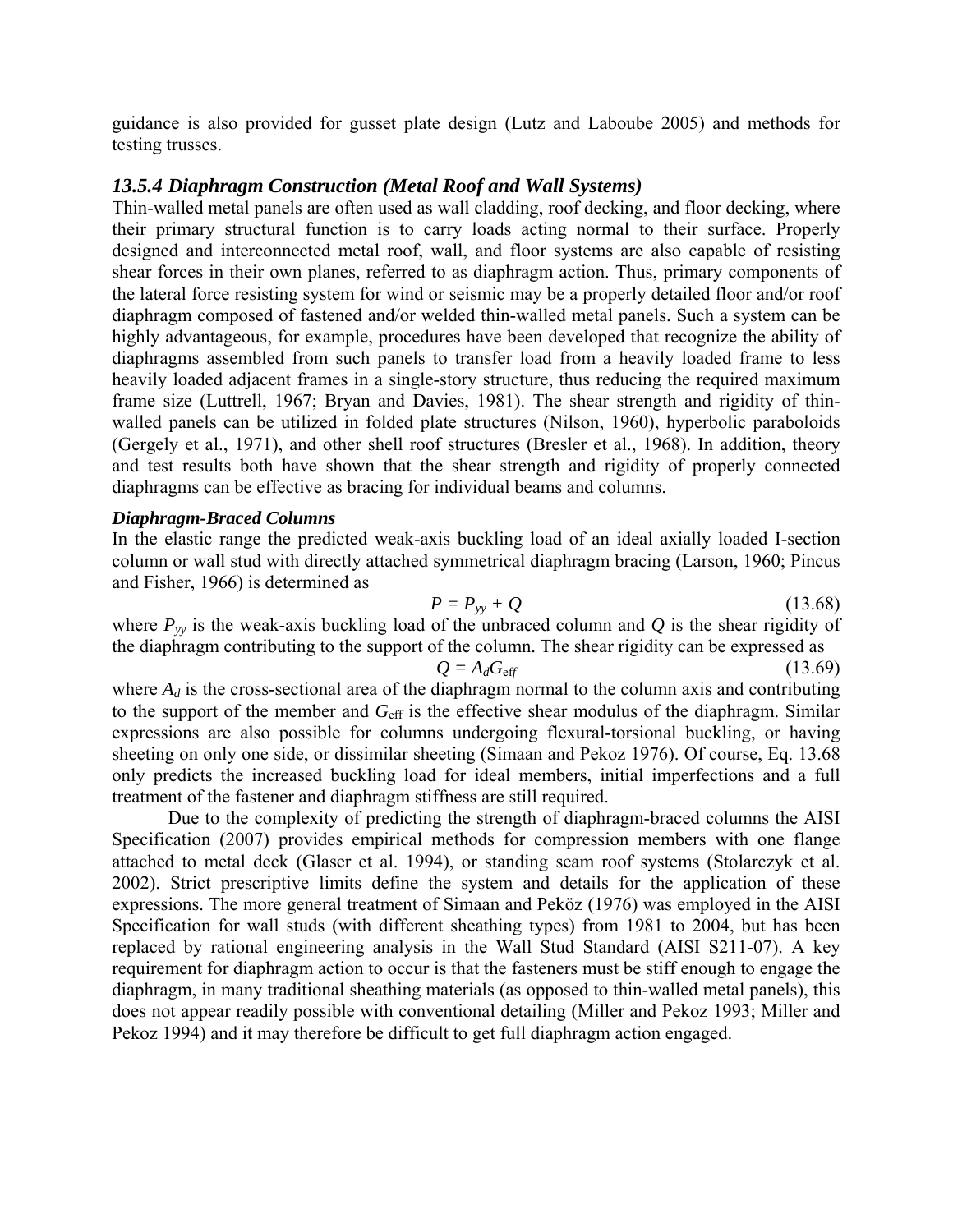guidance is also provided for gusset plate design (Lutz and Laboube 2005) and methods for testing trusses.

### *13.5.4 Diaphragm Construction (Metal Roof and Wall Systems)*

Thin-walled metal panels are often used as wall cladding, roof decking, and floor decking, where their primary structural function is to carry loads acting normal to their surface. Properly designed and interconnected metal roof, wall, and floor systems are also capable of resisting shear forces in their own planes, referred to as diaphragm action. Thus, primary components of the lateral force resisting system for wind or seismic may be a properly detailed floor and/or roof diaphragm composed of fastened and/or welded thin-walled metal panels. Such a system can be highly advantageous, for example, procedures have been developed that recognize the ability of diaphragms assembled from such panels to transfer load from a heavily loaded frame to less heavily loaded adjacent frames in a single-story structure, thus reducing the required maximum frame size (Luttrell, 1967; Bryan and Davies, 1981). The shear strength and rigidity of thin-walled panels can be utilized in folded plate structures (Nilson, 1960), hyperbolic paraboloids (Gergely et al., 1971), and other shell roof structures (Bresler et al., 1968). In addition, theory and test results both have shown that the shear strength and rigidity of properly connected diaphragms can be effective as bracing for individual beams and columns.

***Diaphragm-Braced Columns***

In the elastic range the predicted weak-axis buckling load of an ideal axially loaded I-section column or wall stud with directly attached symmetrical diaphragm bracing (Larson, 1960; Pincus and Fisher, 1966) is determined as

$$P = P_{yy} + Q \tag{13.68}$$

where $P_{yy}$ is the weak-axis buckling load of the unbraced column and $Q$ is the shear rigidity of the diaphragm contributing to the support of the column. The shear rigidity can be expressed as

$$Q = A_d G_{\text{eff}} \tag{13.69}$$

where $A_d$ is the cross-sectional area of the diaphragm normal to the column axis and contributing to the support of the member and $G_{\text{eff}}$ is the effective shear modulus of the diaphragm. Similar expressions are also possible for columns undergoing flexural-torsional buckling, or having sheeting on only one side, or dissimilar sheeting (Simaan and Pekoz 1976). Of course, Eq. 13.68 only predicts the increased buckling load for ideal members, initial imperfections and a full treatment of the fastener and diaphragm stiffness are still required.

Due to the complexity of predicting the strength of diaphragm-braced columns the AISI Specification (2007) provides empirical methods for compression members with one flange attached to metal deck (Glaser et al. 1994), or standing seam roof systems (Stolarczyk et al. 2002). Strict prescriptive limits define the system and details for the application of these expressions. The more general treatment of Simaan and Peköz (1976) was employed in the AISI Specification for wall studs (with different sheathing types) from 1981 to 2004, but has been replaced by rational engineering analysis in the Wall Stud Standard (AISI S211-07). A key requirement for diaphragm action to occur is that the fasteners must be stiff enough to engage the diaphragm, in many traditional sheathing materials (as opposed to thin-walled metal panels), this does not appear readily possible with conventional detailing (Miller and Pekoz 1993; Miller and Pekoz 1994) and it may therefore be difficult to get full diaphragm action engaged.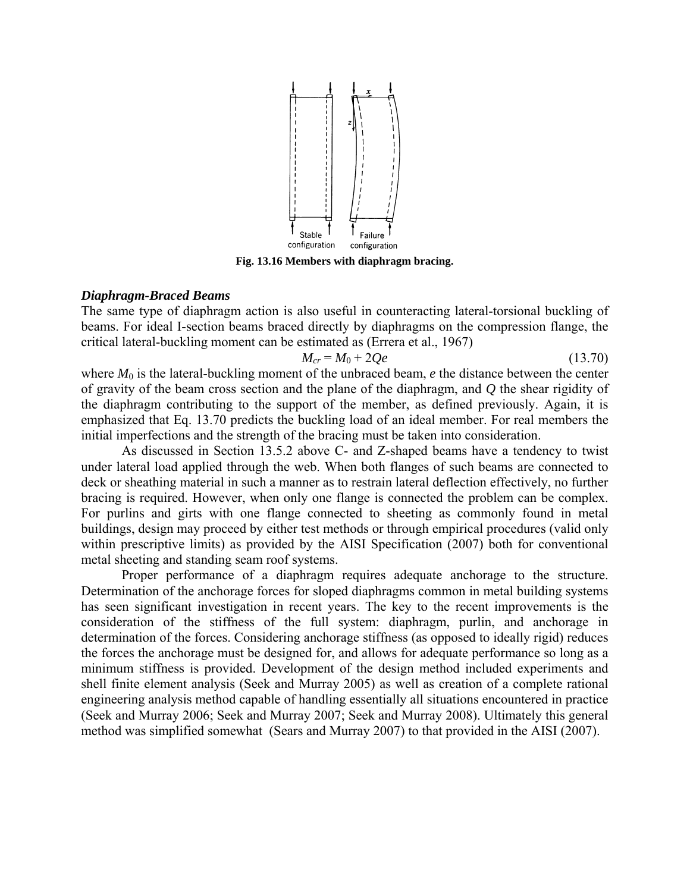Fig. 13.16 Members with diaphragm bracing.

***Diaphragm-Braced Beams***

The same type of diaphragm action is also useful in counteracting lateral-torsional buckling of beams. For ideal I-section beams braced directly by diaphragms on the compression flange, the critical lateral-buckling moment can be estimated as (Errera et al., 1967)

$$M_{cr} = M_0 + 2Qe \tag{13.70}$$

where $M_0$ is the lateral-buckling moment of the unbraced beam, $e$ the distance between the center of gravity of the beam cross section and the plane of the diaphragm, and $Q$ the shear rigidity of the diaphragm contributing to the support of the member, as defined previously. Again, it is emphasized that Eq. 13.70 predicts the buckling load of an ideal member. For real members the initial imperfections and the strength of the bracing must be taken into consideration.

As discussed in Section 13.5.2 above C- and Z-shaped beams have a tendency to twist under lateral load applied through the web. When both flanges of such beams are connected to deck or sheathing material in such a manner as to restrain lateral deflection effectively, no further bracing is required. However, when only one flange is connected the problem can be complex. For purlins and girts with one flange connected to sheeting as commonly found in metal buildings, design may proceed by either test methods or through empirical procedures (valid only within prescriptive limits) as provided by the AISI Specification (2007) both for conventional metal sheeting and standing seam roof systems.

Proper performance of a diaphragm requires adequate anchorage to the structure. Determination of the anchorage forces for sloped diaphragms common in metal building systems has seen significant investigation in recent years. The key to the recent improvements is the consideration of the stiffness of the full system: diaphragm, purlin, and anchorage in determination of the forces. Considering anchorage stiffness (as opposed to ideally rigid) reduces the forces the anchorage must be designed for, and allows for adequate performance so long as a minimum stiffness is provided. Development of the design method included experiments and shell finite element analysis (Seek and Murray 2005) as well as creation of a complete rational engineering analysis method capable of handling essentially all situations encountered in practice (Seek and Murray 2006; Seek and Murray 2007; Seek and Murray 2008). Ultimately this general method was simplified somewhat (Sears and Murray 2007) to that provided in the AISI (2007).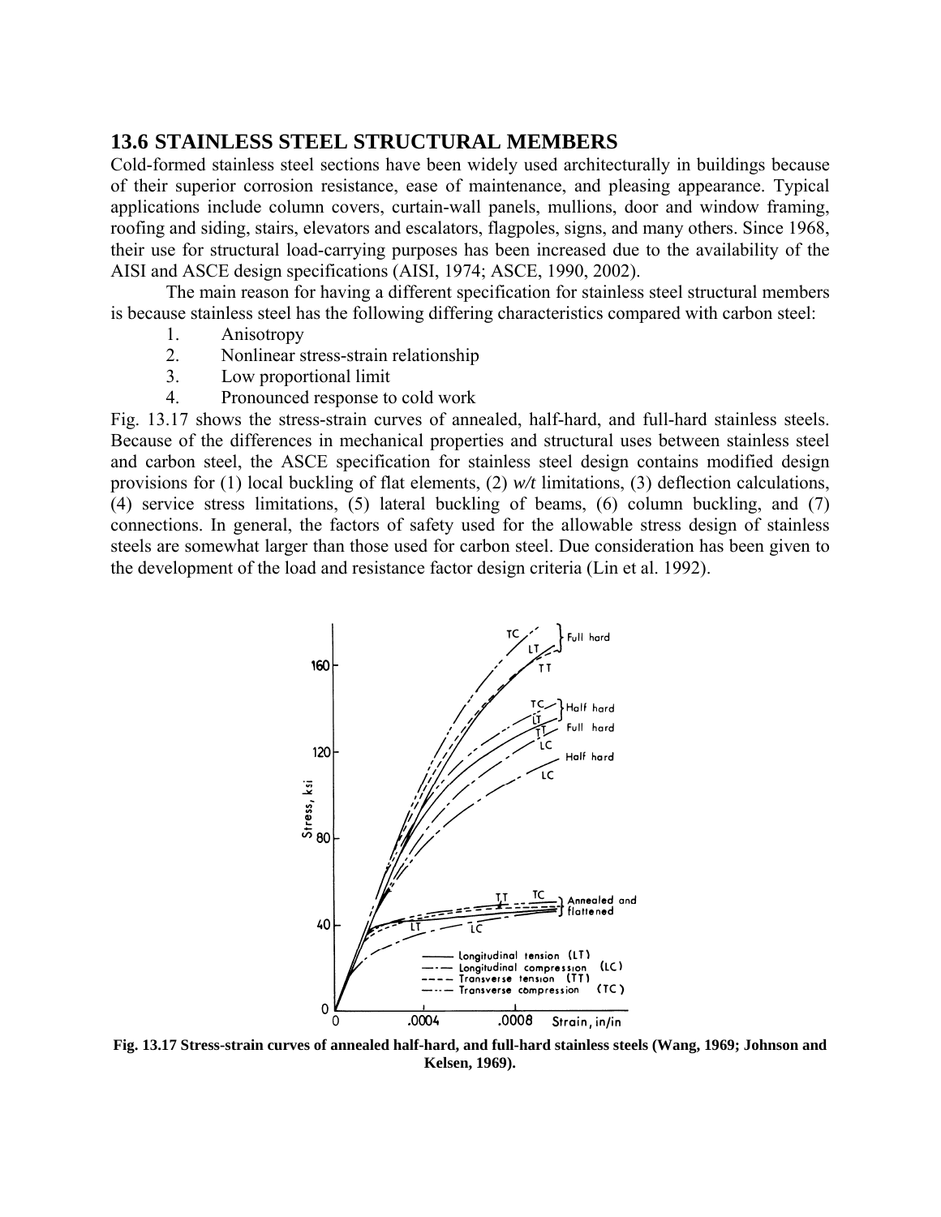## 13.6 STAINLESS STEEL STRUCTURAL MEMBERS

Cold-formed stainless steel sections have been widely used architecturally in buildings because of their superior corrosion resistance, ease of maintenance, and pleasing appearance. Typical applications include column covers, curtain-wall panels, mullions, door and window framing, roofing and siding, stairs, elevators and escalators, flagpoles, signs, and many others. Since 1968, their use for structural load-carrying purposes has been increased due to the availability of the AISI and ASCE design specifications (AISI, 1974; ASCE, 1990, 2002).

The main reason for having a different specification for stainless steel structural members is because stainless steel has the following differing characteristics compared with carbon steel:

1. Anisotropy
2. Nonlinear stress-strain relationship
3. Low proportional limit
4. Pronounced response to cold work

Fig. 13.17 shows the stress-strain curves of annealed, half-hard, and full-hard stainless steels. Because of the differences in mechanical properties and structural uses between stainless steel and carbon steel, the ASCE specification for stainless steel design contains modified design provisions for (1) local buckling of flat elements, (2) *w/t* limitations, (3) deflection calculations, (4) service stress limitations, (5) lateral buckling of beams, (6) column buckling, and (7) connections. In general, the factors of safety used for the allowable stress design of stainless steels are somewhat larger than those used for carbon steel. Due consideration has been given to the development of the load and resistance factor design criteria (Lin et al. 1992).

**Fig. 13.17 Stress-strain curves of annealed half-hard, and full-hard stainless steels (Wang, 1969; Johnson and Kelsen, 1969).**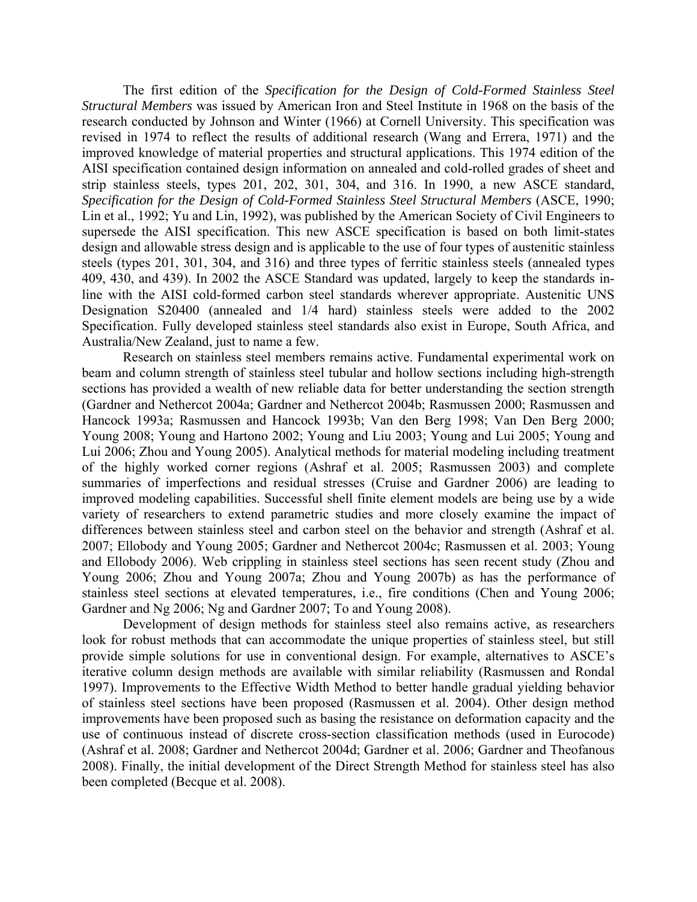The first edition of the *Specification for the Design of Cold-Formed Stainless Steel Structural Members* was issued by American Iron and Steel Institute in 1968 on the basis of the research conducted by Johnson and Winter (1966) at Cornell University. This specification was revised in 1974 to reflect the results of additional research (Wang and Errera, 1971) and the improved knowledge of material properties and structural applications. This 1974 edition of the AISI specification contained design information on annealed and cold-rolled grades of sheet and strip stainless steels, types 201, 202, 301, 304, and 316. In 1990, a new ASCE standard, *Specification for the Design of Cold-Formed Stainless Steel Structural Members* (ASCE, 1990; Lin et al., 1992; Yu and Lin, 1992), was published by the American Society of Civil Engineers to supersede the AISI specification. This new ASCE specification is based on both limit-states design and allowable stress design and is applicable to the use of four types of austenitic stainless steels (types 201, 301, 304, and 316) and three types of ferritic stainless steels (annealed types 409, 430, and 439). In 2002 the ASCE Standard was updated, largely to keep the standards in-line with the AISI cold-formed carbon steel standards wherever appropriate. Austenitic UNS Designation S20400 (annealed and 1/4 hard) stainless steels were added to the 2002 Specification. Fully developed stainless steel standards also exist in Europe, South Africa, and Australia/New Zealand, just to name a few.

Research on stainless steel members remains active. Fundamental experimental work on beam and column strength of stainless steel tubular and hollow sections including high-strength sections has provided a wealth of new reliable data for better understanding the section strength (Gardner and Nethercot 2004a; Gardner and Nethercot 2004b; Rasmussen 2000; Rasmussen and Hancock 1993a; Rasmussen and Hancock 1993b; Van den Berg 1998; Van Den Berg 2000; Young 2008; Young and Hartono 2002; Young and Liu 2003; Young and Lui 2005; Young and Lui 2006; Zhou and Young 2005). Analytical methods for material modeling including treatment of the highly worked corner regions (Ashraf et al. 2005; Rasmussen 2003) and complete summaries of imperfections and residual stresses (Cruise and Gardner 2006) are leading to improved modeling capabilities. Successful shell finite element models are being use by a wide variety of researchers to extend parametric studies and more closely examine the impact of differences between stainless steel and carbon steel on the behavior and strength (Ashraf et al. 2007; Ellobody and Young 2005; Gardner and Nethercot 2004c; Rasmussen et al. 2003; Young and Ellobody 2006). Web crippling in stainless steel sections has seen recent study (Zhou and Young 2006; Zhou and Young 2007a; Zhou and Young 2007b) as has the performance of stainless steel sections at elevated temperatures, i.e., fire conditions (Chen and Young 2006; Gardner and Ng 2006; Ng and Gardner 2007; To and Young 2008).

Development of design methods for stainless steel also remains active, as researchers look for robust methods that can accommodate the unique properties of stainless steel, but still provide simple solutions for use in conventional design. For example, alternatives to ASCE's iterative column design methods are available with similar reliability (Rasmussen and Rondal 1997). Improvements to the Effective Width Method to better handle gradual yielding behavior of stainless steel sections have been proposed (Rasmussen et al. 2004). Other design method improvements have been proposed such as basing the resistance on deformation capacity and the use of continuous instead of discrete cross-section classification methods (used in Eurocode) (Ashraf et al. 2008; Gardner and Nethercot 2004d; Gardner et al. 2006; Gardner and Theofanous 2008). Finally, the initial development of the Direct Strength Method for stainless steel has also been completed (Becque et al. 2008).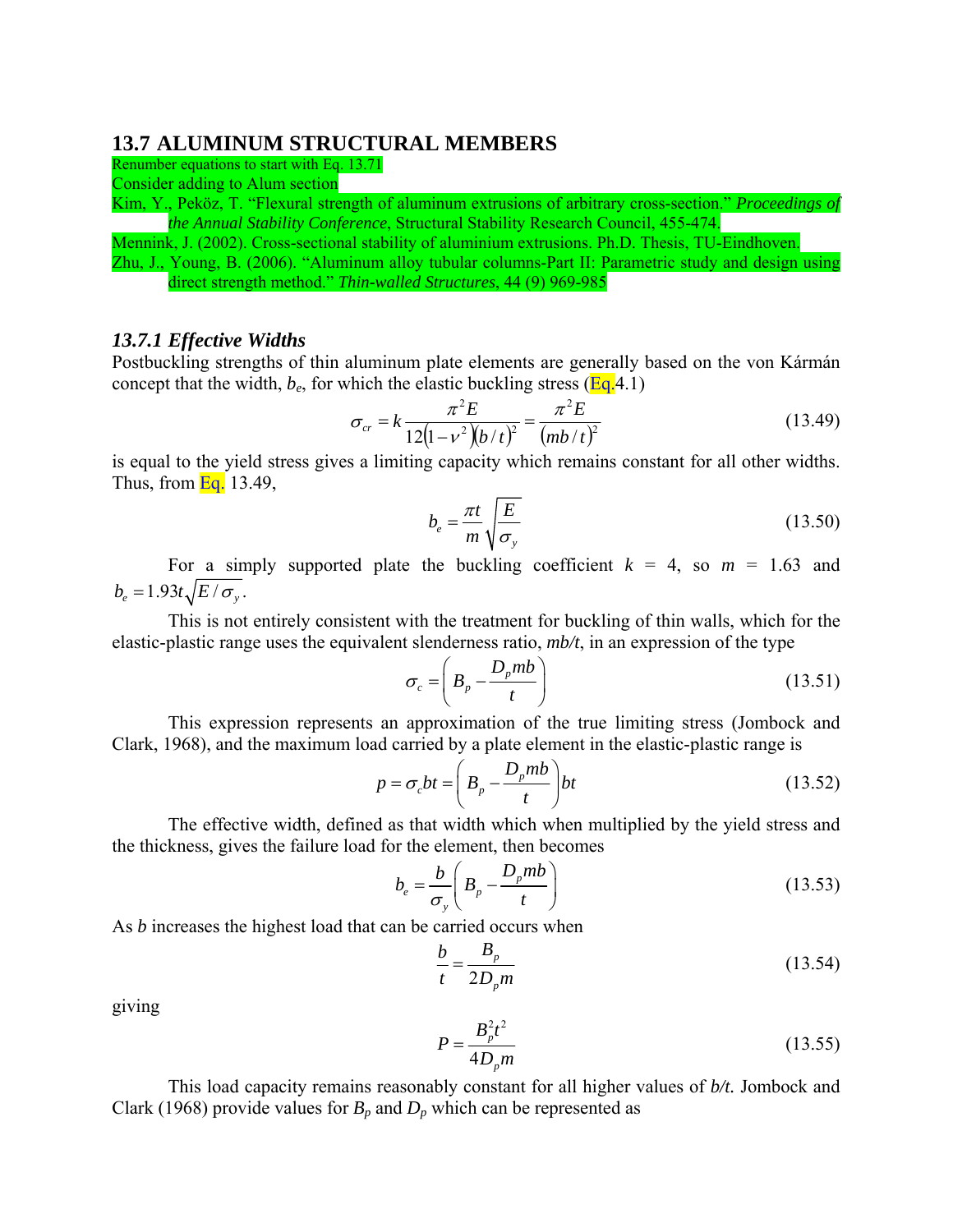## 13.7 ALUMINUM STRUCTURAL MEMBERS

Renumber equations to start with Eq. 13.71

Consider adding to Alum section

Kim, Y., Peköz, T. "Flexural strength of aluminum extrusions of arbitrary cross-section." *Proceedings of the Annual Stability Conference*, Structural Stability Research Council, 455-474.

Mennink, J. (2002). Cross-sectional stability of aluminium extrusions. Ph.D. Thesis, TU-Eindhoven.

Zhu, J., Young, B. (2006). "Aluminum alloy tubular columns-Part II: Parametric study and design using direct strength method." *Thin-walled Structures*, 44 (9) 969-985

### *13.7.1 Effective Widths*

Postbuckling strengths of thin aluminum plate elements are generally based on the von Kármán concept that the width, $b_e$, for which the elastic buckling stress (Eq.4.1)

$$\sigma_{cr} = k\frac{\pi^2 E}{12(1-\nu^2)(b/t)^2} = \frac{\pi^2 E}{(mb/t)^2} \tag{13.49}$$

is equal to the yield stress gives a limiting capacity which remains constant for all other widths. Thus, from Eq. 13.49,

$$b_e = \frac{\pi t}{m}\sqrt{\frac{E}{\sigma_y}} \tag{13.50}$$

For a simply supported plate the buckling coefficient $k$ = 4, so $m$ = 1.63 and $b_e = 1.93t\sqrt{E/\sigma_y}$.

This is not entirely consistent with the treatment for buckling of thin walls, which for the elastic-plastic range uses the equivalent slenderness ratio, *mb/t*, in an expression of the type

$$\sigma_c = \left(B_p - \frac{D_p mb}{t}\right) \tag{13.51}$$

This expression represents an approximation of the true limiting stress (Jombock and Clark, 1968), and the maximum load carried by a plate element in the elastic-plastic range is

$$p = \sigma_c bt = \left(B_p - \frac{D_p mb}{t}\right)bt \tag{13.52}$$

The effective width, defined as that width which when multiplied by the yield stress and the thickness, gives the failure load for the element, then becomes

$$b_e = \frac{b}{\sigma_y}\left(B_p - \frac{D_p mb}{t}\right) \tag{13.53}$$

As $b$ increases the highest load that can be carried occurs when

$$\frac{b}{t} = \frac{B_p}{2D_p m} \tag{13.54}$$

giving

$$P = \frac{B_p^2 t^2}{4D_p m} \tag{13.55}$$

This load capacity remains reasonably constant for all higher values of *b/t.* Jombock and Clark (1968) provide values for $B_p$ and $D_p$ which can be represented as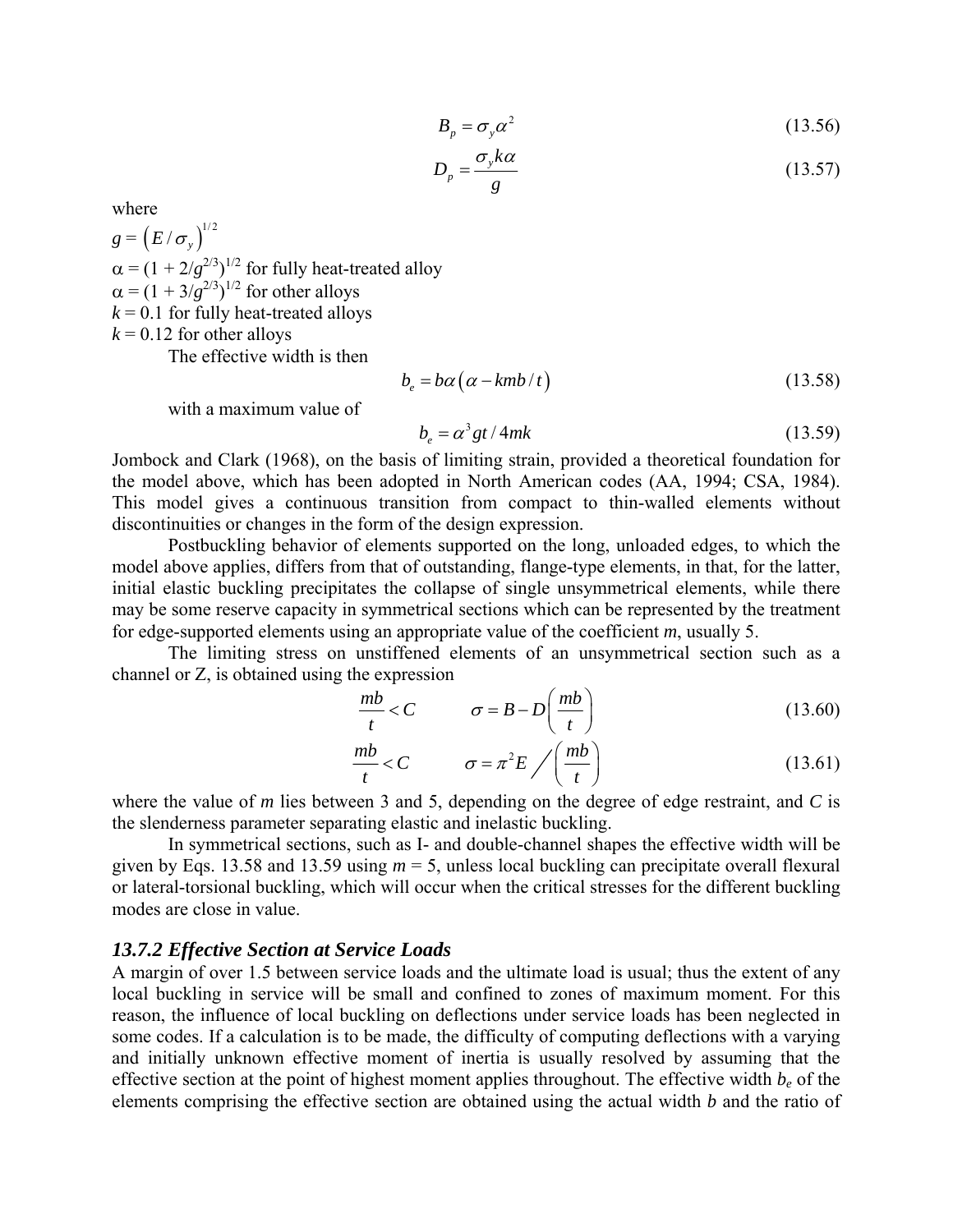$$B_p = \sigma_y \alpha^2 \tag{13.56}$$

$$D_p = \frac{\sigma_y k \alpha}{g} \tag{13.57}$$

where

$g = \left(E/\sigma_y\right)^{1/2}$

$\alpha = (1 + 2/g^{2/3})^{1/2}$ for fully heat-treated alloy

$\alpha = (1 + 3/g^{2/3})^{1/2}$ for other alloys

$k = 0.1$ for fully heat-treated alloys

$k = 0.12$ for other alloys

The effective width is then

$$b_e = b\alpha\left(\alpha - kmb/t\right) \tag{13.58}$$

with a maximum value of

$$b_e = \alpha^3 gt/4mk \tag{13.59}$$

Jombock and Clark (1968), on the basis of limiting strain, provided a theoretical foundation for the model above, which has been adopted in North American codes (AA, 1994; CSA, 1984). This model gives a continuous transition from compact to thin-walled elements without discontinuities or changes in the form of the design expression.

Postbuckling behavior of elements supported on the long, unloaded edges, to which the model above applies, differs from that of outstanding, flange-type elements, in that, for the latter, initial elastic buckling precipitates the collapse of single unsymmetrical elements, while there may be some reserve capacity in symmetrical sections which can be represented by the treatment for edge-supported elements using an appropriate value of the coefficient *m*, usually 5.

The limiting stress on unstiffened elements of an unsymmetrical section such as a channel or Z, is obtained using the expression

$$\frac{mb}{t} < C \qquad \sigma = B - D\left(\frac{mb}{t}\right) \tag{13.60}$$

$$\frac{mb}{t} < C \qquad \sigma = \pi^2 E \Big/ \left(\frac{mb}{t}\right) \tag{13.61}$$

where the value of *m* lies between 3 and 5, depending on the degree of edge restraint, and *C* is the slenderness parameter separating elastic and inelastic buckling.

In symmetrical sections, such as I- and double-channel shapes the effective width will be given by Eqs. 13.58 and 13.59 using $m = 5$, unless local buckling can precipitate overall flexural or lateral-torsional buckling, which will occur when the critical stresses for the different buckling modes are close in value.

### *13.7.2 Effective Section at Service Loads*

A margin of over 1.5 between service loads and the ultimate load is usual; thus the extent of any local buckling in service will be small and confined to zones of maximum moment. For this reason, the influence of local buckling on deflections under service loads has been neglected in some codes. If a calculation is to be made, the difficulty of computing deflections with a varying and initially unknown effective moment of inertia is usually resolved by assuming that the effective section at the point of highest moment applies throughout. The effective width $b_e$ of the elements comprising the effective section are obtained using the actual width *b* and the ratio of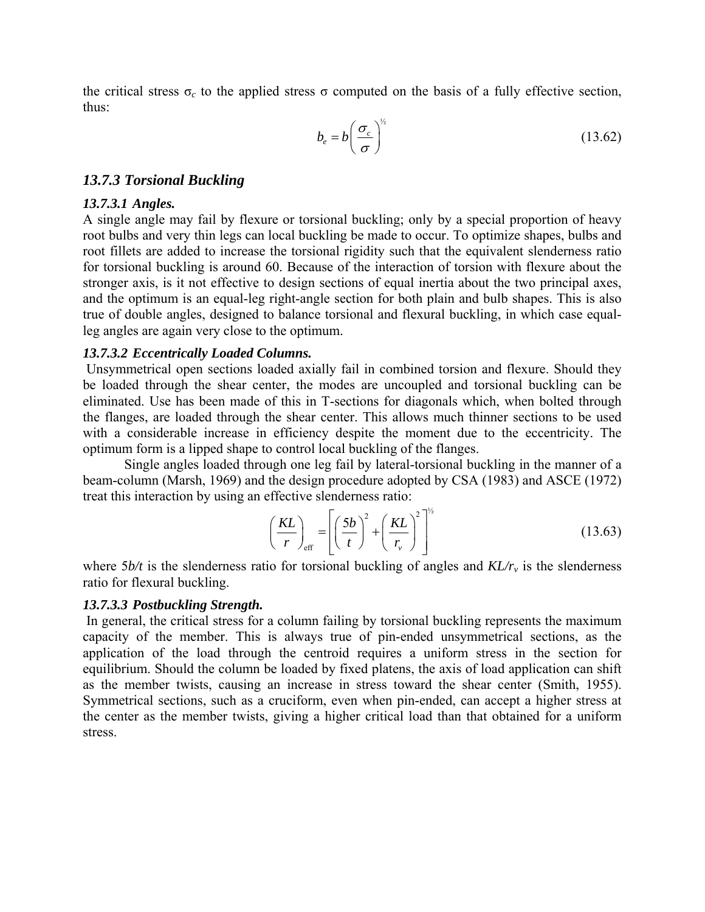the critical stress $\sigma_c$ to the applied stress $\sigma$ computed on the basis of a fully effective section, thus:

$$b_e = b\left(\frac{\sigma_c}{\sigma}\right)^{1/2} \tag{13.62}$$

### *13.7.3 Torsional Buckling*

#### *13.7.3.1 Angles.*

A single angle may fail by flexure or torsional buckling; only by a special proportion of heavy root bulbs and very thin legs can local buckling be made to occur. To optimize shapes, bulbs and root fillets are added to increase the torsional rigidity such that the equivalent slenderness ratio for torsional buckling is around 60. Because of the interaction of torsion with flexure about the stronger axis, is it not effective to design sections of equal inertia about the two principal axes, and the optimum is an equal-leg right-angle section for both plain and bulb shapes. This is also true of double angles, designed to balance torsional and flexural buckling, in which case equal-leg angles are again very close to the optimum.

#### *13.7.3.2 Eccentrically Loaded Columns.*

Unsymmetrical open sections loaded axially fail in combined torsion and flexure. Should they be loaded through the shear center, the modes are uncoupled and torsional buckling can be eliminated. Use has been made of this in T-sections for diagonals which, when bolted through the flanges, are loaded through the shear center. This allows much thinner sections to be used with a considerable increase in efficiency despite the moment due to the eccentricity. The optimum form is a lipped shape to control local buckling of the flanges.

Single angles loaded through one leg fail by lateral-torsional buckling in the manner of a beam-column (Marsh, 1969) and the design procedure adopted by CSA (1983) and ASCE (1972) treat this interaction by using an effective slenderness ratio:

$$\left(\frac{KL}{r}\right)_{\text{eff}} = \left[\left(\frac{5b}{t}\right)^2 + \left(\frac{KL}{r_v}\right)^2\right]^{1/2} \tag{13.63}$$

where $5b/t$ is the slenderness ratio for torsional buckling of angles and $KL/r_v$ is the slenderness ratio for flexural buckling.

#### *13.7.3.3 Postbuckling Strength.*

In general, the critical stress for a column failing by torsional buckling represents the maximum capacity of the member. This is always true of pin-ended unsymmetrical sections, as the application of the load through the centroid requires a uniform stress in the section for equilibrium. Should the column be loaded by fixed platens, the axis of load application can shift as the member twists, causing an increase in stress toward the shear center (Smith, 1955). Symmetrical sections, such as a cruciform, even when pin-ended, can accept a higher stress at the center as the member twists, giving a higher critical load than that obtained for a uniform stress.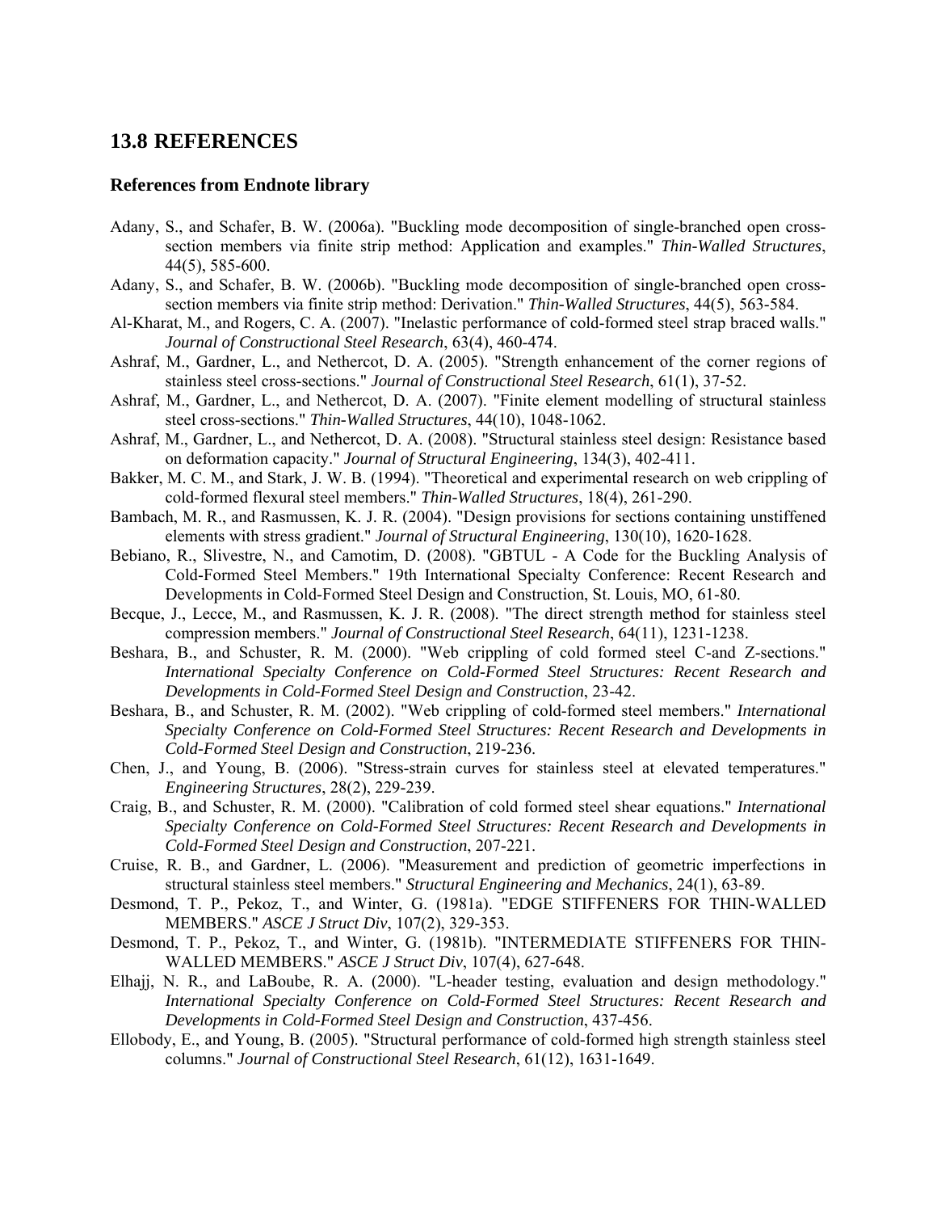## 13.8 REFERENCES

### References from Endnote library

Adany, S., and Schafer, B. W. (2006a). "Buckling mode decomposition of single-branched open cross-section members via finite strip method: Application and examples." *Thin-Walled Structures*, 44(5), 585-600.

Adany, S., and Schafer, B. W. (2006b). "Buckling mode decomposition of single-branched open cross-section members via finite strip method: Derivation." *Thin-Walled Structures*, 44(5), 563-584.

Al-Kharat, M., and Rogers, C. A. (2007). "Inelastic performance of cold-formed steel strap braced walls." *Journal of Constructional Steel Research*, 63(4), 460-474.

Ashraf, M., Gardner, L., and Nethercot, D. A. (2005). "Strength enhancement of the corner regions of stainless steel cross-sections." *Journal of Constructional Steel Research*, 61(1), 37-52.

Ashraf, M., Gardner, L., and Nethercot, D. A. (2007). "Finite element modelling of structural stainless steel cross-sections." *Thin-Walled Structures*, 44(10), 1048-1062.

Ashraf, M., Gardner, L., and Nethercot, D. A. (2008). "Structural stainless steel design: Resistance based on deformation capacity." *Journal of Structural Engineering*, 134(3), 402-411.

Bakker, M. C. M., and Stark, J. W. B. (1994). "Theoretical and experimental research on web crippling of cold-formed flexural steel members." *Thin-Walled Structures*, 18(4), 261-290.

Bambach, M. R., and Rasmussen, K. J. R. (2004). "Design provisions for sections containing unstiffened elements with stress gradient." *Journal of Structural Engineering*, 130(10), 1620-1628.

Bebiano, R., Slivestre, N., and Camotim, D. (2008). "GBTUL - A Code for the Buckling Analysis of Cold-Formed Steel Members." 19th International Specialty Conference: Recent Research and Developments in Cold-Formed Steel Design and Construction, St. Louis, MO, 61-80.

Becque, J., Lecce, M., and Rasmussen, K. J. R. (2008). "The direct strength method for stainless steel compression members." *Journal of Constructional Steel Research*, 64(11), 1231-1238.

Beshara, B., and Schuster, R. M. (2000). "Web crippling of cold formed steel C-and Z-sections." *International Specialty Conference on Cold-Formed Steel Structures: Recent Research and Developments in Cold-Formed Steel Design and Construction*, 23-42.

Beshara, B., and Schuster, R. M. (2002). "Web crippling of cold-formed steel members." *International Specialty Conference on Cold-Formed Steel Structures: Recent Research and Developments in Cold-Formed Steel Design and Construction*, 219-236.

Chen, J., and Young, B. (2006). "Stress-strain curves for stainless steel at elevated temperatures." *Engineering Structures*, 28(2), 229-239.

Craig, B., and Schuster, R. M. (2000). "Calibration of cold formed steel shear equations." *International Specialty Conference on Cold-Formed Steel Structures: Recent Research and Developments in Cold-Formed Steel Design and Construction*, 207-221.

Cruise, R. B., and Gardner, L. (2006). "Measurement and prediction of geometric imperfections in structural stainless steel members." *Structural Engineering and Mechanics*, 24(1), 63-89.

Desmond, T. P., Pekoz, T., and Winter, G. (1981a). "EDGE STIFFENERS FOR THIN-WALLED MEMBERS." *ASCE J Struct Div*, 107(2), 329-353.

Desmond, T. P., Pekoz, T., and Winter, G. (1981b). "INTERMEDIATE STIFFENERS FOR THIN-WALLED MEMBERS." *ASCE J Struct Div*, 107(4), 627-648.

Elhajj, N. R., and LaBoube, R. A. (2000). "L-header testing, evaluation and design methodology." *International Specialty Conference on Cold-Formed Steel Structures: Recent Research and Developments in Cold-Formed Steel Design and Construction*, 437-456.

Ellobody, E., and Young, B. (2005). "Structural performance of cold-formed high strength stainless steel columns." *Journal of Constructional Steel Research*, 61(12), 1631-1649.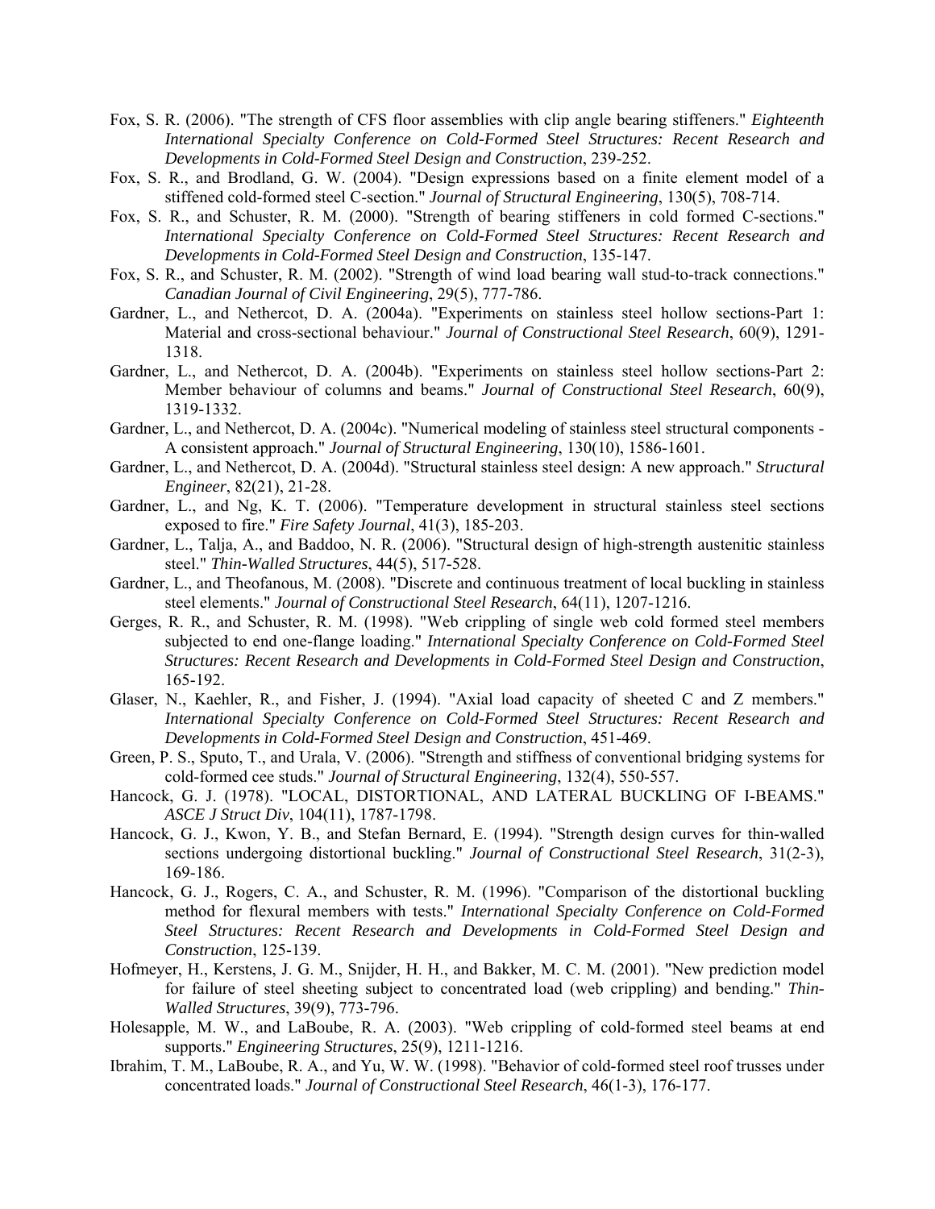Fox, S. R. (2006). "The strength of CFS floor assemblies with clip angle bearing stiffeners." *Eighteenth International Specialty Conference on Cold-Formed Steel Structures: Recent Research and Developments in Cold-Formed Steel Design and Construction*, 239-252.

Fox, S. R., and Brodland, G. W. (2004). "Design expressions based on a finite element model of a stiffened cold-formed steel C-section." *Journal of Structural Engineering*, 130(5), 708-714.

Fox, S. R., and Schuster, R. M. (2000). "Strength of bearing stiffeners in cold formed C-sections." *International Specialty Conference on Cold-Formed Steel Structures: Recent Research and Developments in Cold-Formed Steel Design and Construction*, 135-147.

Fox, S. R., and Schuster, R. M. (2002). "Strength of wind load bearing wall stud-to-track connections." *Canadian Journal of Civil Engineering*, 29(5), 777-786.

Gardner, L., and Nethercot, D. A. (2004a). "Experiments on stainless steel hollow sections-Part 1: Material and cross-sectional behaviour." *Journal of Constructional Steel Research*, 60(9), 1291-1318.

Gardner, L., and Nethercot, D. A. (2004b). "Experiments on stainless steel hollow sections-Part 2: Member behaviour of columns and beams." *Journal of Constructional Steel Research*, 60(9), 1319-1332.

Gardner, L., and Nethercot, D. A. (2004c). "Numerical modeling of stainless steel structural components - A consistent approach." *Journal of Structural Engineering*, 130(10), 1586-1601.

Gardner, L., and Nethercot, D. A. (2004d). "Structural stainless steel design: A new approach." *Structural Engineer*, 82(21), 21-28.

Gardner, L., and Ng, K. T. (2006). "Temperature development in structural stainless steel sections exposed to fire." *Fire Safety Journal*, 41(3), 185-203.

Gardner, L., Talja, A., and Baddoo, N. R. (2006). "Structural design of high-strength austenitic stainless steel." *Thin-Walled Structures*, 44(5), 517-528.

Gardner, L., and Theofanous, M. (2008). "Discrete and continuous treatment of local buckling in stainless steel elements." *Journal of Constructional Steel Research*, 64(11), 1207-1216.

Gerges, R. R., and Schuster, R. M. (1998). "Web crippling of single web cold formed steel members subjected to end one-flange loading." *International Specialty Conference on Cold-Formed Steel Structures: Recent Research and Developments in Cold-Formed Steel Design and Construction*, 165-192.

Glaser, N., Kaehler, R., and Fisher, J. (1994). "Axial load capacity of sheeted C and Z members." *International Specialty Conference on Cold-Formed Steel Structures: Recent Research and Developments in Cold-Formed Steel Design and Construction*, 451-469.

Green, P. S., Sputo, T., and Urala, V. (2006). "Strength and stiffness of conventional bridging systems for cold-formed cee studs." *Journal of Structural Engineering*, 132(4), 550-557.

Hancock, G. J. (1978). "LOCAL, DISTORTIONAL, AND LATERAL BUCKLING OF I-BEAMS." *ASCE J Struct Div*, 104(11), 1787-1798.

Hancock, G. J., Kwon, Y. B., and Stefan Bernard, E. (1994). "Strength design curves for thin-walled sections undergoing distortional buckling." *Journal of Constructional Steel Research*, 31(2-3), 169-186.

Hancock, G. J., Rogers, C. A., and Schuster, R. M. (1996). "Comparison of the distortional buckling method for flexural members with tests." *International Specialty Conference on Cold-Formed Steel Structures: Recent Research and Developments in Cold-Formed Steel Design and Construction*, 125-139.

Hofmeyer, H., Kerstens, J. G. M., Snijder, H. H., and Bakker, M. C. M. (2001). "New prediction model for failure of steel sheeting subject to concentrated load (web crippling) and bending." *Thin-Walled Structures*, 39(9), 773-796.

Holesapple, M. W., and LaBoube, R. A. (2003). "Web crippling of cold-formed steel beams at end supports." *Engineering Structures*, 25(9), 1211-1216.

Ibrahim, T. M., LaBoube, R. A., and Yu, W. W. (1998). "Behavior of cold-formed steel roof trusses under concentrated loads." *Journal of Constructional Steel Research*, 46(1-3), 176-177.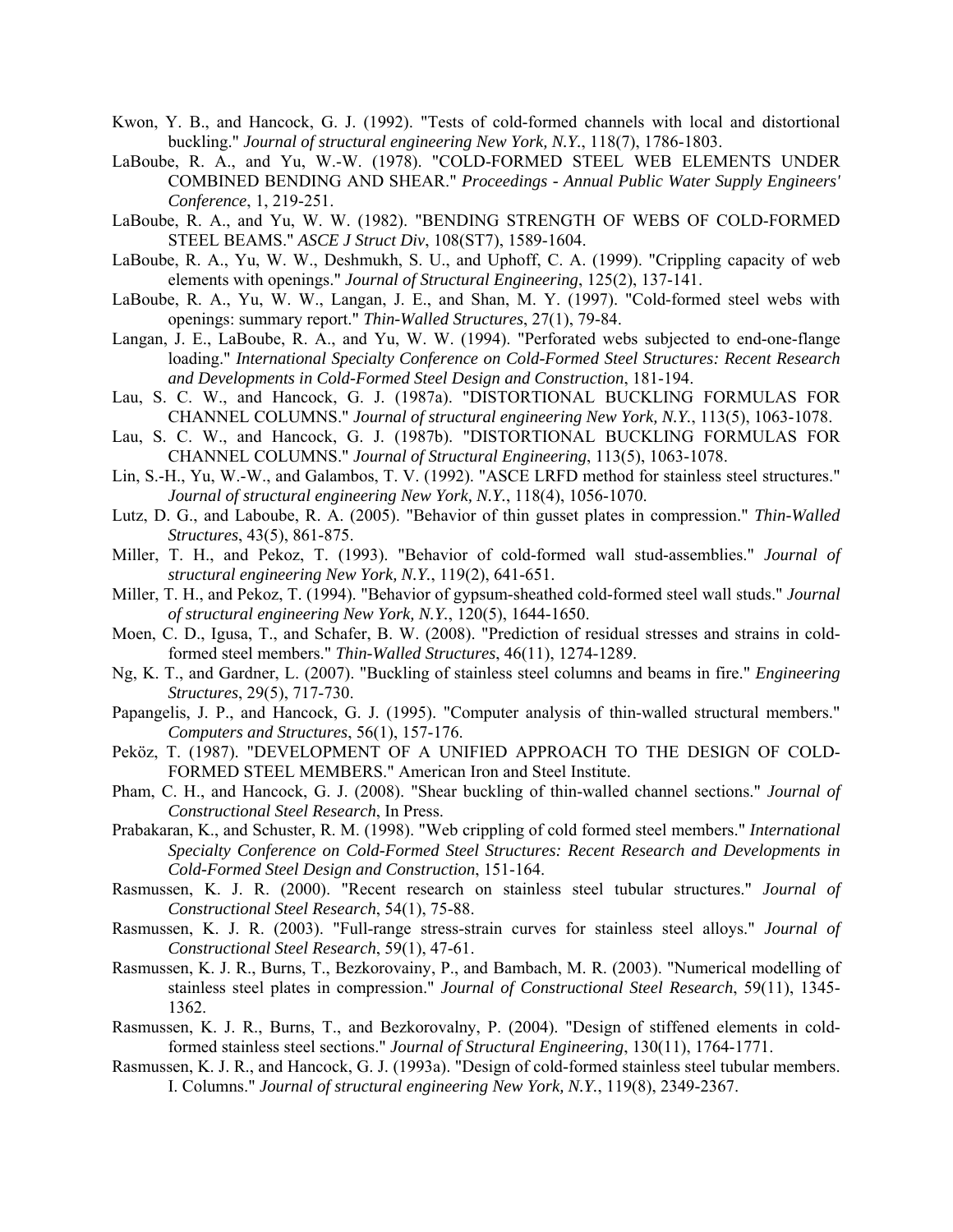Kwon, Y. B., and Hancock, G. J. (1992). "Tests of cold-formed channels with local and distortional buckling." *Journal of structural engineering New York, N.Y.*, 118(7), 1786-1803.

LaBoube, R. A., and Yu, W.-W. (1978). "COLD-FORMED STEEL WEB ELEMENTS UNDER COMBINED BENDING AND SHEAR." *Proceedings - Annual Public Water Supply Engineers' Conference*, 1, 219-251.

LaBoube, R. A., and Yu, W. W. (1982). "BENDING STRENGTH OF WEBS OF COLD-FORMED STEEL BEAMS." *ASCE J Struct Div*, 108(ST7), 1589-1604.

LaBoube, R. A., Yu, W. W., Deshmukh, S. U., and Uphoff, C. A. (1999). "Crippling capacity of web elements with openings." *Journal of Structural Engineering*, 125(2), 137-141.

LaBoube, R. A., Yu, W. W., Langan, J. E., and Shan, M. Y. (1997). "Cold-formed steel webs with openings: summary report." *Thin-Walled Structures*, 27(1), 79-84.

Langan, J. E., LaBoube, R. A., and Yu, W. W. (1994). "Perforated webs subjected to end-one-flange loading." *International Specialty Conference on Cold-Formed Steel Structures: Recent Research and Developments in Cold-Formed Steel Design and Construction*, 181-194.

Lau, S. C. W., and Hancock, G. J. (1987a). "DISTORTIONAL BUCKLING FORMULAS FOR CHANNEL COLUMNS." *Journal of structural engineering New York, N.Y.*, 113(5), 1063-1078.

Lau, S. C. W., and Hancock, G. J. (1987b). "DISTORTIONAL BUCKLING FORMULAS FOR CHANNEL COLUMNS." *Journal of Structural Engineering*, 113(5), 1063-1078.

Lin, S.-H., Yu, W.-W., and Galambos, T. V. (1992). "ASCE LRFD method for stainless steel structures." *Journal of structural engineering New York, N.Y.*, 118(4), 1056-1070.

Lutz, D. G., and Laboube, R. A. (2005). "Behavior of thin gusset plates in compression." *Thin-Walled Structures*, 43(5), 861-875.

Miller, T. H., and Pekoz, T. (1993). "Behavior of cold-formed wall stud-assemblies." *Journal of structural engineering New York, N.Y.*, 119(2), 641-651.

Miller, T. H., and Pekoz, T. (1994). "Behavior of gypsum-sheathed cold-formed steel wall studs." *Journal of structural engineering New York, N.Y.*, 120(5), 1644-1650.

Moen, C. D., Igusa, T., and Schafer, B. W. (2008). "Prediction of residual stresses and strains in cold-formed steel members." *Thin-Walled Structures*, 46(11), 1274-1289.

Ng, K. T., and Gardner, L. (2007). "Buckling of stainless steel columns and beams in fire." *Engineering Structures*, 29(5), 717-730.

Papangelis, J. P., and Hancock, G. J. (1995). "Computer analysis of thin-walled structural members." *Computers and Structures*, 56(1), 157-176.

Peköz, T. (1987). "DEVELOPMENT OF A UNIFIED APPROACH TO THE DESIGN OF COLD-FORMED STEEL MEMBERS." American Iron and Steel Institute.

Pham, C. H., and Hancock, G. J. (2008). "Shear buckling of thin-walled channel sections." *Journal of Constructional Steel Research*, In Press.

Prabakaran, K., and Schuster, R. M. (1998). "Web crippling of cold formed steel members." *International Specialty Conference on Cold-Formed Steel Structures: Recent Research and Developments in Cold-Formed Steel Design and Construction*, 151-164.

Rasmussen, K. J. R. (2000). "Recent research on stainless steel tubular structures." *Journal of Constructional Steel Research*, 54(1), 75-88.

Rasmussen, K. J. R. (2003). "Full-range stress-strain curves for stainless steel alloys." *Journal of Constructional Steel Research*, 59(1), 47-61.

Rasmussen, K. J. R., Burns, T., Bezkorovainy, P., and Bambach, M. R. (2003). "Numerical modelling of stainless steel plates in compression." *Journal of Constructional Steel Research*, 59(11), 1345-1362.

Rasmussen, K. J. R., Burns, T., and Bezkorovalny, P. (2004). "Design of stiffened elements in cold-formed stainless steel sections." *Journal of Structural Engineering*, 130(11), 1764-1771.

Rasmussen, K. J. R., and Hancock, G. J. (1993a). "Design of cold-formed stainless steel tubular members. I. Columns." *Journal of structural engineering New York, N.Y.*, 119(8), 2349-2367.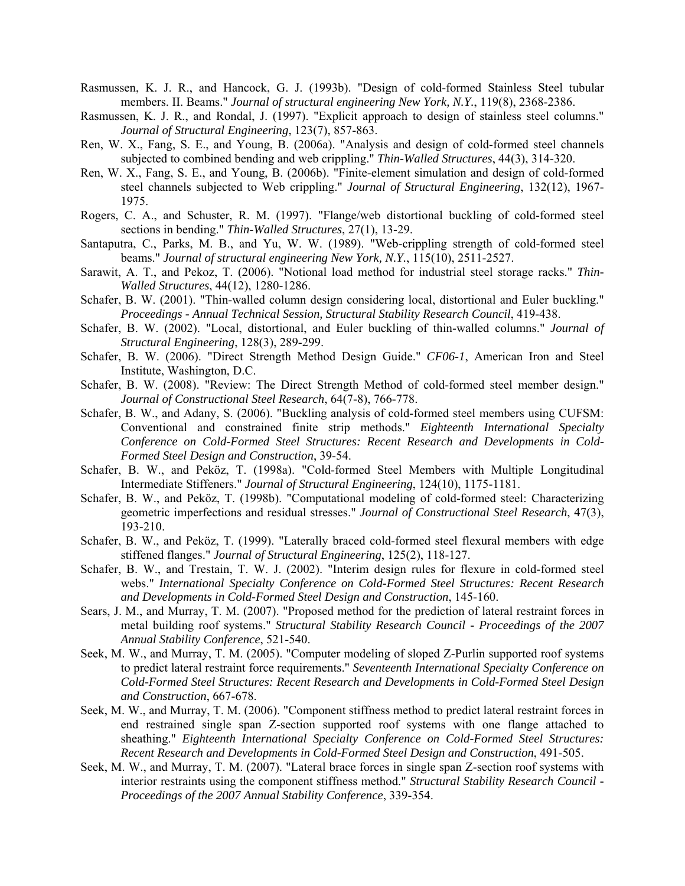Rasmussen, K. J. R., and Hancock, G. J. (1993b). "Design of cold-formed Stainless Steel tubular members. II. Beams." *Journal of structural engineering New York, N.Y.*, 119(8), 2368-2386.

Rasmussen, K. J. R., and Rondal, J. (1997). "Explicit approach to design of stainless steel columns." *Journal of Structural Engineering*, 123(7), 857-863.

Ren, W. X., Fang, S. E., and Young, B. (2006a). "Analysis and design of cold-formed steel channels subjected to combined bending and web crippling." *Thin-Walled Structures*, 44(3), 314-320.

Ren, W. X., Fang, S. E., and Young, B. (2006b). "Finite-element simulation and design of cold-formed steel channels subjected to Web crippling." *Journal of Structural Engineering*, 132(12), 1967-1975.

Rogers, C. A., and Schuster, R. M. (1997). "Flange/web distortional buckling of cold-formed steel sections in bending." *Thin-Walled Structures*, 27(1), 13-29.

Santaputra, C., Parks, M. B., and Yu, W. W. (1989). "Web-crippling strength of cold-formed steel beams." *Journal of structural engineering New York, N.Y.*, 115(10), 2511-2527.

Sarawit, A. T., and Pekoz, T. (2006). "Notional load method for industrial steel storage racks." *Thin-Walled Structures*, 44(12), 1280-1286.

Schafer, B. W. (2001). "Thin-walled column design considering local, distortional and Euler buckling." *Proceedings - Annual Technical Session, Structural Stability Research Council*, 419-438.

Schafer, B. W. (2002). "Local, distortional, and Euler buckling of thin-walled columns." *Journal of Structural Engineering*, 128(3), 289-299.

Schafer, B. W. (2006). "Direct Strength Method Design Guide." *CF06-1*, American Iron and Steel Institute, Washington, D.C.

Schafer, B. W. (2008). "Review: The Direct Strength Method of cold-formed steel member design." *Journal of Constructional Steel Research*, 64(7-8), 766-778.

Schafer, B. W., and Adany, S. (2006). "Buckling analysis of cold-formed steel members using CUFSM: Conventional and constrained finite strip methods." *Eighteenth International Specialty Conference on Cold-Formed Steel Structures: Recent Research and Developments in Cold-Formed Steel Design and Construction*, 39-54.

Schafer, B. W., and Peköz, T. (1998a). "Cold-formed Steel Members with Multiple Longitudinal Intermediate Stiffeners." *Journal of Structural Engineering*, 124(10), 1175-1181.

Schafer, B. W., and Peköz, T. (1998b). "Computational modeling of cold-formed steel: Characterizing geometric imperfections and residual stresses." *Journal of Constructional Steel Research*, 47(3), 193-210.

Schafer, B. W., and Peköz, T. (1999). "Laterally braced cold-formed steel flexural members with edge stiffened flanges." *Journal of Structural Engineering*, 125(2), 118-127.

Schafer, B. W., and Trestain, T. W. J. (2002). "Interim design rules for flexure in cold-formed steel webs." *International Specialty Conference on Cold-Formed Steel Structures: Recent Research and Developments in Cold-Formed Steel Design and Construction*, 145-160.

Sears, J. M., and Murray, T. M. (2007). "Proposed method for the prediction of lateral restraint forces in metal building roof systems." *Structural Stability Research Council - Proceedings of the 2007 Annual Stability Conference*, 521-540.

Seek, M. W., and Murray, T. M. (2005). "Computer modeling of sloped Z-Purlin supported roof systems to predict lateral restraint force requirements." *Seventeenth International Specialty Conference on Cold-Formed Steel Structures: Recent Research and Developments in Cold-Formed Steel Design and Construction*, 667-678.

Seek, M. W., and Murray, T. M. (2006). "Component stiffness method to predict lateral restraint forces in end restrained single span Z-section supported roof systems with one flange attached to sheathing." *Eighteenth International Specialty Conference on Cold-Formed Steel Structures: Recent Research and Developments in Cold-Formed Steel Design and Construction*, 491-505.

Seek, M. W., and Murray, T. M. (2007). "Lateral brace forces in single span Z-section roof systems with interior restraints using the component stiffness method." *Structural Stability Research Council - Proceedings of the 2007 Annual Stability Conference*, 339-354.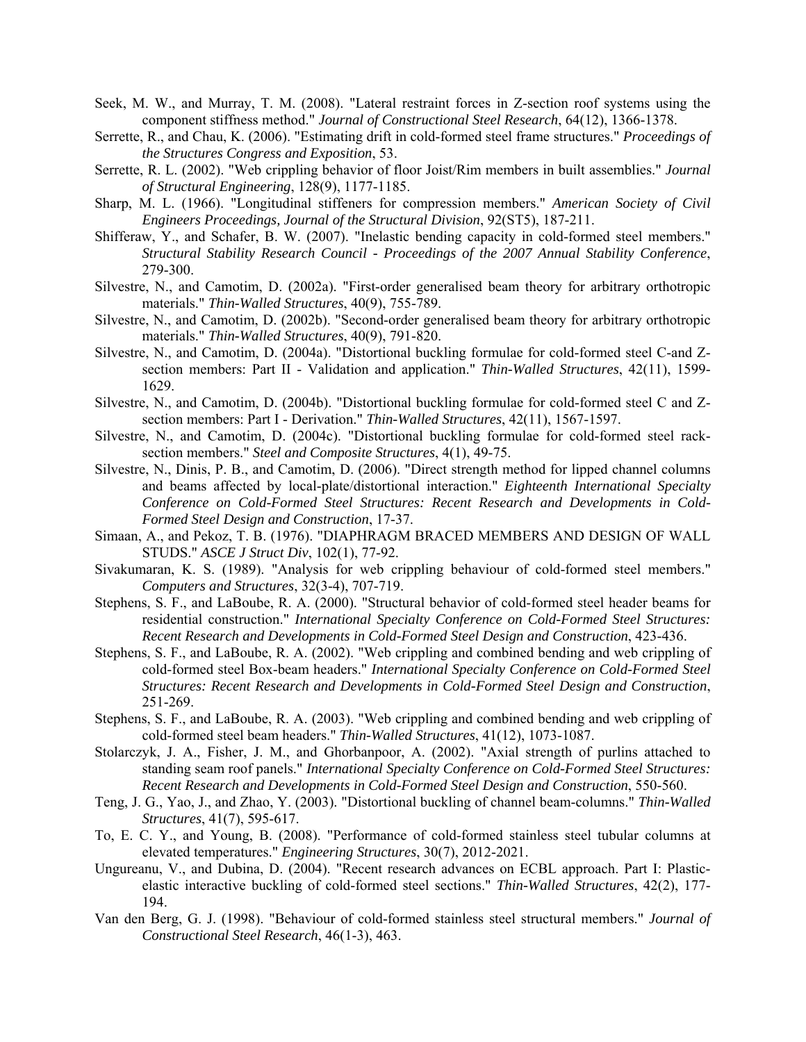Seek, M. W., and Murray, T. M. (2008). "Lateral restraint forces in Z-section roof systems using the component stiffness method." *Journal of Constructional Steel Research*, 64(12), 1366-1378.

Serrette, R., and Chau, K. (2006). "Estimating drift in cold-formed steel frame structures." *Proceedings of the Structures Congress and Exposition*, 53.

Serrette, R. L. (2002). "Web crippling behavior of floor Joist/Rim members in built assemblies." *Journal of Structural Engineering*, 128(9), 1177-1185.

Sharp, M. L. (1966). "Longitudinal stiffeners for compression members." *American Society of Civil Engineers Proceedings, Journal of the Structural Division*, 92(ST5), 187-211.

Shifferaw, Y., and Schafer, B. W. (2007). "Inelastic bending capacity in cold-formed steel members." *Structural Stability Research Council - Proceedings of the 2007 Annual Stability Conference*, 279-300.

Silvestre, N., and Camotim, D. (2002a). "First-order generalised beam theory for arbitrary orthotropic materials." *Thin-Walled Structures*, 40(9), 755-789.

Silvestre, N., and Camotim, D. (2002b). "Second-order generalised beam theory for arbitrary orthotropic materials." *Thin-Walled Structures*, 40(9), 791-820.

Silvestre, N., and Camotim, D. (2004a). "Distortional buckling formulae for cold-formed steel C-and Z-section members: Part II - Validation and application." *Thin-Walled Structures*, 42(11), 1599-1629.

Silvestre, N., and Camotim, D. (2004b). "Distortional buckling formulae for cold-formed steel C and Z-section members: Part I - Derivation." *Thin-Walled Structures*, 42(11), 1567-1597.

Silvestre, N., and Camotim, D. (2004c). "Distortional buckling formulae for cold-formed steel rack-section members." *Steel and Composite Structures*, 4(1), 49-75.

Silvestre, N., Dinis, P. B., and Camotim, D. (2006). "Direct strength method for lipped channel columns and beams affected by local-plate/distortional interaction." *Eighteenth International Specialty Conference on Cold-Formed Steel Structures: Recent Research and Developments in Cold-Formed Steel Design and Construction*, 17-37.

Simaan, A., and Pekoz, T. B. (1976). "DIAPHRAGM BRACED MEMBERS AND DESIGN OF WALL STUDS." *ASCE J Struct Div*, 102(1), 77-92.

Sivakumaran, K. S. (1989). "Analysis for web crippling behaviour of cold-formed steel members." *Computers and Structures*, 32(3-4), 707-719.

Stephens, S. F., and LaBoube, R. A. (2000). "Structural behavior of cold-formed steel header beams for residential construction." *International Specialty Conference on Cold-Formed Steel Structures: Recent Research and Developments in Cold-Formed Steel Design and Construction*, 423-436.

Stephens, S. F., and LaBoube, R. A. (2002). "Web crippling and combined bending and web crippling of cold-formed steel Box-beam headers." *International Specialty Conference on Cold-Formed Steel Structures: Recent Research and Developments in Cold-Formed Steel Design and Construction*, 251-269.

Stephens, S. F., and LaBoube, R. A. (2003). "Web crippling and combined bending and web crippling of cold-formed steel beam headers." *Thin-Walled Structures*, 41(12), 1073-1087.

Stolarczyk, J. A., Fisher, J. M., and Ghorbanpoor, A. (2002). "Axial strength of purlins attached to standing seam roof panels." *International Specialty Conference on Cold-Formed Steel Structures: Recent Research and Developments in Cold-Formed Steel Design and Construction*, 550-560.

Teng, J. G., Yao, J., and Zhao, Y. (2003). "Distortional buckling of channel beam-columns." *Thin-Walled Structures*, 41(7), 595-617.

To, E. C. Y., and Young, B. (2008). "Performance of cold-formed stainless steel tubular columns at elevated temperatures." *Engineering Structures*, 30(7), 2012-2021.

Ungureanu, V., and Dubina, D. (2004). "Recent research advances on ECBL approach. Part I: Plastic-elastic interactive buckling of cold-formed steel sections." *Thin-Walled Structures*, 42(2), 177-194.

Van den Berg, G. J. (1998). "Behaviour of cold-formed stainless steel structural members." *Journal of Constructional Steel Research*, 46(1-3), 463.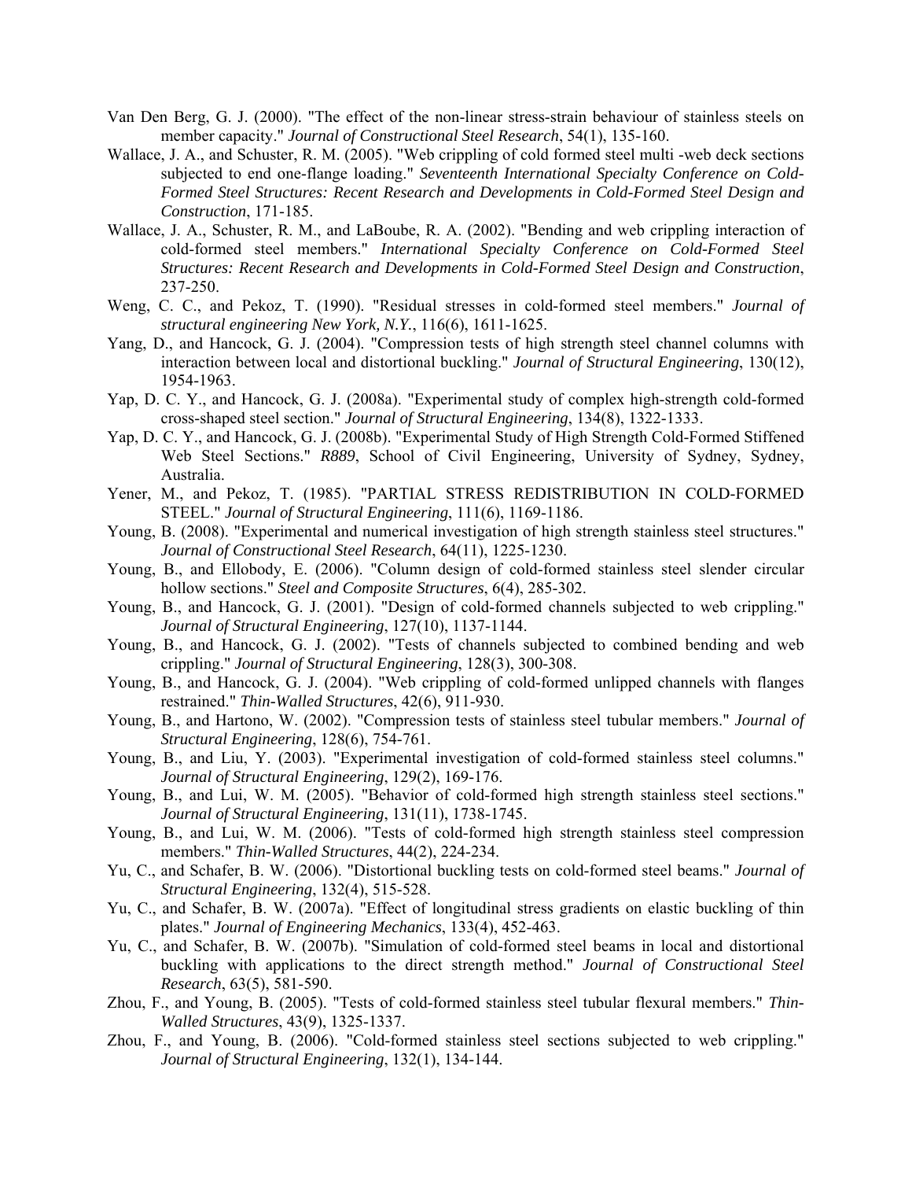Van Den Berg, G. J. (2000). "The effect of the non-linear stress-strain behaviour of stainless steels on member capacity." *Journal of Constructional Steel Research*, 54(1), 135-160.

Wallace, J. A., and Schuster, R. M. (2005). "Web crippling of cold formed steel multi -web deck sections subjected to end one-flange loading." *Seventeenth International Specialty Conference on Cold-Formed Steel Structures: Recent Research and Developments in Cold-Formed Steel Design and Construction*, 171-185.

Wallace, J. A., Schuster, R. M., and LaBoube, R. A. (2002). "Bending and web crippling interaction of cold-formed steel members." *International Specialty Conference on Cold-Formed Steel Structures: Recent Research and Developments in Cold-Formed Steel Design and Construction*, 237-250.

Weng, C. C., and Pekoz, T. (1990). "Residual stresses in cold-formed steel members." *Journal of structural engineering New York, N.Y.*, 116(6), 1611-1625.

Yang, D., and Hancock, G. J. (2004). "Compression tests of high strength steel channel columns with interaction between local and distortional buckling." *Journal of Structural Engineering*, 130(12), 1954-1963.

Yap, D. C. Y., and Hancock, G. J. (2008a). "Experimental study of complex high-strength cold-formed cross-shaped steel section." *Journal of Structural Engineering*, 134(8), 1322-1333.

Yap, D. C. Y., and Hancock, G. J. (2008b). "Experimental Study of High Strength Cold-Formed Stiffened Web Steel Sections." *R889*, School of Civil Engineering, University of Sydney, Sydney, Australia.

Yener, M., and Pekoz, T. (1985). "PARTIAL STRESS REDISTRIBUTION IN COLD-FORMED STEEL." *Journal of Structural Engineering*, 111(6), 1169-1186.

Young, B. (2008). "Experimental and numerical investigation of high strength stainless steel structures." *Journal of Constructional Steel Research*, 64(11), 1225-1230.

Young, B., and Ellobody, E. (2006). "Column design of cold-formed stainless steel slender circular hollow sections." *Steel and Composite Structures*, 6(4), 285-302.

Young, B., and Hancock, G. J. (2001). "Design of cold-formed channels subjected to web crippling." *Journal of Structural Engineering*, 127(10), 1137-1144.

Young, B., and Hancock, G. J. (2002). "Tests of channels subjected to combined bending and web crippling." *Journal of Structural Engineering*, 128(3), 300-308.

Young, B., and Hancock, G. J. (2004). "Web crippling of cold-formed unlipped channels with flanges restrained." *Thin-Walled Structures*, 42(6), 911-930.

Young, B., and Hartono, W. (2002). "Compression tests of stainless steel tubular members." *Journal of Structural Engineering*, 128(6), 754-761.

Young, B., and Liu, Y. (2003). "Experimental investigation of cold-formed stainless steel columns." *Journal of Structural Engineering*, 129(2), 169-176.

Young, B., and Lui, W. M. (2005). "Behavior of cold-formed high strength stainless steel sections." *Journal of Structural Engineering*, 131(11), 1738-1745.

Young, B., and Lui, W. M. (2006). "Tests of cold-formed high strength stainless steel compression members." *Thin-Walled Structures*, 44(2), 224-234.

Yu, C., and Schafer, B. W. (2006). "Distortional buckling tests on cold-formed steel beams." *Journal of Structural Engineering*, 132(4), 515-528.

Yu, C., and Schafer, B. W. (2007a). "Effect of longitudinal stress gradients on elastic buckling of thin plates." *Journal of Engineering Mechanics*, 133(4), 452-463.

Yu, C., and Schafer, B. W. (2007b). "Simulation of cold-formed steel beams in local and distortional buckling with applications to the direct strength method." *Journal of Constructional Steel Research*, 63(5), 581-590.

Zhou, F., and Young, B. (2005). "Tests of cold-formed stainless steel tubular flexural members." *Thin-Walled Structures*, 43(9), 1325-1337.

Zhou, F., and Young, B. (2006). "Cold-formed stainless steel sections subjected to web crippling." *Journal of Structural Engineering*, 132(1), 134-144.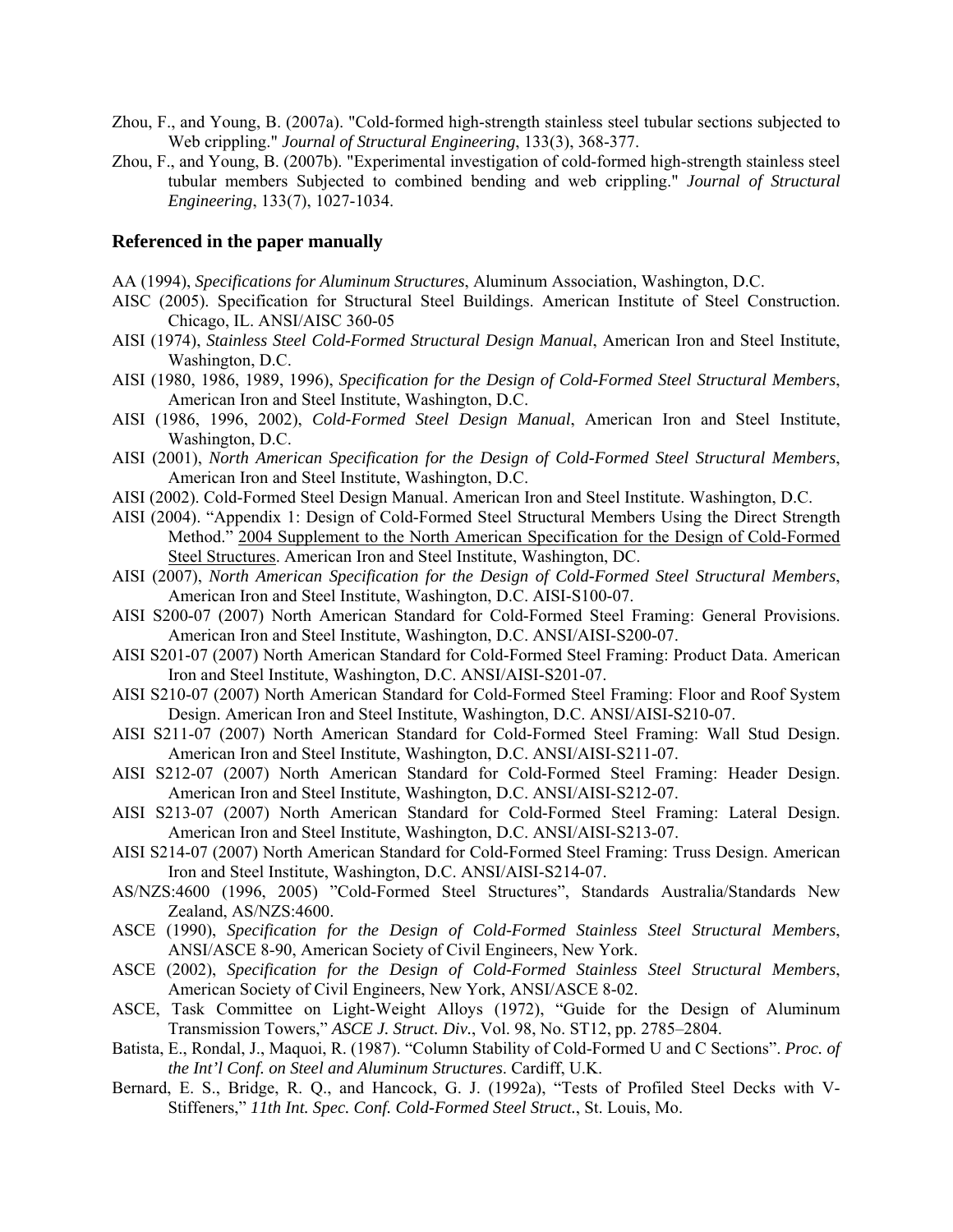Zhou, F., and Young, B. (2007a). "Cold-formed high-strength stainless steel tubular sections subjected to Web crippling." *Journal of Structural Engineering*, 133(3), 368-377.

Zhou, F., and Young, B. (2007b). "Experimental investigation of cold-formed high-strength stainless steel tubular members Subjected to combined bending and web crippling." *Journal of Structural Engineering*, 133(7), 1027-1034.

### Referenced in the paper manually

AA (1994), *Specifications for Aluminum Structures*, Aluminum Association, Washington, D.C.

AISC (2005). Specification for Structural Steel Buildings. American Institute of Steel Construction. Chicago, IL. ANSI/AISC 360-05

AISI (1974), *Stainless Steel Cold-Formed Structural Design Manual*, American Iron and Steel Institute, Washington, D.C.

AISI (1980, 1986, 1989, 1996), *Specification for the Design of Cold-Formed Steel Structural Members*, American Iron and Steel Institute, Washington, D.C.

AISI (1986, 1996, 2002), *Cold-Formed Steel Design Manual*, American Iron and Steel Institute, Washington, D.C.

AISI (2001), *North American Specification for the Design of Cold-Formed Steel Structural Members*, American Iron and Steel Institute, Washington, D.C.

AISI (2002). Cold-Formed Steel Design Manual. American Iron and Steel Institute. Washington, D.C.

AISI (2004). "Appendix 1: Design of Cold-Formed Steel Structural Members Using the Direct Strength Method." 2004 Supplement to the North American Specification for the Design of Cold-Formed Steel Structures. American Iron and Steel Institute, Washington, DC.

AISI (2007), *North American Specification for the Design of Cold-Formed Steel Structural Members*, American Iron and Steel Institute, Washington, D.C. AISI-S100-07.

AISI S200-07 (2007) North American Standard for Cold-Formed Steel Framing: General Provisions. American Iron and Steel Institute, Washington, D.C. ANSI/AISI-S200-07.

AISI S201-07 (2007) North American Standard for Cold-Formed Steel Framing: Product Data. American Iron and Steel Institute, Washington, D.C. ANSI/AISI-S201-07.

AISI S210-07 (2007) North American Standard for Cold-Formed Steel Framing: Floor and Roof System Design. American Iron and Steel Institute, Washington, D.C. ANSI/AISI-S210-07.

AISI S211-07 (2007) North American Standard for Cold-Formed Steel Framing: Wall Stud Design. American Iron and Steel Institute, Washington, D.C. ANSI/AISI-S211-07.

AISI S212-07 (2007) North American Standard for Cold-Formed Steel Framing: Header Design. American Iron and Steel Institute, Washington, D.C. ANSI/AISI-S212-07.

AISI S213-07 (2007) North American Standard for Cold-Formed Steel Framing: Lateral Design. American Iron and Steel Institute, Washington, D.C. ANSI/AISI-S213-07.

AISI S214-07 (2007) North American Standard for Cold-Formed Steel Framing: Truss Design. American Iron and Steel Institute, Washington, D.C. ANSI/AISI-S214-07.

AS/NZS:4600 (1996, 2005) "Cold-Formed Steel Structures", Standards Australia/Standards New Zealand, AS/NZS:4600.

ASCE (1990), *Specification for the Design of Cold-Formed Stainless Steel Structural Members*, ANSI/ASCE 8-90, American Society of Civil Engineers, New York.

ASCE (2002), *Specification for the Design of Cold-Formed Stainless Steel Structural Members*, American Society of Civil Engineers, New York, ANSI/ASCE 8-02.

ASCE, Task Committee on Light-Weight Alloys (1972), "Guide for the Design of Aluminum Transmission Towers," *ASCE J. Struct. Div.*, Vol. 98, No. ST12, pp. 2785–2804.

Batista, E., Rondal, J., Maquoi, R. (1987). "Column Stability of Cold-Formed U and C Sections". *Proc. of the Int'l Conf. on Steel and Aluminum Structures*. Cardiff, U.K.

Bernard, E. S., Bridge, R. Q., and Hancock, G. J. (1992a), "Tests of Profiled Steel Decks with V-Stiffeners," *11th Int. Spec. Conf. Cold-Formed Steel Struct.*, St. Louis, Mo.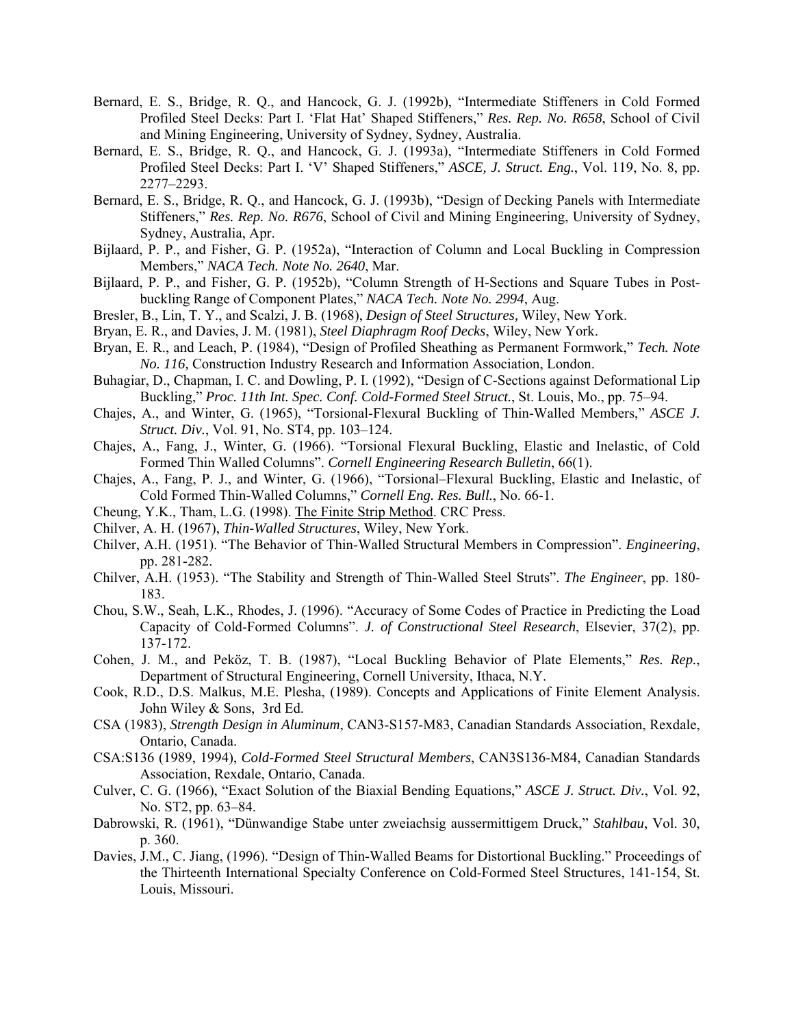Bernard, E. S., Bridge, R. Q., and Hancock, G. J. (1992b), "Intermediate Stiffeners in Cold Formed Profiled Steel Decks: Part I. 'Flat Hat' Shaped Stiffeners," *Res. Rep. No. R658*, School of Civil and Mining Engineering, University of Sydney, Sydney, Australia.

Bernard, E. S., Bridge, R. Q., and Hancock, G. J. (1993a), "Intermediate Stiffeners in Cold Formed Profiled Steel Decks: Part I. 'V' Shaped Stiffeners," *ASCE, J. Struct. Eng.*, Vol. 119, No. 8, pp. 2277–2293.

Bernard, E. S., Bridge, R. Q., and Hancock, G. J. (1993b), "Design of Decking Panels with Intermediate Stiffeners," *Res. Rep. No. R676*, School of Civil and Mining Engineering, University of Sydney, Sydney, Australia, Apr.

Bijlaard, P. P., and Fisher, G. P. (1952a), "Interaction of Column and Local Buckling in Compression Members," *NACA Tech. Note No. 2640*, Mar.

Bijlaard, P. P., and Fisher, G. P. (1952b), "Column Strength of H-Sections and Square Tubes in Post-buckling Range of Component Plates," *NACA Tech. Note No. 2994*, Aug.

Bresler, B., Lin, T. Y., and Scalzi, J. B. (1968), *Design of Steel Structures,* Wiley, New York.

Bryan, E. R., and Davies, J. M. (1981), *Steel Diaphragm Roof Decks*, Wiley, New York.

Bryan, E. R., and Leach, P. (1984), "Design of Profiled Sheathing as Permanent Formwork," *Tech. Note No. 116,* Construction Industry Research and Information Association, London.

Buhagiar, D., Chapman, I. C. and Dowling, P. I. (1992), "Design of C-Sections against Deformational Lip Buckling," *Proc. 11th Int. Spec. Conf. Cold-Formed Steel Struct.*, St. Louis, Mo., pp. 75–94.

Chajes, A., and Winter, G. (1965), "Torsional-Flexural Buckling of Thin-Walled Members," *ASCE J. Struct. Div.*, Vol. 91, No. ST4, pp. 103–124.

Chajes, A., Fang, J., Winter, G. (1966). "Torsional Flexural Buckling, Elastic and Inelastic, of Cold Formed Thin Walled Columns". *Cornell Engineering Research Bulletin*, 66(1).

Chajes, A., Fang, P. J., and Winter, G. (1966), "Torsional–Flexural Buckling, Elastic and Inelastic, of Cold Formed Thin-Walled Columns," *Cornell Eng. Res. Bull.*, No. 66-1.

Cheung, Y.K., Tham, L.G. (1998). The Finite Strip Method. CRC Press.

Chilver, A. H. (1967), *Thin-Walled Structures*, Wiley, New York.

Chilver, A.H. (1951). "The Behavior of Thin-Walled Structural Members in Compression". *Engineering*, pp. 281-282.

Chilver, A.H. (1953). "The Stability and Strength of Thin-Walled Steel Struts". *The Engineer*, pp. 180-183.

Chou, S.W., Seah, L.K., Rhodes, J. (1996). "Accuracy of Some Codes of Practice in Predicting the Load Capacity of Cold-Formed Columns". *J. of Constructional Steel Research*, Elsevier, 37(2), pp. 137-172.

Cohen, J. M., and Peköz, T. B. (1987), "Local Buckling Behavior of Plate Elements," *Res. Rep.*, Department of Structural Engineering, Cornell University, Ithaca, N.Y.

Cook, R.D., D.S. Malkus, M.E. Plesha, (1989). Concepts and Applications of Finite Element Analysis. John Wiley & Sons, 3rd Ed.

CSA (1983), *Strength Design in Aluminum*, CAN3-S157-M83, Canadian Standards Association, Rexdale, Ontario, Canada.

CSA:S136 (1989, 1994), *Cold-Formed Steel Structural Members*, CAN3S136-M84, Canadian Standards Association, Rexdale, Ontario, Canada.

Culver, C. G. (1966), "Exact Solution of the Biaxial Bending Equations," *ASCE J. Struct. Div.*, Vol. 92, No. ST2, pp. 63–84.

Dabrowski, R. (1961), "Dünwandige Stabe unter zweiachsig aussermittigem Druck," *Stahlbau*, Vol. 30, p. 360.

Davies, J.M., C. Jiang, (1996). "Design of Thin-Walled Beams for Distortional Buckling." Proceedings of the Thirteenth International Specialty Conference on Cold-Formed Steel Structures, 141-154, St. Louis, Missouri.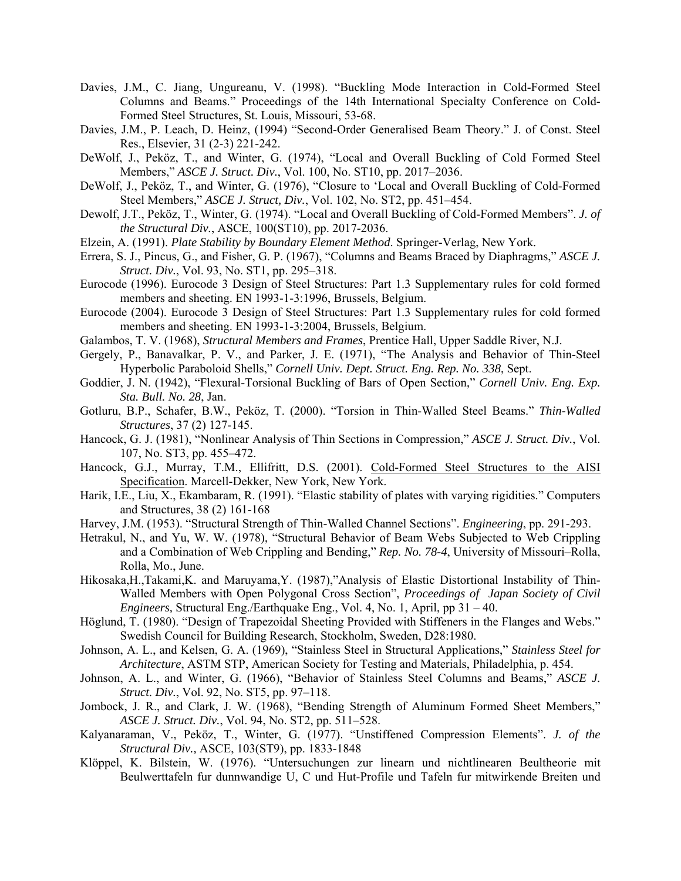Davies, J.M., C. Jiang, Ungureanu, V. (1998). "Buckling Mode Interaction in Cold-Formed Steel Columns and Beams." Proceedings of the 14th International Specialty Conference on Cold-Formed Steel Structures, St. Louis, Missouri, 53-68.

Davies, J.M., P. Leach, D. Heinz, (1994) "Second-Order Generalised Beam Theory." J. of Const. Steel Res., Elsevier, 31 (2-3) 221-242.

DeWolf, J., Peköz, T., and Winter, G. (1974), "Local and Overall Buckling of Cold Formed Steel Members," *ASCE J. Struct. Div.*, Vol. 100, No. ST10, pp. 2017–2036.

DeWolf, J., Peköz, T., and Winter, G. (1976), "Closure to 'Local and Overall Buckling of Cold-Formed Steel Members," *ASCE J. Struct, Div.*, Vol. 102, No. ST2, pp. 451–454.

Dewolf, J.T., Peköz, T., Winter, G. (1974). "Local and Overall Buckling of Cold-Formed Members". *J. of the Structural Div.*, ASCE, 100(ST10), pp. 2017-2036.

Elzein, A. (1991). *Plate Stability by Boundary Element Method*. Springer-Verlag, New York.

Errera, S. J., Pincus, G., and Fisher, G. P. (1967), "Columns and Beams Braced by Diaphragms," *ASCE J. Struct. Div.*, Vol. 93, No. ST1, pp. 295–318.

Eurocode (1996). Eurocode 3 Design of Steel Structures: Part 1.3 Supplementary rules for cold formed members and sheeting. EN 1993-1-3:1996, Brussels, Belgium.

Eurocode (2004). Eurocode 3 Design of Steel Structures: Part 1.3 Supplementary rules for cold formed members and sheeting. EN 1993-1-3:2004, Brussels, Belgium.

Galambos, T. V. (1968), *Structural Members and Frames*, Prentice Hall, Upper Saddle River, N.J.

Gergely, P., Banavalkar, P. V., and Parker, J. E. (1971), "The Analysis and Behavior of Thin-Steel Hyperbolic Paraboloid Shells," *Cornell Univ. Dept. Struct. Eng. Rep. No. 338*, Sept.

Goddier, J. N. (1942), "Flexural-Torsional Buckling of Bars of Open Section," *Cornell Univ. Eng. Exp. Sta. Bull. No. 28*, Jan.

Gotluru, B.P., Schafer, B.W., Peköz, T. (2000). "Torsion in Thin-Walled Steel Beams." *Thin-Walled Structures*, 37 (2) 127-145.

Hancock, G. J. (1981), "Nonlinear Analysis of Thin Sections in Compression," *ASCE J. Struct. Div.*, Vol. 107, No. ST3, pp. 455–472.

Hancock, G.J., Murray, T.M., Ellifritt, D.S. (2001). Cold-Formed Steel Structures to the AISI Specification. Marcell-Dekker, New York, New York.

Harik, I.E., Liu, X., Ekambaram, R. (1991). "Elastic stability of plates with varying rigidities." Computers and Structures, 38 (2) 161-168

Harvey, J.M. (1953). "Structural Strength of Thin-Walled Channel Sections". *Engineering*, pp. 291-293.

Hetrakul, N., and Yu, W. W. (1978), "Structural Behavior of Beam Webs Subjected to Web Crippling and a Combination of Web Crippling and Bending," *Rep. No. 78-4*, University of Missouri–Rolla, Rolla, Mo., June.

Hikosaka,H.,Takami,K. and Maruyama,Y. (1987),"Analysis of Elastic Distortional Instability of Thin-Walled Members with Open Polygonal Cross Section", *Proceedings of Japan Society of Civil Engineers,* Structural Eng./Earthquake Eng., Vol. 4, No. 1, April, pp 31 – 40.

Höglund, T. (1980). "Design of Trapezoidal Sheeting Provided with Stiffeners in the Flanges and Webs." Swedish Council for Building Research, Stockholm, Sweden, D28:1980.

Johnson, A. L., and Kelsen, G. A. (1969), "Stainless Steel in Structural Applications," *Stainless Steel for Architecture*, ASTM STP, American Society for Testing and Materials, Philadelphia, p. 454.

Johnson, A. L., and Winter, G. (1966), "Behavior of Stainless Steel Columns and Beams," *ASCE J. Struct. Div.*, Vol. 92, No. ST5, pp. 97–118.

Jombock, J. R., and Clark, J. W. (1968), "Bending Strength of Aluminum Formed Sheet Members," *ASCE J. Struct. Div.*, Vol. 94, No. ST2, pp. 511–528.

Kalyanaraman, V., Peköz, T., Winter, G. (1977). "Unstiffened Compression Elements". *J. of the Structural Div.,* ASCE, 103(ST9), pp. 1833-1848

Klöppel, K. Bilstein, W. (1976). "Untersuchungen zur linearn und nichtlinearen Beultheorie mit Beulwerttafeln fur dunnwandige U, C und Hut-Profile und Tafeln fur mitwirkende Breiten und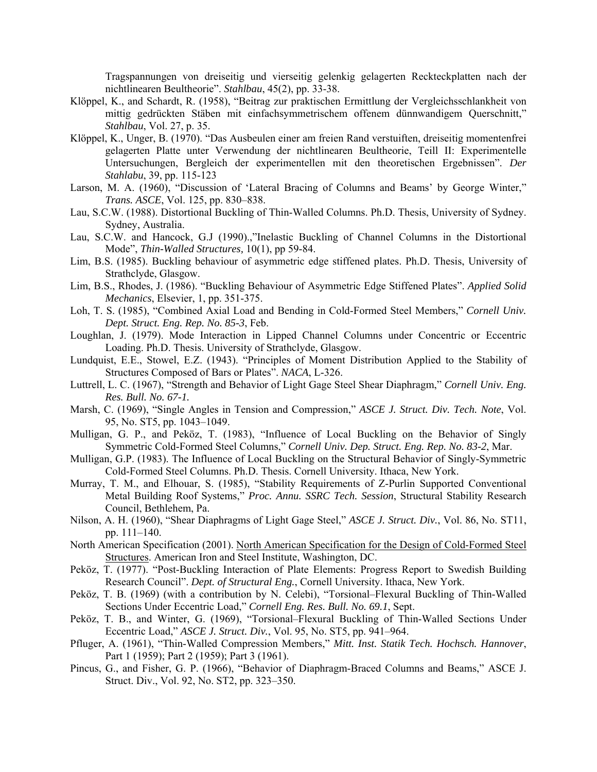Tragspannungen von dreiseitig und vierseitig gelenkig gelagerten Reckteckplatten nach der nichtlinearen Beultheorie". *Stahlbau*, 45(2), pp. 33-38.

Klöppel, K., and Schardt, R. (1958), "Beitrag zur praktischen Ermittlung der Vergleichsschlankheit von mittig gedrückten Stäben mit einfachsymmetrischem offenem dünnwandigem Querschnitt," *Stahlbau*, Vol. 27, p. 35.

Klöppel, K., Unger, B. (1970). "Das Ausbeulen einer am freien Rand verstuiften, dreiseitig momentenfrei gelagerten Platte unter Verwendung der nichtlinearen Beultheorie, Teill II: Experimentelle Untersuchungen, Bergleich der experimentellen mit den theoretischen Ergebnissen". *Der Stahlabu*, 39, pp. 115-123

Larson, M. A. (1960), "Discussion of 'Lateral Bracing of Columns and Beams' by George Winter," *Trans. ASCE*, Vol. 125, pp. 830–838.

Lau, S.C.W. (1988). Distortional Buckling of Thin-Walled Columns. Ph.D. Thesis, University of Sydney. Sydney, Australia.

Lau, S.C.W. and Hancock, G.J (1990).,"Inelastic Buckling of Channel Columns in the Distortional Mode", *Thin-Walled Structures,* 10(1), pp 59-84.

Lim, B.S. (1985). Buckling behaviour of asymmetric edge stiffened plates. Ph.D. Thesis, University of Strathclyde, Glasgow.

Lim, B.S., Rhodes, J. (1986). "Buckling Behaviour of Asymmetric Edge Stiffened Plates". *Applied Solid Mechanics*, Elsevier, 1, pp. 351-375.

Loh, T. S. (1985), "Combined Axial Load and Bending in Cold-Formed Steel Members," *Cornell Univ. Dept. Struct. Eng. Rep. No. 85-3*, Feb.

Loughlan, J. (1979). Mode Interaction in Lipped Channel Columns under Concentric or Eccentric Loading. Ph.D. Thesis. University of Strathclyde, Glasgow.

Lundquist, E.E., Stowel, E.Z. (1943). "Principles of Moment Distribution Applied to the Stability of Structures Composed of Bars or Plates". *NACA*, L-326.

Luttrell, L. C. (1967), "Strength and Behavior of Light Gage Steel Shear Diaphragm," *Cornell Univ. Eng. Res. Bull. No. 67-1.*

Marsh, C. (1969), "Single Angles in Tension and Compression," *ASCE J. Struct. Div. Tech. Note*, Vol. 95, No. ST5, pp. 1043–1049.

Mulligan, G. P., and Peköz, T. (1983), "Influence of Local Buckling on the Behavior of Singly Symmetric Cold-Formed Steel Columns," *Cornell Univ. Dep. Struct. Eng. Rep. No. 83-2*, Mar.

Mulligan, G.P. (1983). The Influence of Local Buckling on the Structural Behavior of Singly-Symmetric Cold-Formed Steel Columns. Ph.D. Thesis. Cornell University. Ithaca, New York.

Murray, T. M., and Elhouar, S. (1985), "Stability Requirements of Z-Purlin Supported Conventional Metal Building Roof Systems," *Proc. Annu. SSRC Tech. Session*, Structural Stability Research Council, Bethlehem, Pa.

Nilson, A. H. (1960), "Shear Diaphragms of Light Gage Steel," *ASCE J. Struct. Div.*, Vol. 86, No. ST11, pp. 111–140.

North American Specification (2001). North American Specification for the Design of Cold-Formed Steel Structures. American Iron and Steel Institute, Washington, DC.

Peköz, T. (1977). "Post-Buckling Interaction of Plate Elements: Progress Report to Swedish Building Research Council". *Dept. of Structural Eng.*, Cornell University. Ithaca, New York.

Peköz, T. B. (1969) (with a contribution by N. Celebi), "Torsional–Flexural Buckling of Thin-Walled Sections Under Eccentric Load," *Cornell Eng. Res. Bull. No. 69.1*, Sept.

Peköz, T. B., and Winter, G. (1969), "Torsional–Flexural Buckling of Thin-Walled Sections Under Eccentric Load," *ASCE J. Struct. Div.*, Vol. 95, No. ST5, pp. 941–964.

Pfluger, A. (1961), "Thin-Walled Compression Members," *Mitt. Inst. Statik Tech. Hochsch. Hannover*, Part 1 (1959); Part 2 (1959); Part 3 (1961).

Pincus, G., and Fisher, G. P. (1966), "Behavior of Diaphragm-Braced Columns and Beams," ASCE J. Struct. Div., Vol. 92, No. ST2, pp. 323–350.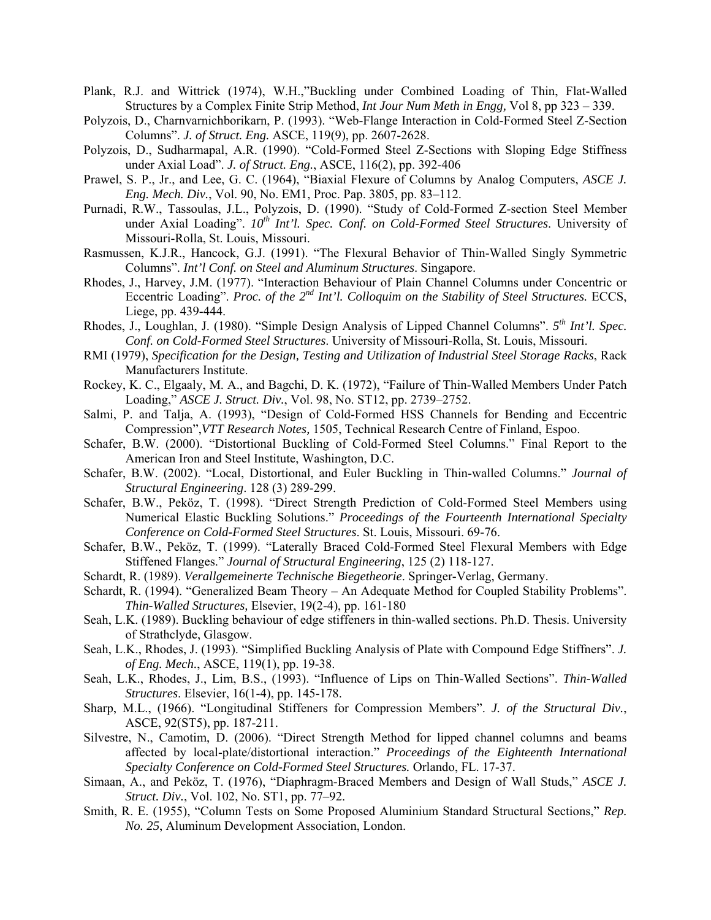Plank, R.J. and Wittrick (1974), W.H.,"Buckling under Combined Loading of Thin, Flat-Walled Structures by a Complex Finite Strip Method, *Int Jour Num Meth in Engg,* Vol 8, pp 323 – 339.

Polyzois, D., Charnvarnichborikarn, P. (1993). "Web-Flange Interaction in Cold-Formed Steel Z-Section Columns". *J. of Struct. Eng.* ASCE, 119(9), pp. 2607-2628.

Polyzois, D., Sudharmapal, A.R. (1990). "Cold-Formed Steel Z-Sections with Sloping Edge Stiffness under Axial Load". *J. of Struct. Eng.*, ASCE, 116(2), pp. 392-406

Prawel, S. P., Jr., and Lee, G. C. (1964), "Biaxial Flexure of Columns by Analog Computers, *ASCE J. Eng. Mech. Div.*, Vol. 90, No. EM1, Proc. Pap. 3805, pp. 83–112.

Purnadi, R.W., Tassoulas, J.L., Polyzois, D. (1990). "Study of Cold-Formed Z-section Steel Member under Axial Loading". *10th Int'l. Spec. Conf. on Cold-Formed Steel Structures*. University of Missouri-Rolla, St. Louis, Missouri.

Rasmussen, K.J.R., Hancock, G.J. (1991). "The Flexural Behavior of Thin-Walled Singly Symmetric Columns". *Int'l Conf. on Steel and Aluminum Structures*. Singapore.

Rhodes, J., Harvey, J.M. (1977). "Interaction Behaviour of Plain Channel Columns under Concentric or Eccentric Loading". *Proc. of the 2nd Int'l. Colloquim on the Stability of Steel Structures.* ECCS, Liege, pp. 439-444.

Rhodes, J., Loughlan, J. (1980). "Simple Design Analysis of Lipped Channel Columns". *5th Int'l. Spec. Conf. on Cold-Formed Steel Structures*. University of Missouri-Rolla, St. Louis, Missouri.

RMI (1979), *Specification for the Design, Testing and Utilization of Industrial Steel Storage Racks*, Rack Manufacturers Institute.

Rockey, K. C., Elgaaly, M. A., and Bagchi, D. K. (1972), "Failure of Thin-Walled Members Under Patch Loading," *ASCE J. Struct. Div.*, Vol. 98, No. ST12, pp. 2739–2752.

Salmi, P. and Talja, A. (1993), "Design of Cold-Formed HSS Channels for Bending and Eccentric Compression",*VTT Research Notes,* 1505, Technical Research Centre of Finland, Espoo.

Schafer, B.W. (2000). "Distortional Buckling of Cold-Formed Steel Columns." Final Report to the American Iron and Steel Institute, Washington, D.C.

Schafer, B.W. (2002). "Local, Distortional, and Euler Buckling in Thin-walled Columns." *Journal of Structural Engineering*. 128 (3) 289-299.

Schafer, B.W., Peköz, T. (1998). "Direct Strength Prediction of Cold-Formed Steel Members using Numerical Elastic Buckling Solutions." *Proceedings of the Fourteenth International Specialty Conference on Cold-Formed Steel Structures*. St. Louis, Missouri. 69-76.

Schafer, B.W., Peköz, T. (1999). "Laterally Braced Cold-Formed Steel Flexural Members with Edge Stiffened Flanges." *Journal of Structural Engineering*, 125 (2) 118-127.

Schardt, R. (1989). *Verallgemeinerte Technische Biegetheorie*. Springer-Verlag, Germany.

Schardt, R. (1994). "Generalized Beam Theory – An Adequate Method for Coupled Stability Problems". *Thin-Walled Structures,* Elsevier, 19(2-4), pp. 161-180

Seah, L.K. (1989). Buckling behaviour of edge stiffeners in thin-walled sections. Ph.D. Thesis. University of Strathclyde, Glasgow.

Seah, L.K., Rhodes, J. (1993). "Simplified Buckling Analysis of Plate with Compound Edge Stiffners". *J. of Eng. Mech.*, ASCE, 119(1), pp. 19-38.

Seah, L.K., Rhodes, J., Lim, B.S., (1993). "Influence of Lips on Thin-Walled Sections". *Thin-Walled Structures*. Elsevier, 16(1-4), pp. 145-178.

Sharp, M.L., (1966). "Longitudinal Stiffeners for Compression Members". *J. of the Structural Div.*, ASCE, 92(ST5), pp. 187-211.

Silvestre, N., Camotim, D. (2006). "Direct Strength Method for lipped channel columns and beams affected by local-plate/distortional interaction." *Proceedings of the Eighteenth International Specialty Conference on Cold-Formed Steel Structures.* Orlando, FL. 17-37.

Simaan, A., and Peköz, T. (1976), "Diaphragm-Braced Members and Design of Wall Studs," *ASCE J. Struct. Div.*, Vol. 102, No. ST1, pp. 77–92.

Smith, R. E. (1955), "Column Tests on Some Proposed Aluminium Standard Structural Sections," *Rep. No. 25*, Aluminum Development Association, London.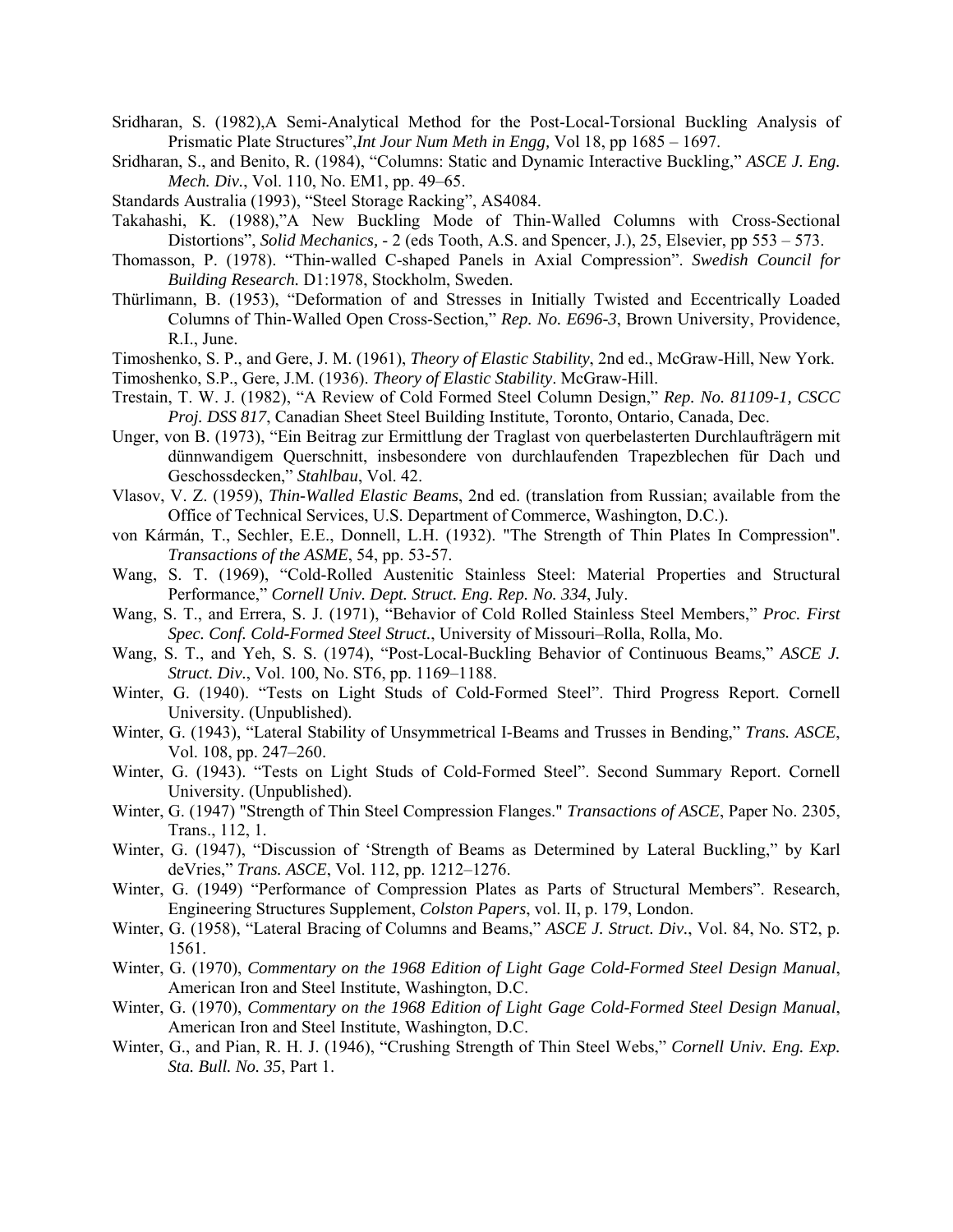Sridharan, S. (1982),A Semi-Analytical Method for the Post-Local-Torsional Buckling Analysis of Prismatic Plate Structures",*Int Jour Num Meth in Engg,* Vol 18, pp 1685 – 1697.

Sridharan, S., and Benito, R. (1984), "Columns: Static and Dynamic Interactive Buckling," *ASCE J. Eng. Mech. Div.*, Vol. 110, No. EM1, pp. 49–65.

Standards Australia (1993), "Steel Storage Racking", AS4084.

Takahashi, K. (1988),"A New Buckling Mode of Thin-Walled Columns with Cross-Sectional Distortions", *Solid Mechanics,* - 2 (eds Tooth, A.S. and Spencer, J.), 25, Elsevier, pp 553 – 573.

Thomasson, P. (1978). "Thin-walled C-shaped Panels in Axial Compression". *Swedish Council for Building Research.* D1:1978, Stockholm, Sweden.

Thürlimann, B. (1953), "Deformation of and Stresses in Initially Twisted and Eccentrically Loaded Columns of Thin-Walled Open Cross-Section," *Rep. No. E696-3*, Brown University, Providence, R.I., June.

Timoshenko, S. P., and Gere, J. M. (1961), *Theory of Elastic Stability*, 2nd ed., McGraw-Hill, New York.

Timoshenko, S.P., Gere, J.M. (1936). *Theory of Elastic Stability*. McGraw-Hill.

Trestain, T. W. J. (1982), "A Review of Cold Formed Steel Column Design," *Rep. No. 81109-1, CSCC Proj. DSS 817*, Canadian Sheet Steel Building Institute, Toronto, Ontario, Canada, Dec.

Unger, von B. (1973), "Ein Beitrag zur Ermittlung der Traglast von querbelasterten Durchlaufträgern mit dünnwandigem Querschnitt, insbesondere von durchlaufenden Trapezblechen für Dach und Geschossdecken," *Stahlbau*, Vol. 42.

Vlasov, V. Z. (1959), *Thin-Walled Elastic Beams*, 2nd ed. (translation from Russian; available from the Office of Technical Services, U.S. Department of Commerce, Washington, D.C.).

von Kármán, T., Sechler, E.E., Donnell, L.H. (1932). "The Strength of Thin Plates In Compression". *Transactions of the ASME*, 54, pp. 53-57.

Wang, S. T. (1969), "Cold-Rolled Austenitic Stainless Steel: Material Properties and Structural Performance," *Cornell Univ. Dept. Struct. Eng. Rep. No. 334*, July.

Wang, S. T., and Errera, S. J. (1971), "Behavior of Cold Rolled Stainless Steel Members," *Proc. First Spec. Conf. Cold-Formed Steel Struct.*, University of Missouri–Rolla, Rolla, Mo.

Wang, S. T., and Yeh, S. S. (1974), "Post-Local-Buckling Behavior of Continuous Beams," *ASCE J. Struct. Div.*, Vol. 100, No. ST6, pp. 1169–1188.

Winter, G. (1940). "Tests on Light Studs of Cold-Formed Steel". Third Progress Report. Cornell University. (Unpublished).

Winter, G. (1943), "Lateral Stability of Unsymmetrical I-Beams and Trusses in Bending," *Trans. ASCE*, Vol. 108, pp. 247–260.

Winter, G. (1943). "Tests on Light Studs of Cold-Formed Steel". Second Summary Report. Cornell University. (Unpublished).

Winter, G. (1947) "Strength of Thin Steel Compression Flanges." *Transactions of ASCE*, Paper No. 2305, Trans., 112, 1.

Winter, G. (1947), "Discussion of 'Strength of Beams as Determined by Lateral Buckling," by Karl deVries," *Trans. ASCE*, Vol. 112, pp. 1212–1276.

Winter, G. (1949) "Performance of Compression Plates as Parts of Structural Members". Research, Engineering Structures Supplement, *Colston Papers*, vol. II, p. 179, London.

Winter, G. (1958), "Lateral Bracing of Columns and Beams," *ASCE J. Struct. Div.*, Vol. 84, No. ST2, p. 1561.

Winter, G. (1970), *Commentary on the 1968 Edition of Light Gage Cold-Formed Steel Design Manual*, American Iron and Steel Institute, Washington, D.C.

Winter, G. (1970), *Commentary on the 1968 Edition of Light Gage Cold-Formed Steel Design Manual*, American Iron and Steel Institute, Washington, D.C.

Winter, G., and Pian, R. H. J. (1946), "Crushing Strength of Thin Steel Webs," *Cornell Univ. Eng. Exp. Sta. Bull. No. 35*, Part 1.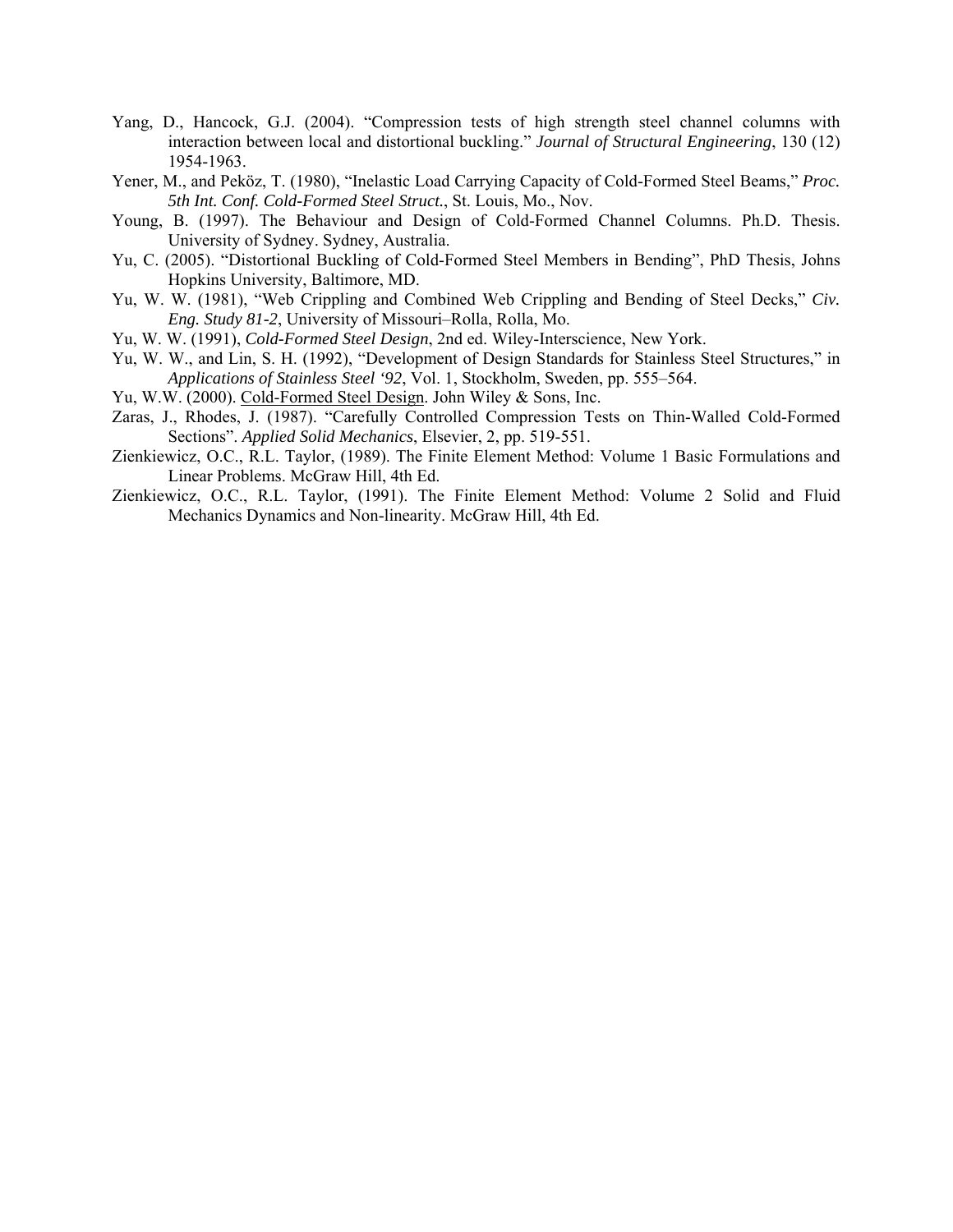Yang, D., Hancock, G.J. (2004). "Compression tests of high strength steel channel columns with interaction between local and distortional buckling." *Journal of Structural Engineering*, 130 (12) 1954-1963.

Yener, M., and Peköz, T. (1980), "Inelastic Load Carrying Capacity of Cold-Formed Steel Beams," *Proc. 5th Int. Conf. Cold-Formed Steel Struct.*, St. Louis, Mo., Nov.

Young, B. (1997). The Behaviour and Design of Cold-Formed Channel Columns. Ph.D. Thesis. University of Sydney. Sydney, Australia.

Yu, C. (2005). "Distortional Buckling of Cold-Formed Steel Members in Bending", PhD Thesis, Johns Hopkins University, Baltimore, MD.

Yu, W. W. (1981), "Web Crippling and Combined Web Crippling and Bending of Steel Decks," *Civ. Eng. Study 81-2*, University of Missouri–Rolla, Rolla, Mo.

Yu, W. W. (1991), *Cold-Formed Steel Design*, 2nd ed. Wiley-Interscience, New York.

Yu, W. W., and Lin, S. H. (1992), "Development of Design Standards for Stainless Steel Structures," in *Applications of Stainless Steel '92*, Vol. 1, Stockholm, Sweden, pp. 555–564.

Yu, W.W. (2000). Cold-Formed Steel Design. John Wiley & Sons, Inc.

Zaras, J., Rhodes, J. (1987). "Carefully Controlled Compression Tests on Thin-Walled Cold-Formed Sections". *Applied Solid Mechanics*, Elsevier, 2, pp. 519-551.

Zienkiewicz, O.C., R.L. Taylor, (1989). The Finite Element Method: Volume 1 Basic Formulations and Linear Problems. McGraw Hill, 4th Ed.

Zienkiewicz, O.C., R.L. Taylor, (1991). The Finite Element Method: Volume 2 Solid and Fluid Mechanics Dynamics and Non-linearity. McGraw Hill, 4th Ed.